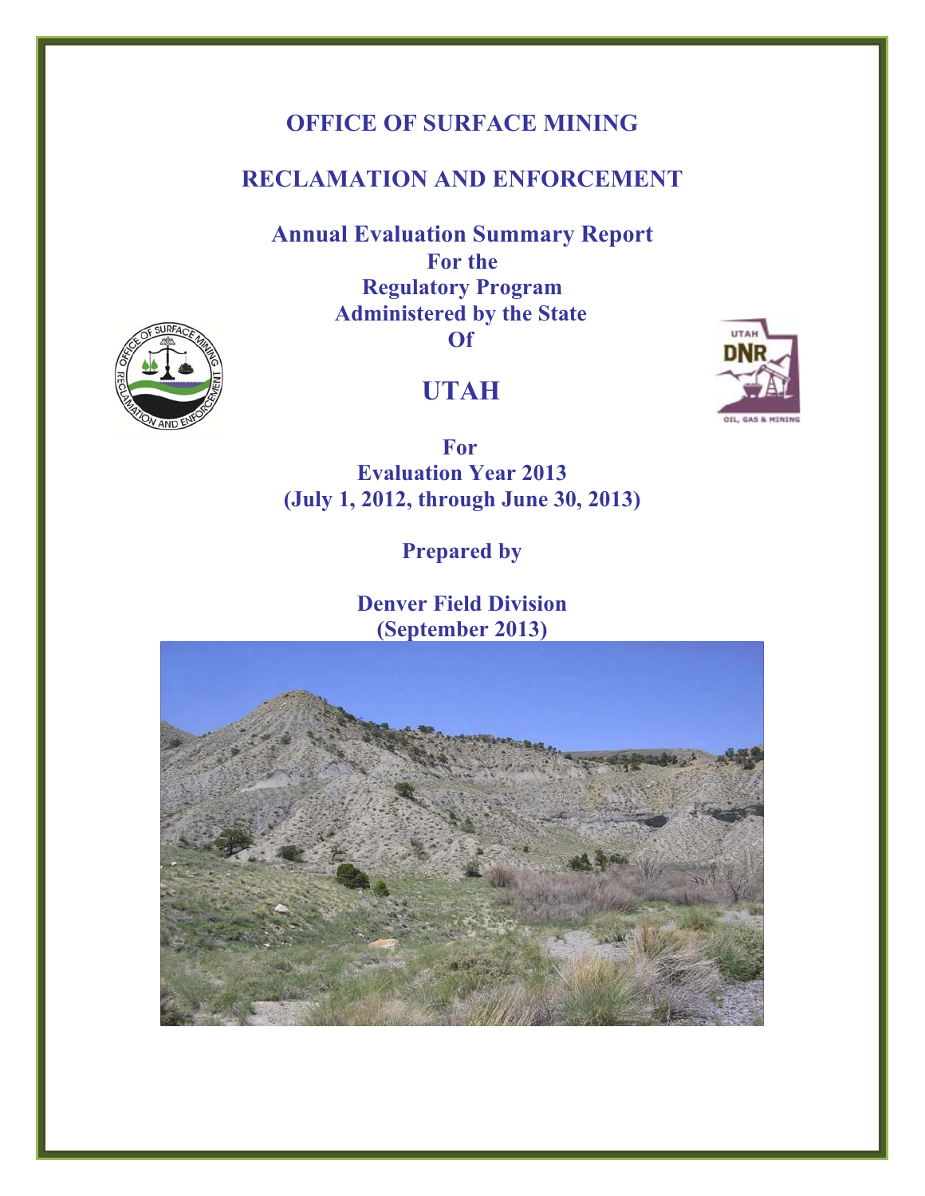# OFFICE OF SURFACE MINING

# RECLAMATION AND ENFORCEMENT

## Annual Evaluation Summary Report
**For the**
**Regulatory Program**
**Administered by the State**
**Of**

# UTAH

**For**
**Evaluation Year 2013**
**(July 1, 2012, through June 30, 2013)**

**Prepared by**

**Denver Field Division**
**(September 2013)**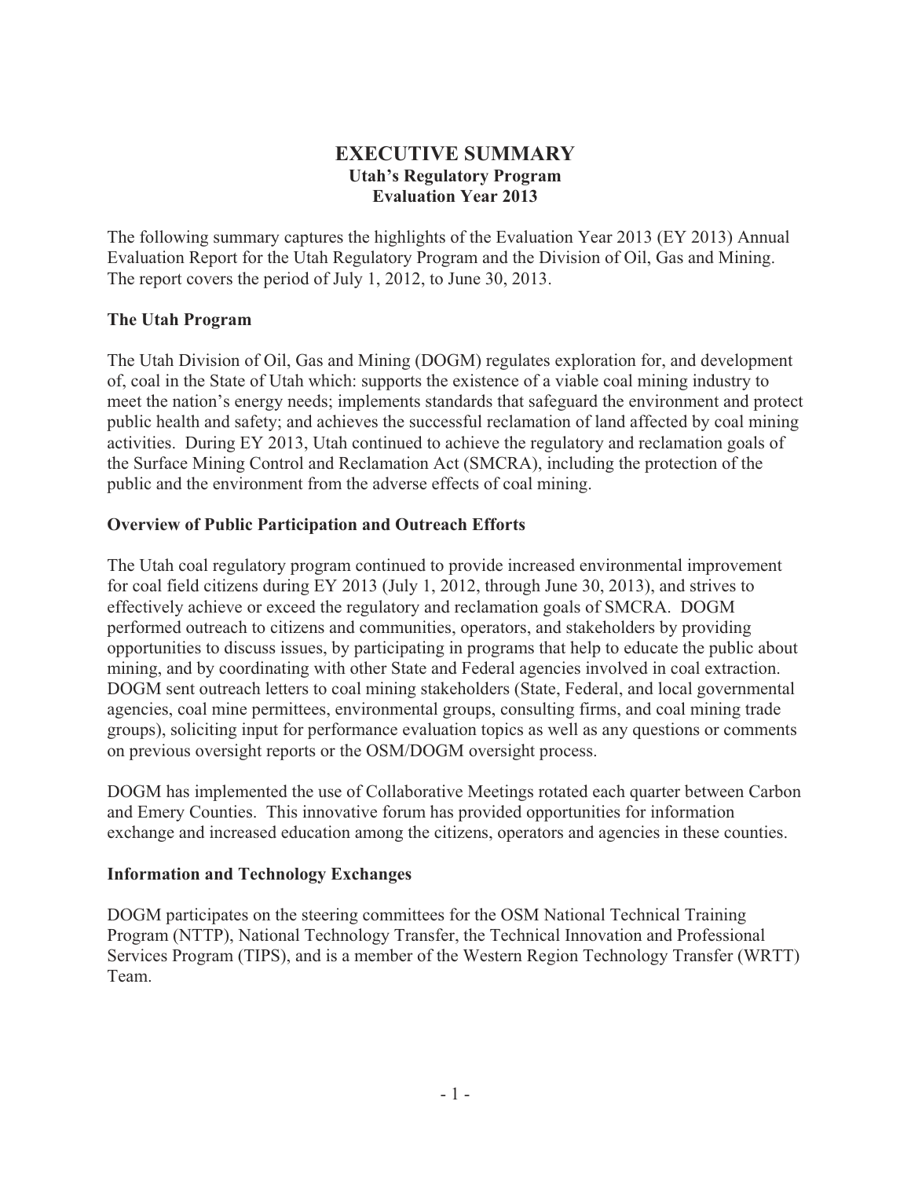# EXECUTIVE SUMMARY

## Utah's Regulatory Program
## Evaluation Year 2013

The following summary captures the highlights of the Evaluation Year 2013 (EY 2013) Annual Evaluation Report for the Utah Regulatory Program and the Division of Oil, Gas and Mining. The report covers the period of July 1, 2012, to June 30, 2013.

### The Utah Program

The Utah Division of Oil, Gas and Mining (DOGM) regulates exploration for, and development of, coal in the State of Utah which: supports the existence of a viable coal mining industry to meet the nation's energy needs; implements standards that safeguard the environment and protect public health and safety; and achieves the successful reclamation of land affected by coal mining activities. During EY 2013, Utah continued to achieve the regulatory and reclamation goals of the Surface Mining Control and Reclamation Act (SMCRA), including the protection of the public and the environment from the adverse effects of coal mining.

### Overview of Public Participation and Outreach Efforts

The Utah coal regulatory program continued to provide increased environmental improvement for coal field citizens during EY 2013 (July 1, 2012, through June 30, 2013), and strives to effectively achieve or exceed the regulatory and reclamation goals of SMCRA. DOGM performed outreach to citizens and communities, operators, and stakeholders by providing opportunities to discuss issues, by participating in programs that help to educate the public about mining, and by coordinating with other State and Federal agencies involved in coal extraction. DOGM sent outreach letters to coal mining stakeholders (State, Federal, and local governmental agencies, coal mine permittees, environmental groups, consulting firms, and coal mining trade groups), soliciting input for performance evaluation topics as well as any questions or comments on previous oversight reports or the OSM/DOGM oversight process.

DOGM has implemented the use of Collaborative Meetings rotated each quarter between Carbon and Emery Counties. This innovative forum has provided opportunities for information exchange and increased education among the citizens, operators and agencies in these counties.

### Information and Technology Exchanges

DOGM participates on the steering committees for the OSM National Technical Training Program (NTTP), National Technology Transfer, the Technical Innovation and Professional Services Program (TIPS), and is a member of the Western Region Technology Transfer (WRTT) Team.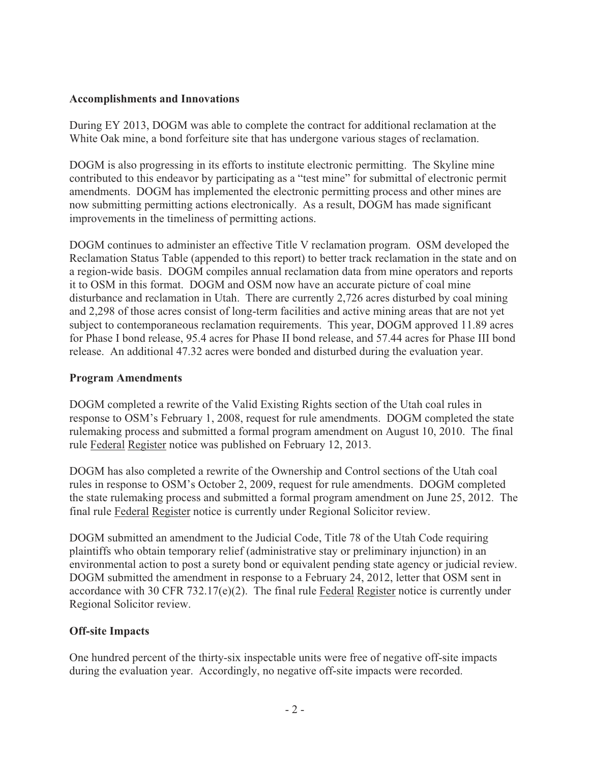## Accomplishments and Innovations

During EY 2013, DOGM was able to complete the contract for additional reclamation at the White Oak mine, a bond forfeiture site that has undergone various stages of reclamation.

DOGM is also progressing in its efforts to institute electronic permitting. The Skyline mine contributed to this endeavor by participating as a "test mine" for submittal of electronic permit amendments. DOGM has implemented the electronic permitting process and other mines are now submitting permitting actions electronically. As a result, DOGM has made significant improvements in the timeliness of permitting actions.

DOGM continues to administer an effective Title V reclamation program. OSM developed the Reclamation Status Table (appended to this report) to better track reclamation in the state and on a region-wide basis. DOGM compiles annual reclamation data from mine operators and reports it to OSM in this format. DOGM and OSM now have an accurate picture of coal mine disturbance and reclamation in Utah. There are currently 2,726 acres disturbed by coal mining and 2,298 of those acres consist of long-term facilities and active mining areas that are not yet subject to contemporaneous reclamation requirements. This year, DOGM approved 11.89 acres for Phase I bond release, 95.4 acres for Phase II bond release, and 57.44 acres for Phase III bond release. An additional 47.32 acres were bonded and disturbed during the evaluation year.

## Program Amendments

DOGM completed a rewrite of the Valid Existing Rights section of the Utah coal rules in response to OSM's February 1, 2008, request for rule amendments. DOGM completed the state rulemaking process and submitted a formal program amendment on August 10, 2010. The final rule Federal Register notice was published on February 12, 2013.

DOGM has also completed a rewrite of the Ownership and Control sections of the Utah coal rules in response to OSM's October 2, 2009, request for rule amendments. DOGM completed the state rulemaking process and submitted a formal program amendment on June 25, 2012. The final rule Federal Register notice is currently under Regional Solicitor review.

DOGM submitted an amendment to the Judicial Code, Title 78 of the Utah Code requiring plaintiffs who obtain temporary relief (administrative stay or preliminary injunction) in an environmental action to post a surety bond or equivalent pending state agency or judicial review. DOGM submitted the amendment in response to a February 24, 2012, letter that OSM sent in accordance with 30 CFR 732.17(e)(2). The final rule Federal Register notice is currently under Regional Solicitor review.

## Off-site Impacts

One hundred percent of the thirty-six inspectable units were free of negative off-site impacts during the evaluation year. Accordingly, no negative off-site impacts were recorded.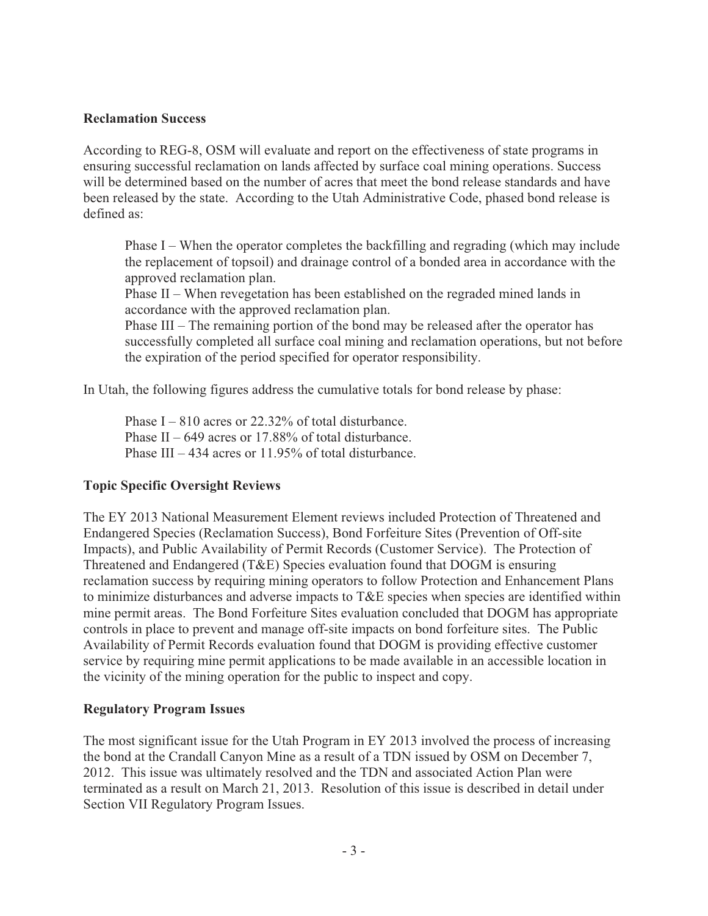### Reclamation Success

According to REG-8, OSM will evaluate and report on the effectiveness of state programs in ensuring successful reclamation on lands affected by surface coal mining operations. Success will be determined based on the number of acres that meet the bond release standards and have been released by the state. According to the Utah Administrative Code, phased bond release is defined as:

> Phase I – When the operator completes the backfilling and regrading (which may include the replacement of topsoil) and drainage control of a bonded area in accordance with the approved reclamation plan.
> Phase II – When revegetation has been established on the regraded mined lands in accordance with the approved reclamation plan.
> Phase III – The remaining portion of the bond may be released after the operator has successfully completed all surface coal mining and reclamation operations, but not before the expiration of the period specified for operator responsibility.

In Utah, the following figures address the cumulative totals for bond release by phase:

> Phase I – 810 acres or 22.32% of total disturbance.
> Phase II – 649 acres or 17.88% of total disturbance.
> Phase III – 434 acres or 11.95% of total disturbance.

### Topic Specific Oversight Reviews

The EY 2013 National Measurement Element reviews included Protection of Threatened and Endangered Species (Reclamation Success), Bond Forfeiture Sites (Prevention of Off-site Impacts), and Public Availability of Permit Records (Customer Service). The Protection of Threatened and Endangered (T&E) Species evaluation found that DOGM is ensuring reclamation success by requiring mining operators to follow Protection and Enhancement Plans to minimize disturbances and adverse impacts to T&E species when species are identified within mine permit areas. The Bond Forfeiture Sites evaluation concluded that DOGM has appropriate controls in place to prevent and manage off-site impacts on bond forfeiture sites. The Public Availability of Permit Records evaluation found that DOGM is providing effective customer service by requiring mine permit applications to be made available in an accessible location in the vicinity of the mining operation for the public to inspect and copy.

### Regulatory Program Issues

The most significant issue for the Utah Program in EY 2013 involved the process of increasing the bond at the Crandall Canyon Mine as a result of a TDN issued by OSM on December 7, 2012. This issue was ultimately resolved and the TDN and associated Action Plan were terminated as a result on March 21, 2013. Resolution of this issue is described in detail under Section VII Regulatory Program Issues.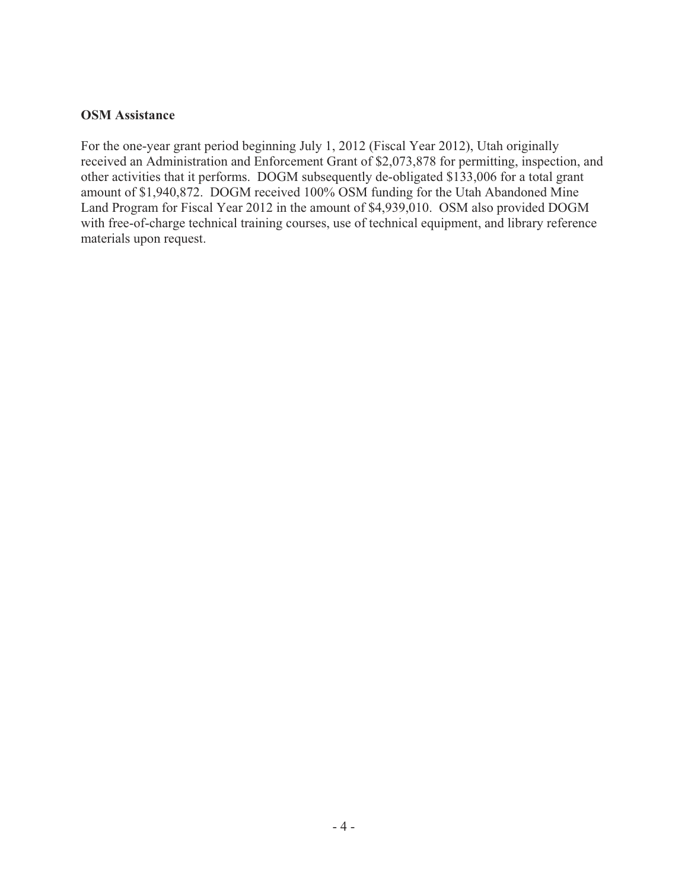**OSM Assistance**

For the one-year grant period beginning July 1, 2012 (Fiscal Year 2012), Utah originally received an Administration and Enforcement Grant of $2,073,878 for permitting, inspection, and other activities that it performs. DOGM subsequently de-obligated $133,006 for a total grant amount of $1,940,872. DOGM received 100% OSM funding for the Utah Abandoned Mine Land Program for Fiscal Year 2012 in the amount of $4,939,010. OSM also provided DOGM with free-of-charge technical training courses, use of technical equipment, and library reference materials upon request.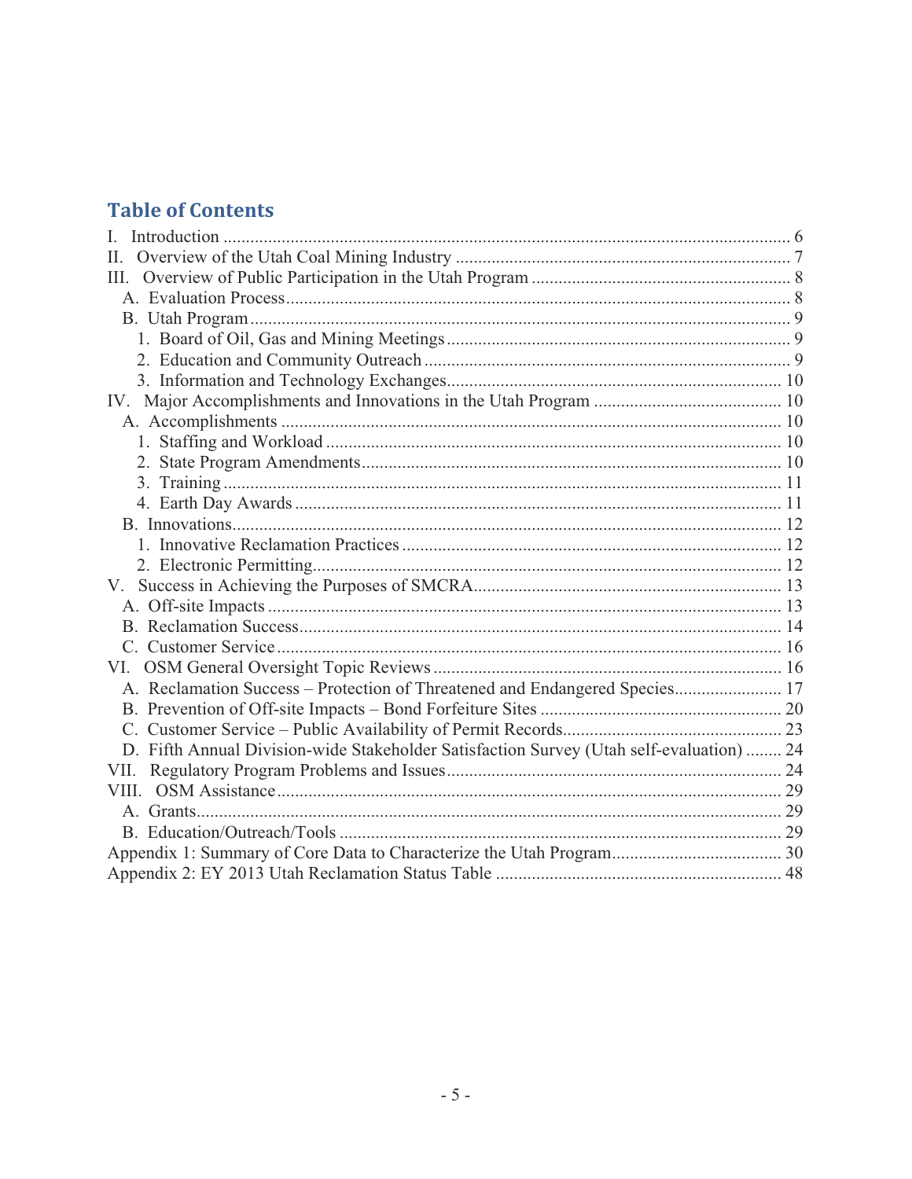## Table of Contents

I. Introduction ... 6
II. Overview of the Utah Coal Mining Industry ... 7
III. Overview of Public Participation in the Utah Program ... 8
  A. Evaluation Process ... 8
  B. Utah Program ... 9
    1. Board of Oil, Gas and Mining Meetings ... 9
    2. Education and Community Outreach ... 9
    3. Information and Technology Exchanges ... 10
IV. Major Accomplishments and Innovations in the Utah Program ... 10
  A. Accomplishments ... 10
    1. Staffing and Workload ... 10
    2. State Program Amendments ... 10
    3. Training ... 11
    4. Earth Day Awards ... 11
  B. Innovations ... 12
    1. Innovative Reclamation Practices ... 12
    2. Electronic Permitting ... 12
V. Success in Achieving the Purposes of SMCRA ... 13
  A. Off-site Impacts ... 13
  B. Reclamation Success ... 14
  C. Customer Service ... 16
VI. OSM General Oversight Topic Reviews ... 16
  A. Reclamation Success – Protection of Threatened and Endangered Species ... 17
  B. Prevention of Off-site Impacts – Bond Forfeiture Sites ... 20
  C. Customer Service – Public Availability of Permit Records ... 23
  D. Fifth Annual Division-wide Stakeholder Satisfaction Survey (Utah self-evaluation) ... 24
VII. Regulatory Program Problems and Issues ... 24
VIII. OSM Assistance ... 29
  A. Grants ... 29
  B. Education/Outreach/Tools ... 29
Appendix 1: Summary of Core Data to Characterize the Utah Program ... 30
Appendix 2: EY 2013 Utah Reclamation Status Table ... 48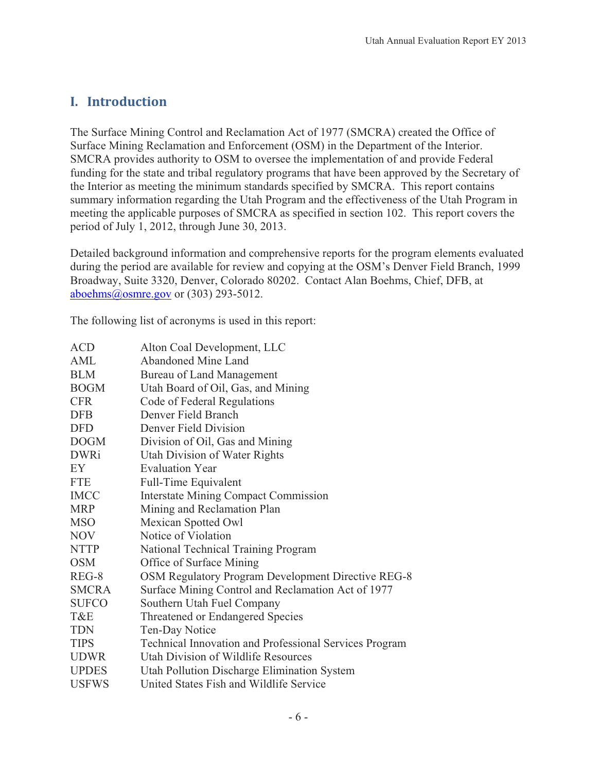## I. Introduction

The Surface Mining Control and Reclamation Act of 1977 (SMCRA) created the Office of Surface Mining Reclamation and Enforcement (OSM) in the Department of the Interior. SMCRA provides authority to OSM to oversee the implementation of and provide Federal funding for the state and tribal regulatory programs that have been approved by the Secretary of the Interior as meeting the minimum standards specified by SMCRA. This report contains summary information regarding the Utah Program and the effectiveness of the Utah Program in meeting the applicable purposes of SMCRA as specified in section 102. This report covers the period of July 1, 2012, through June 30, 2013.

Detailed background information and comprehensive reports for the program elements evaluated during the period are available for review and copying at the OSM's Denver Field Branch, 1999 Broadway, Suite 3320, Denver, Colorado 80202. Contact Alan Boehms, Chief, DFB, at aboehms@osmre.gov or (303) 293-5012.

The following list of acronyms is used in this report:

| | |
|---|---|
| ACD | Alton Coal Development, LLC |
| AML | Abandoned Mine Land |
| BLM | Bureau of Land Management |
| BOGM | Utah Board of Oil, Gas, and Mining |
| CFR | Code of Federal Regulations |
| DFB | Denver Field Branch |
| DFD | Denver Field Division |
| DOGM | Division of Oil, Gas and Mining |
| DWRi | Utah Division of Water Rights |
| EY | Evaluation Year |
| FTE | Full-Time Equivalent |
| IMCC | Interstate Mining Compact Commission |
| MRP | Mining and Reclamation Plan |
| MSO | Mexican Spotted Owl |
| NOV | Notice of Violation |
| NTTP | National Technical Training Program |
| OSM | Office of Surface Mining |
| REG-8 | OSM Regulatory Program Development Directive REG-8 |
| SMCRA | Surface Mining Control and Reclamation Act of 1977 |
| SUFCO | Southern Utah Fuel Company |
| T&E | Threatened or Endangered Species |
| TDN | Ten-Day Notice |
| TIPS | Technical Innovation and Professional Services Program |
| UDWR | Utah Division of Wildlife Resources |
| UPDES | Utah Pollution Discharge Elimination System |
| USFWS | United States Fish and Wildlife Service |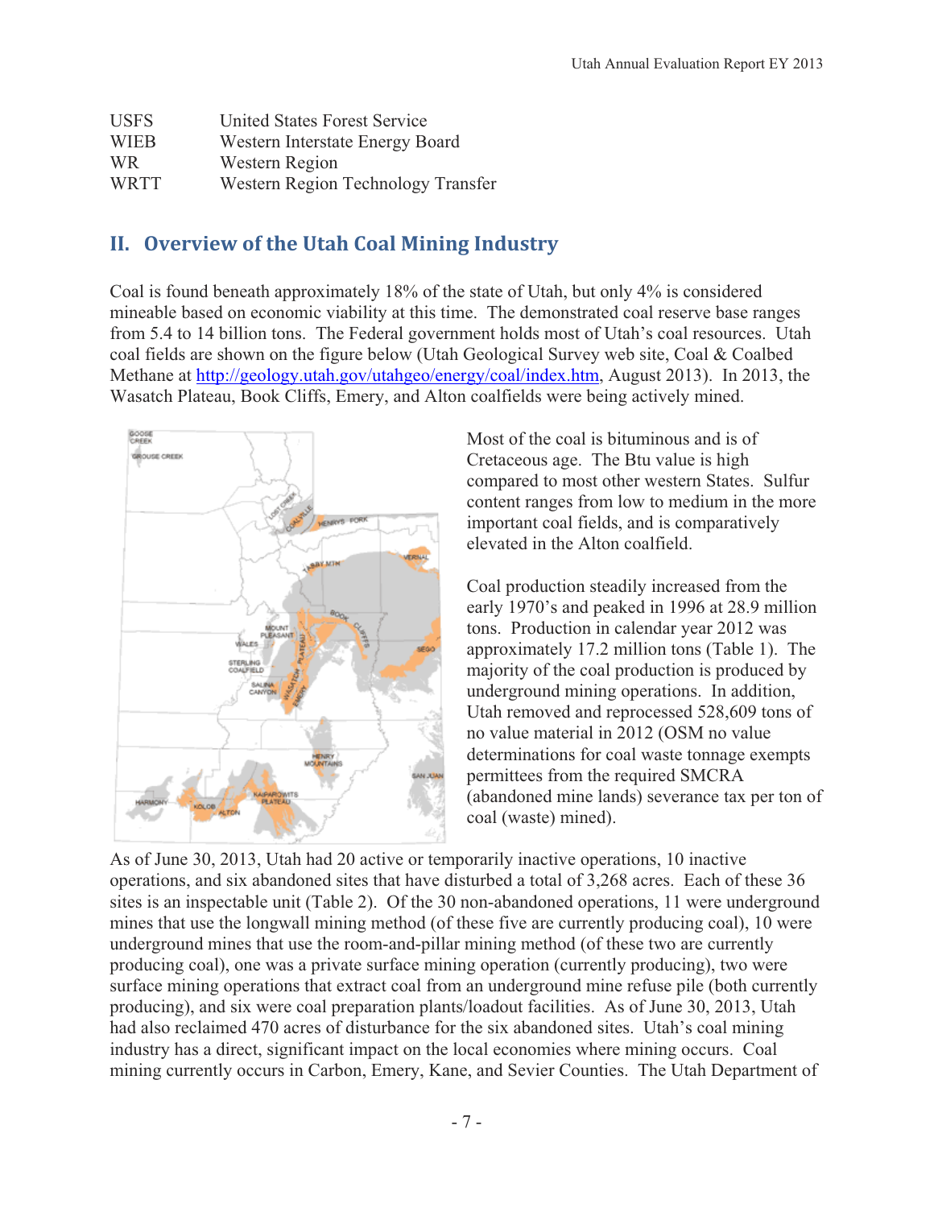| | |
|---|---|
| USFS | United States Forest Service |
| WIEB | Western Interstate Energy Board |
| WR | Western Region |
| WRTT | Western Region Technology Transfer |

## II. Overview of the Utah Coal Mining Industry

Coal is found beneath approximately 18% of the state of Utah, but only 4% is considered mineable based on economic viability at this time. The demonstrated coal reserve base ranges from 5.4 to 14 billion tons. The Federal government holds most of Utah's coal resources. Utah coal fields are shown on the figure below (Utah Geological Survey web site, Coal & Coalbed Methane at http://geology.utah.gov/utahgeo/energy/coal/index.htm, August 2013). In 2013, the Wasatch Plateau, Book Cliffs, Emery, and Alton coalfields were being actively mined.

Most of the coal is bituminous and is of Cretaceous age. The Btu value is high compared to most other western States. Sulfur content ranges from low to medium in the more important coal fields, and is comparatively elevated in the Alton coalfield.

Coal production steadily increased from the early 1970's and peaked in 1996 at 28.9 million tons. Production in calendar year 2012 was approximately 17.2 million tons (Table 1). The majority of the coal production is produced by underground mining operations. In addition, Utah removed and reprocessed 528,609 tons of no value material in 2012 (OSM no value determinations for coal waste tonnage exempts permittees from the required SMCRA (abandoned mine lands) severance tax per ton of coal (waste) mined).

As of June 30, 2013, Utah had 20 active or temporarily inactive operations, 10 inactive operations, and six abandoned sites that have disturbed a total of 3,268 acres. Each of these 36 sites is an inspectable unit (Table 2). Of the 30 non-abandoned operations, 11 were underground mines that use the longwall mining method (of these five are currently producing coal), 10 were underground mines that use the room-and-pillar mining method (of these two are currently producing coal), one was a private surface mining operation (currently producing), two were surface mining operations that extract coal from an underground mine refuse pile (both currently producing), and six were coal preparation plants/loadout facilities. As of June 30, 2013, Utah had also reclaimed 470 acres of disturbance for the six abandoned sites. Utah's coal mining industry has a direct, significant impact on the local economies where mining occurs. Coal mining currently occurs in Carbon, Emery, Kane, and Sevier Counties. The Utah Department of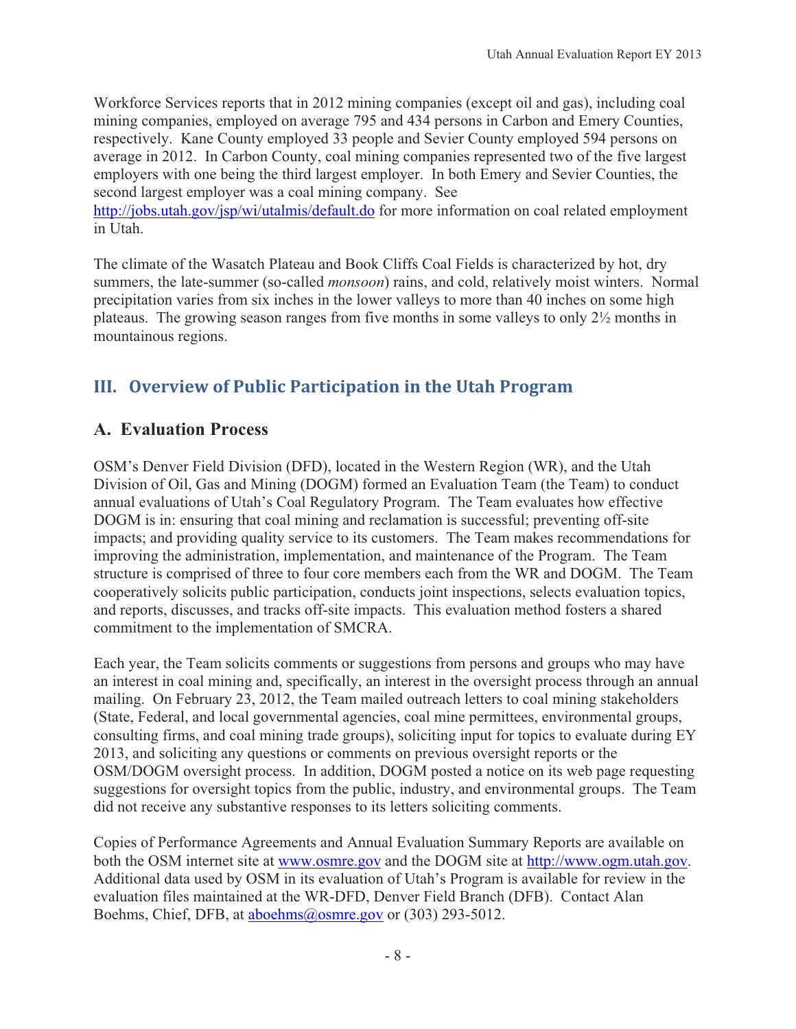Workforce Services reports that in 2012 mining companies (except oil and gas), including coal mining companies, employed on average 795 and 434 persons in Carbon and Emery Counties, respectively. Kane County employed 33 people and Sevier County employed 594 persons on average in 2012. In Carbon County, coal mining companies represented two of the five largest employers with one being the third largest employer. In both Emery and Sevier Counties, the second largest employer was a coal mining company. See http://jobs.utah.gov/jsp/wi/utalmis/default.do for more information on coal related employment in Utah.

The climate of the Wasatch Plateau and Book Cliffs Coal Fields is characterized by hot, dry summers, the late-summer (so-called *monsoon*) rains, and cold, relatively moist winters. Normal precipitation varies from six inches in the lower valleys to more than 40 inches on some high plateaus. The growing season ranges from five months in some valleys to only 2½ months in mountainous regions.

## III. Overview of Public Participation in the Utah Program

### A. Evaluation Process

OSM's Denver Field Division (DFD), located in the Western Region (WR), and the Utah Division of Oil, Gas and Mining (DOGM) formed an Evaluation Team (the Team) to conduct annual evaluations of Utah's Coal Regulatory Program. The Team evaluates how effective DOGM is in: ensuring that coal mining and reclamation is successful; preventing off-site impacts; and providing quality service to its customers. The Team makes recommendations for improving the administration, implementation, and maintenance of the Program. The Team structure is comprised of three to four core members each from the WR and DOGM. The Team cooperatively solicits public participation, conducts joint inspections, selects evaluation topics, and reports, discusses, and tracks off-site impacts. This evaluation method fosters a shared commitment to the implementation of SMCRA.

Each year, the Team solicits comments or suggestions from persons and groups who may have an interest in coal mining and, specifically, an interest in the oversight process through an annual mailing. On February 23, 2012, the Team mailed outreach letters to coal mining stakeholders (State, Federal, and local governmental agencies, coal mine permittees, environmental groups, consulting firms, and coal mining trade groups), soliciting input for topics to evaluate during EY 2013, and soliciting any questions or comments on previous oversight reports or the OSM/DOGM oversight process. In addition, DOGM posted a notice on its web page requesting suggestions for oversight topics from the public, industry, and environmental groups. The Team did not receive any substantive responses to its letters soliciting comments.

Copies of Performance Agreements and Annual Evaluation Summary Reports are available on both the OSM internet site at www.osmre.gov and the DOGM site at http://www.ogm.utah.gov. Additional data used by OSM in its evaluation of Utah's Program is available for review in the evaluation files maintained at the WR-DFD, Denver Field Branch (DFB). Contact Alan Boehms, Chief, DFB, at aboehms@osmre.gov or (303) 293-5012.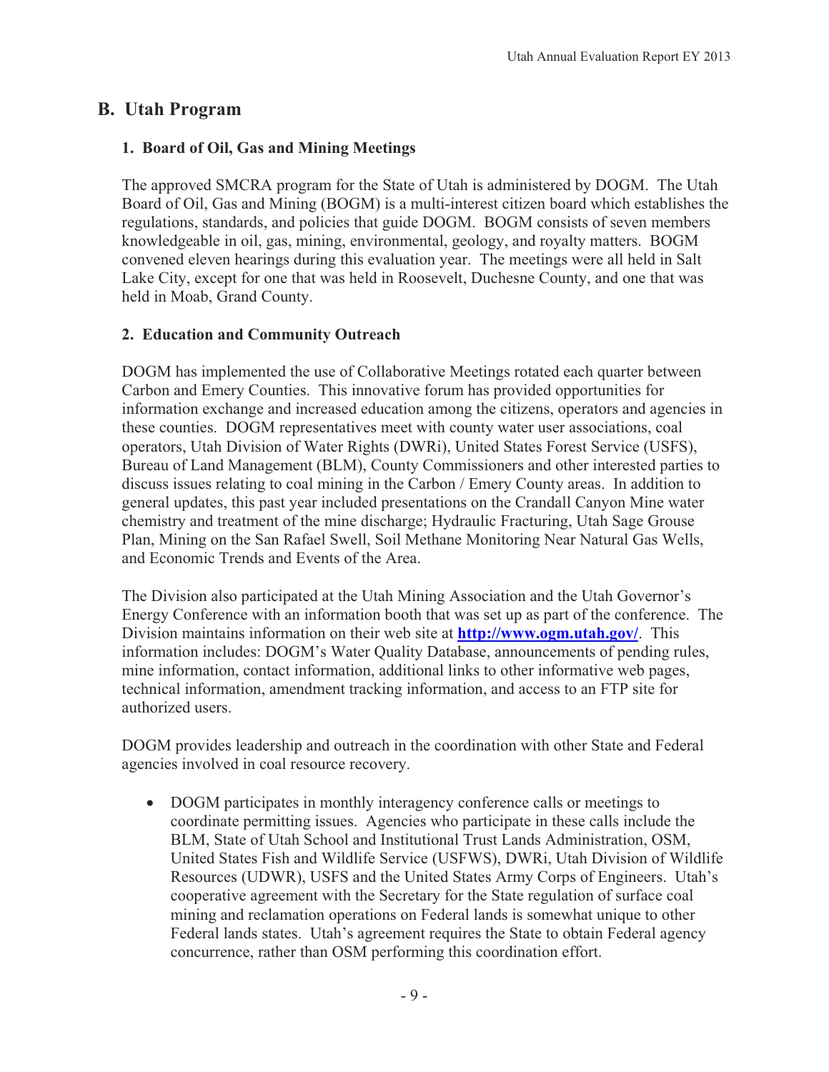## B. Utah Program

### 1. Board of Oil, Gas and Mining Meetings

The approved SMCRA program for the State of Utah is administered by DOGM. The Utah Board of Oil, Gas and Mining (BOGM) is a multi-interest citizen board which establishes the regulations, standards, and policies that guide DOGM. BOGM consists of seven members knowledgeable in oil, gas, mining, environmental, geology, and royalty matters. BOGM convened eleven hearings during this evaluation year. The meetings were all held in Salt Lake City, except for one that was held in Roosevelt, Duchesne County, and one that was held in Moab, Grand County.

### 2. Education and Community Outreach

DOGM has implemented the use of Collaborative Meetings rotated each quarter between Carbon and Emery Counties. This innovative forum has provided opportunities for information exchange and increased education among the citizens, operators and agencies in these counties. DOGM representatives meet with county water user associations, coal operators, Utah Division of Water Rights (DWRi), United States Forest Service (USFS), Bureau of Land Management (BLM), County Commissioners and other interested parties to discuss issues relating to coal mining in the Carbon / Emery County areas. In addition to general updates, this past year included presentations on the Crandall Canyon Mine water chemistry and treatment of the mine discharge; Hydraulic Fracturing, Utah Sage Grouse Plan, Mining on the San Rafael Swell, Soil Methane Monitoring Near Natural Gas Wells, and Economic Trends and Events of the Area.

The Division also participated at the Utah Mining Association and the Utah Governor's Energy Conference with an information booth that was set up as part of the conference. The Division maintains information on their web site at **http://www.ogm.utah.gov/**. This information includes: DOGM's Water Quality Database, announcements of pending rules, mine information, contact information, additional links to other informative web pages, technical information, amendment tracking information, and access to an FTP site for authorized users.

DOGM provides leadership and outreach in the coordination with other State and Federal agencies involved in coal resource recovery.

- DOGM participates in monthly interagency conference calls or meetings to coordinate permitting issues. Agencies who participate in these calls include the BLM, State of Utah School and Institutional Trust Lands Administration, OSM, United States Fish and Wildlife Service (USFWS), DWRi, Utah Division of Wildlife Resources (UDWR), USFS and the United States Army Corps of Engineers. Utah's cooperative agreement with the Secretary for the State regulation of surface coal mining and reclamation operations on Federal lands is somewhat unique to other Federal lands states. Utah's agreement requires the State to obtain Federal agency concurrence, rather than OSM performing this coordination effort.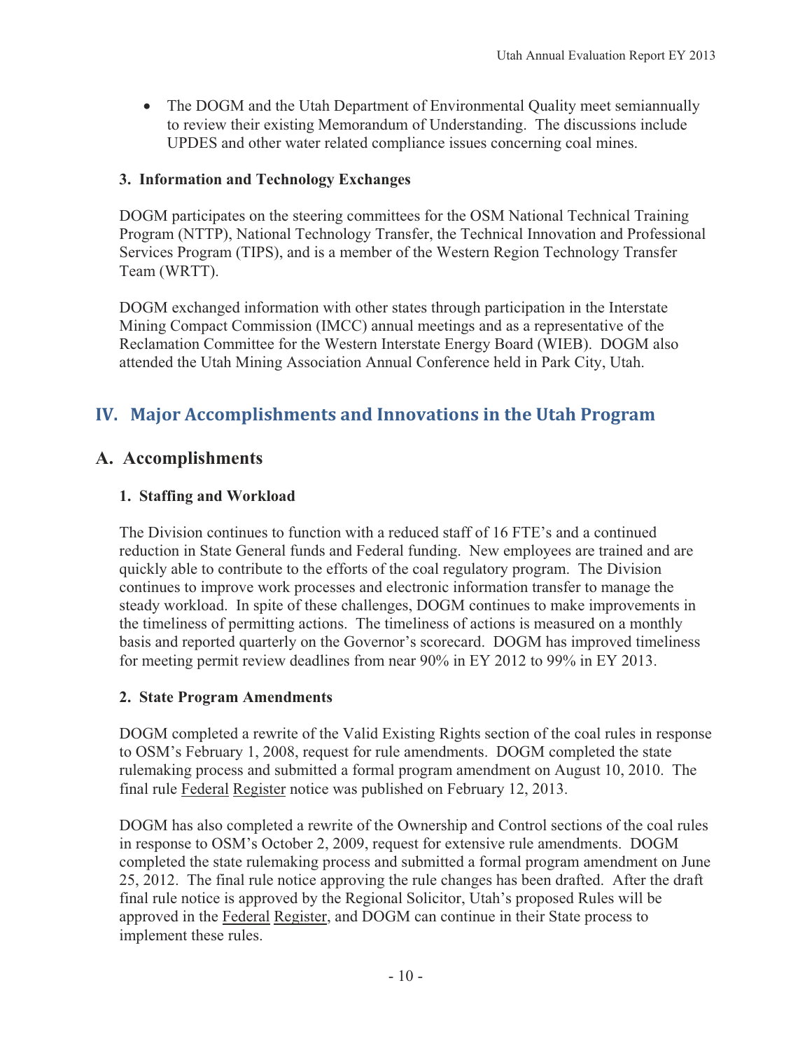- The DOGM and the Utah Department of Environmental Quality meet semiannually to review their existing Memorandum of Understanding. The discussions include UPDES and other water related compliance issues concerning coal mines.

### 3. Information and Technology Exchanges

DOGM participates on the steering committees for the OSM National Technical Training Program (NTTP), National Technology Transfer, the Technical Innovation and Professional Services Program (TIPS), and is a member of the Western Region Technology Transfer Team (WRTT).

DOGM exchanged information with other states through participation in the Interstate Mining Compact Commission (IMCC) annual meetings and as a representative of the Reclamation Committee for the Western Interstate Energy Board (WIEB). DOGM also attended the Utah Mining Association Annual Conference held in Park City, Utah.

# IV. Major Accomplishments and Innovations in the Utah Program

## A. Accomplishments

### 1. Staffing and Workload

The Division continues to function with a reduced staff of 16 FTE's and a continued reduction in State General funds and Federal funding. New employees are trained and are quickly able to contribute to the efforts of the coal regulatory program. The Division continues to improve work processes and electronic information transfer to manage the steady workload. In spite of these challenges, DOGM continues to make improvements in the timeliness of permitting actions. The timeliness of actions is measured on a monthly basis and reported quarterly on the Governor's scorecard. DOGM has improved timeliness for meeting permit review deadlines from near 90% in EY 2012 to 99% in EY 2013.

### 2. State Program Amendments

DOGM completed a rewrite of the Valid Existing Rights section of the coal rules in response to OSM's February 1, 2008, request for rule amendments. DOGM completed the state rulemaking process and submitted a formal program amendment on August 10, 2010. The final rule Federal Register notice was published on February 12, 2013.

DOGM has also completed a rewrite of the Ownership and Control sections of the coal rules in response to OSM's October 2, 2009, request for extensive rule amendments. DOGM completed the state rulemaking process and submitted a formal program amendment on June 25, 2012. The final rule notice approving the rule changes has been drafted. After the draft final rule notice is approved by the Regional Solicitor, Utah's proposed Rules will be approved in the Federal Register, and DOGM can continue in their State process to implement these rules.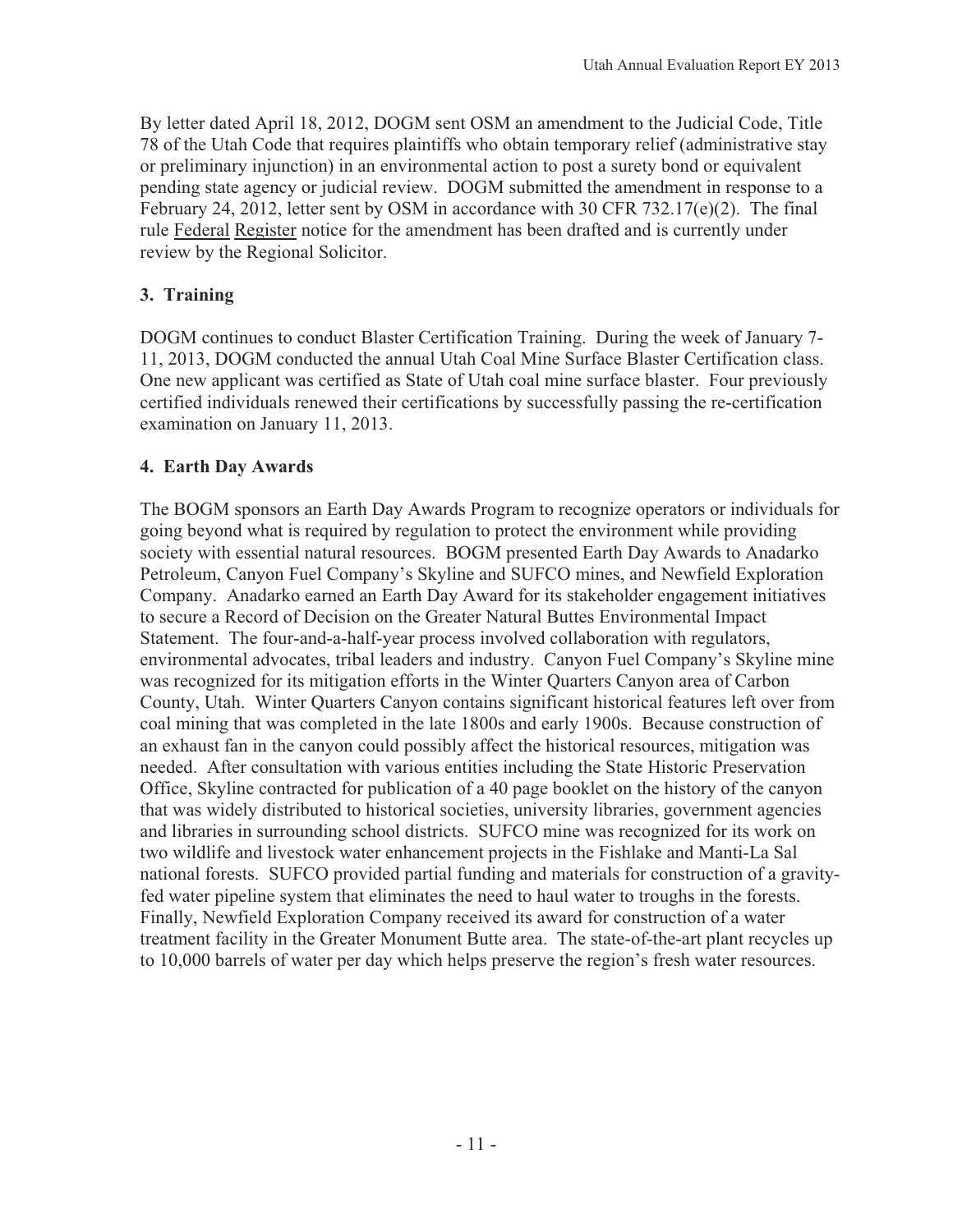By letter dated April 18, 2012, DOGM sent OSM an amendment to the Judicial Code, Title 78 of the Utah Code that requires plaintiffs who obtain temporary relief (administrative stay or preliminary injunction) in an environmental action to post a surety bond or equivalent pending state agency or judicial review. DOGM submitted the amendment in response to a February 24, 2012, letter sent by OSM in accordance with 30 CFR 732.17(e)(2). The final rule Federal Register notice for the amendment has been drafted and is currently under review by the Regional Solicitor.

### 3. Training

DOGM continues to conduct Blaster Certification Training. During the week of January 7-11, 2013, DOGM conducted the annual Utah Coal Mine Surface Blaster Certification class. One new applicant was certified as State of Utah coal mine surface blaster. Four previously certified individuals renewed their certifications by successfully passing the re-certification examination on January 11, 2013.

### 4. Earth Day Awards

The BOGM sponsors an Earth Day Awards Program to recognize operators or individuals for going beyond what is required by regulation to protect the environment while providing society with essential natural resources. BOGM presented Earth Day Awards to Anadarko Petroleum, Canyon Fuel Company's Skyline and SUFCO mines, and Newfield Exploration Company. Anadarko earned an Earth Day Award for its stakeholder engagement initiatives to secure a Record of Decision on the Greater Natural Buttes Environmental Impact Statement. The four-and-a-half-year process involved collaboration with regulators, environmental advocates, tribal leaders and industry. Canyon Fuel Company's Skyline mine was recognized for its mitigation efforts in the Winter Quarters Canyon area of Carbon County, Utah. Winter Quarters Canyon contains significant historical features left over from coal mining that was completed in the late 1800s and early 1900s. Because construction of an exhaust fan in the canyon could possibly affect the historical resources, mitigation was needed. After consultation with various entities including the State Historic Preservation Office, Skyline contracted for publication of a 40 page booklet on the history of the canyon that was widely distributed to historical societies, university libraries, government agencies and libraries in surrounding school districts. SUFCO mine was recognized for its work on two wildlife and livestock water enhancement projects in the Fishlake and Manti-La Sal national forests. SUFCO provided partial funding and materials for construction of a gravity-fed water pipeline system that eliminates the need to haul water to troughs in the forests. Finally, Newfield Exploration Company received its award for construction of a water treatment facility in the Greater Monument Butte area. The state-of-the-art plant recycles up to 10,000 barrels of water per day which helps preserve the region's fresh water resources.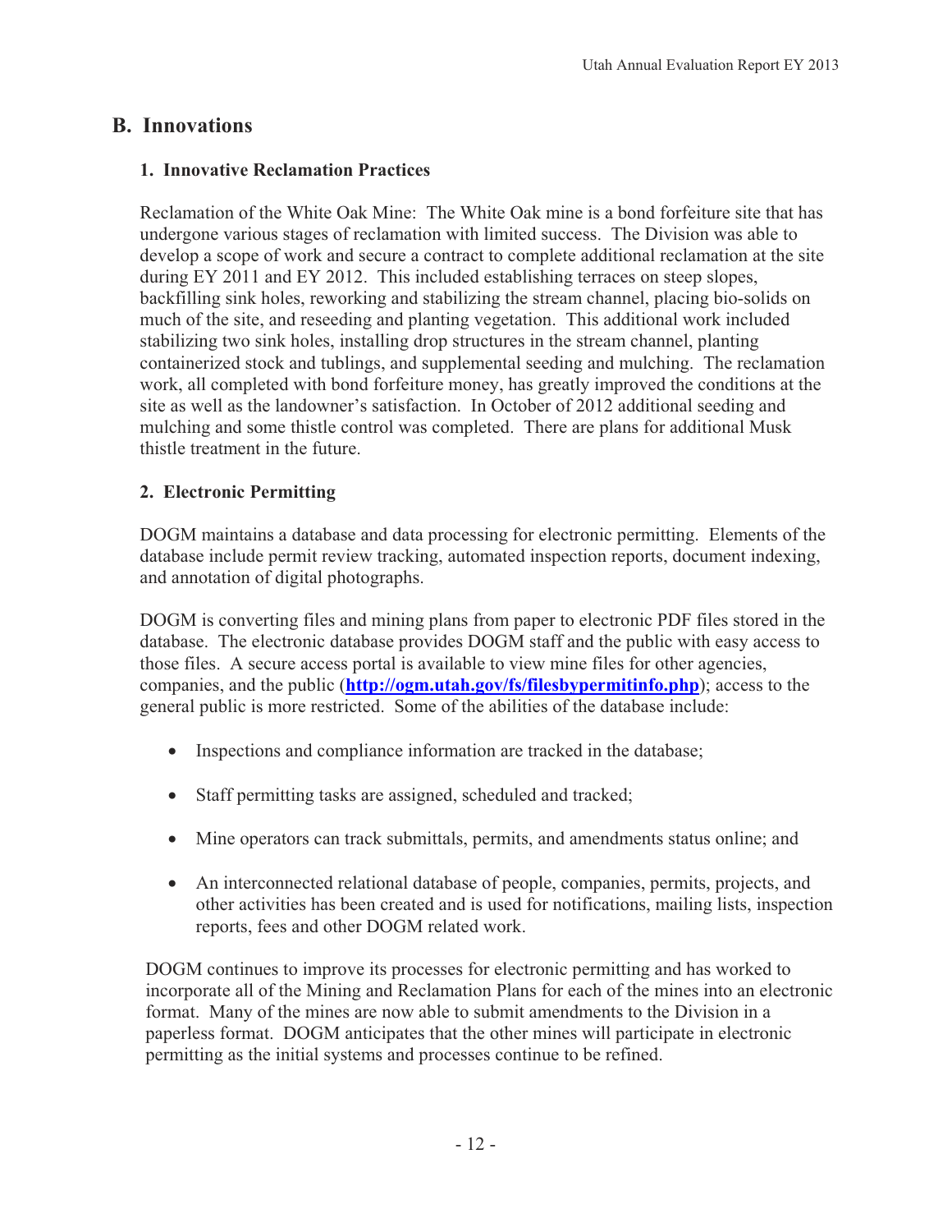## B. Innovations

### 1. Innovative Reclamation Practices

Reclamation of the White Oak Mine: The White Oak mine is a bond forfeiture site that has undergone various stages of reclamation with limited success. The Division was able to develop a scope of work and secure a contract to complete additional reclamation at the site during EY 2011 and EY 2012. This included establishing terraces on steep slopes, backfilling sink holes, reworking and stabilizing the stream channel, placing bio-solids on much of the site, and reseeding and planting vegetation. This additional work included stabilizing two sink holes, installing drop structures in the stream channel, planting containerized stock and tublings, and supplemental seeding and mulching. The reclamation work, all completed with bond forfeiture money, has greatly improved the conditions at the site as well as the landowner's satisfaction. In October of 2012 additional seeding and mulching and some thistle control was completed. There are plans for additional Musk thistle treatment in the future.

### 2. Electronic Permitting

DOGM maintains a database and data processing for electronic permitting. Elements of the database include permit review tracking, automated inspection reports, document indexing, and annotation of digital photographs.

DOGM is converting files and mining plans from paper to electronic PDF files stored in the database. The electronic database provides DOGM staff and the public with easy access to those files. A secure access portal is available to view mine files for other agencies, companies, and the public (**http://ogm.utah.gov/fs/filesbypermitinfo.php**); access to the general public is more restricted. Some of the abilities of the database include:

- Inspections and compliance information are tracked in the database;
- Staff permitting tasks are assigned, scheduled and tracked;
- Mine operators can track submittals, permits, and amendments status online; and
- An interconnected relational database of people, companies, permits, projects, and other activities has been created and is used for notifications, mailing lists, inspection reports, fees and other DOGM related work.

DOGM continues to improve its processes for electronic permitting and has worked to incorporate all of the Mining and Reclamation Plans for each of the mines into an electronic format. Many of the mines are now able to submit amendments to the Division in a paperless format. DOGM anticipates that the other mines will participate in electronic permitting as the initial systems and processes continue to be refined.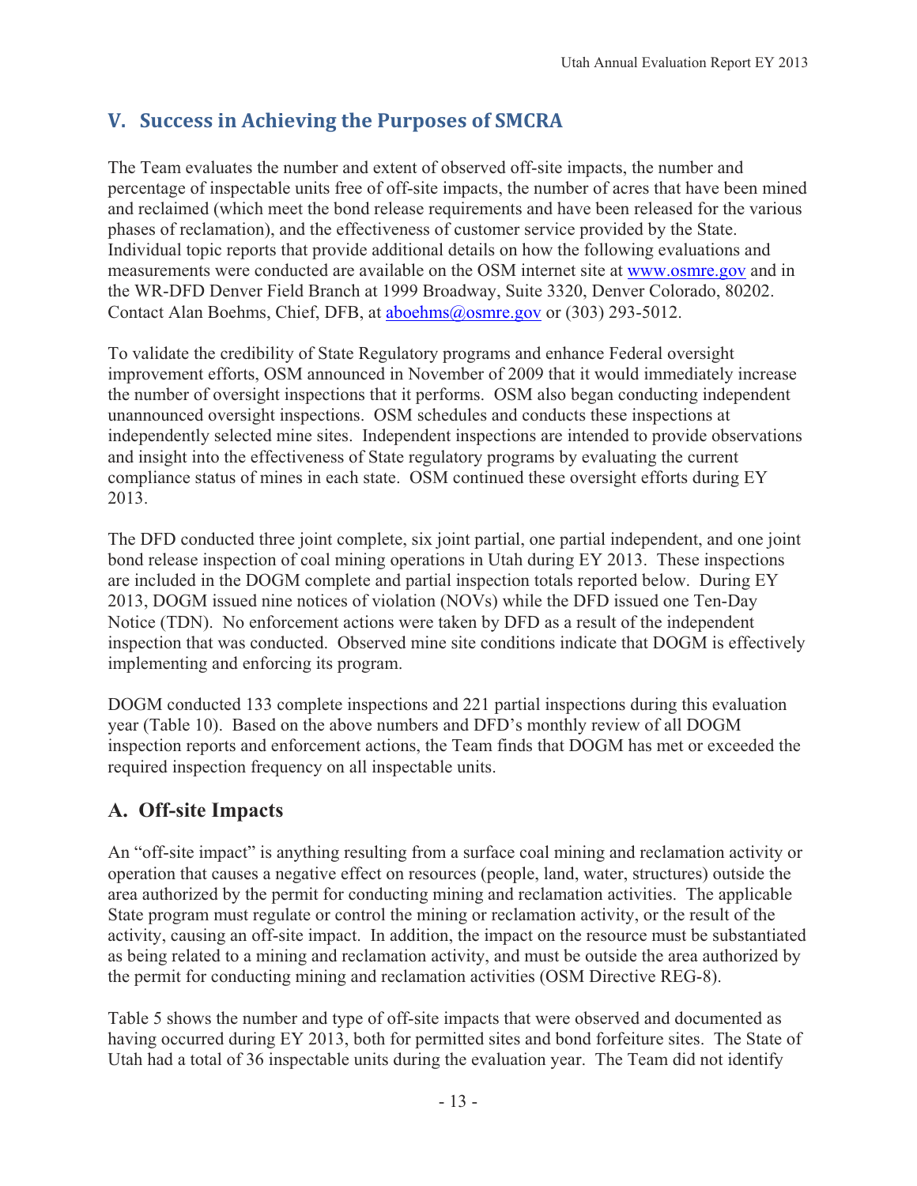## V. Success in Achieving the Purposes of SMCRA

The Team evaluates the number and extent of observed off-site impacts, the number and percentage of inspectable units free of off-site impacts, the number of acres that have been mined and reclaimed (which meet the bond release requirements and have been released for the various phases of reclamation), and the effectiveness of customer service provided by the State. Individual topic reports that provide additional details on how the following evaluations and measurements were conducted are available on the OSM internet site at www.osmre.gov and in the WR-DFD Denver Field Branch at 1999 Broadway, Suite 3320, Denver Colorado, 80202. Contact Alan Boehms, Chief, DFB, at aboehms@osmre.gov or (303) 293-5012.

To validate the credibility of State Regulatory programs and enhance Federal oversight improvement efforts, OSM announced in November of 2009 that it would immediately increase the number of oversight inspections that it performs. OSM also began conducting independent unannounced oversight inspections. OSM schedules and conducts these inspections at independently selected mine sites. Independent inspections are intended to provide observations and insight into the effectiveness of State regulatory programs by evaluating the current compliance status of mines in each state. OSM continued these oversight efforts during EY 2013.

The DFD conducted three joint complete, six joint partial, one partial independent, and one joint bond release inspection of coal mining operations in Utah during EY 2013. These inspections are included in the DOGM complete and partial inspection totals reported below. During EY 2013, DOGM issued nine notices of violation (NOVs) while the DFD issued one Ten-Day Notice (TDN). No enforcement actions were taken by DFD as a result of the independent inspection that was conducted. Observed mine site conditions indicate that DOGM is effectively implementing and enforcing its program.

DOGM conducted 133 complete inspections and 221 partial inspections during this evaluation year (Table 10). Based on the above numbers and DFD's monthly review of all DOGM inspection reports and enforcement actions, the Team finds that DOGM has met or exceeded the required inspection frequency on all inspectable units.

### A. Off-site Impacts

An "off-site impact" is anything resulting from a surface coal mining and reclamation activity or operation that causes a negative effect on resources (people, land, water, structures) outside the area authorized by the permit for conducting mining and reclamation activities. The applicable State program must regulate or control the mining or reclamation activity, or the result of the activity, causing an off-site impact. In addition, the impact on the resource must be substantiated as being related to a mining and reclamation activity, and must be outside the area authorized by the permit for conducting mining and reclamation activities (OSM Directive REG-8).

Table 5 shows the number and type of off-site impacts that were observed and documented as having occurred during EY 2013, both for permitted sites and bond forfeiture sites. The State of Utah had a total of 36 inspectable units during the evaluation year. The Team did not identify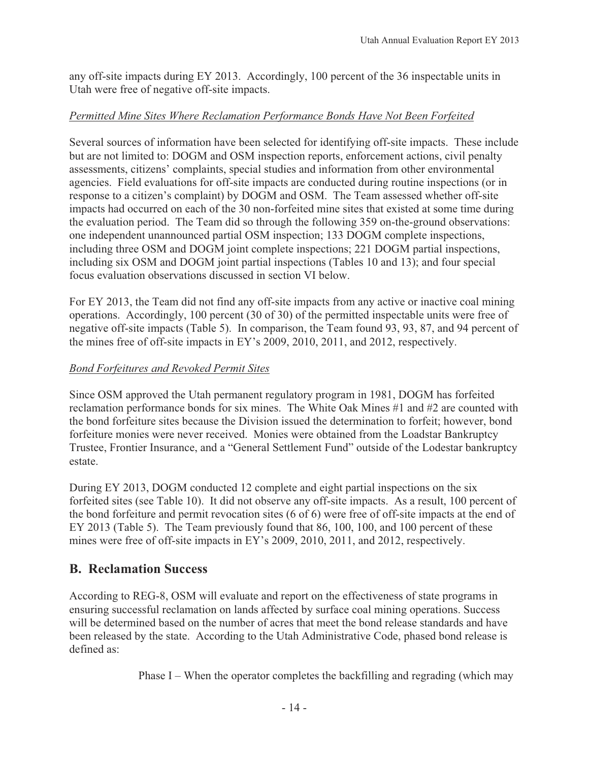any off-site impacts during EY 2013. Accordingly, 100 percent of the 36 inspectable units in Utah were free of negative off-site impacts.

*Permitted Mine Sites Where Reclamation Performance Bonds Have Not Been Forfeited*

Several sources of information have been selected for identifying off-site impacts. These include but are not limited to: DOGM and OSM inspection reports, enforcement actions, civil penalty assessments, citizens' complaints, special studies and information from other environmental agencies. Field evaluations for off-site impacts are conducted during routine inspections (or in response to a citizen's complaint) by DOGM and OSM. The Team assessed whether off-site impacts had occurred on each of the 30 non-forfeited mine sites that existed at some time during the evaluation period. The Team did so through the following 359 on-the-ground observations: one independent unannounced partial OSM inspection; 133 DOGM complete inspections, including three OSM and DOGM joint complete inspections; 221 DOGM partial inspections, including six OSM and DOGM joint partial inspections (Tables 10 and 13); and four special focus evaluation observations discussed in section VI below.

For EY 2013, the Team did not find any off-site impacts from any active or inactive coal mining operations. Accordingly, 100 percent (30 of 30) of the permitted inspectable units were free of negative off-site impacts (Table 5). In comparison, the Team found 93, 93, 87, and 94 percent of the mines free of off-site impacts in EY's 2009, 2010, 2011, and 2012, respectively.

*Bond Forfeitures and Revoked Permit Sites*

Since OSM approved the Utah permanent regulatory program in 1981, DOGM has forfeited reclamation performance bonds for six mines. The White Oak Mines #1 and #2 are counted with the bond forfeiture sites because the Division issued the determination to forfeit; however, bond forfeiture monies were never received. Monies were obtained from the Loadstar Bankruptcy Trustee, Frontier Insurance, and a "General Settlement Fund" outside of the Lodestar bankruptcy estate.

During EY 2013, DOGM conducted 12 complete and eight partial inspections on the six forfeited sites (see Table 10). It did not observe any off-site impacts. As a result, 100 percent of the bond forfeiture and permit revocation sites (6 of 6) were free of off-site impacts at the end of EY 2013 (Table 5). The Team previously found that 86, 100, 100, and 100 percent of these mines were free of off-site impacts in EY's 2009, 2010, 2011, and 2012, respectively.

## B. Reclamation Success

According to REG-8, OSM will evaluate and report on the effectiveness of state programs in ensuring successful reclamation on lands affected by surface coal mining operations. Success will be determined based on the number of acres that meet the bond release standards and have been released by the state. According to the Utah Administrative Code, phased bond release is defined as:

Phase I – When the operator completes the backfilling and regrading (which may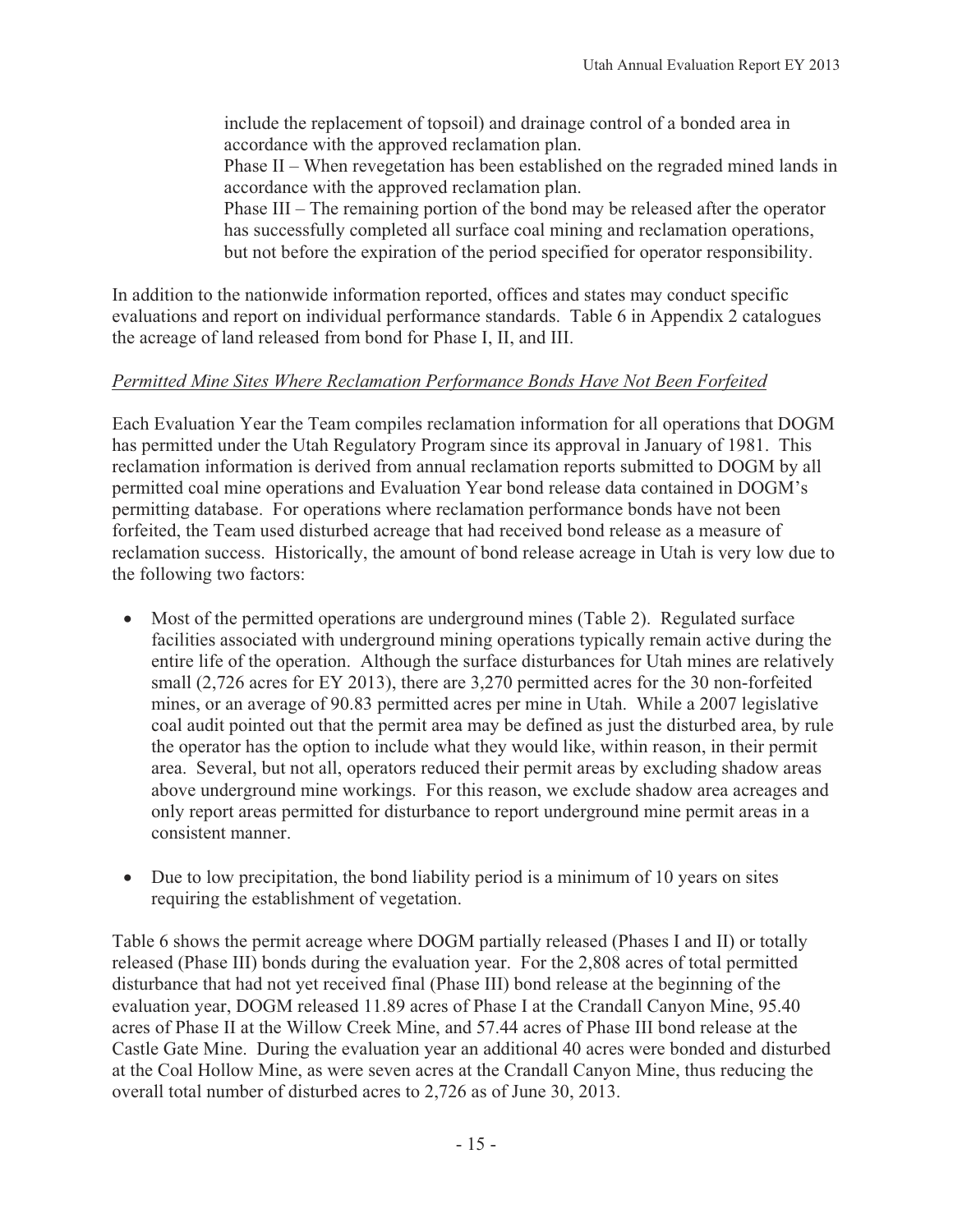include the replacement of topsoil) and drainage control of a bonded area in accordance with the approved reclamation plan.
Phase II – When revegetation has been established on the regraded mined lands in accordance with the approved reclamation plan.
Phase III – The remaining portion of the bond may be released after the operator has successfully completed all surface coal mining and reclamation operations, but not before the expiration of the period specified for operator responsibility.

In addition to the nationwide information reported, offices and states may conduct specific evaluations and report on individual performance standards. Table 6 in Appendix 2 catalogues the acreage of land released from bond for Phase I, II, and III.

*Permitted Mine Sites Where Reclamation Performance Bonds Have Not Been Forfeited*

Each Evaluation Year the Team compiles reclamation information for all operations that DOGM has permitted under the Utah Regulatory Program since its approval in January of 1981. This reclamation information is derived from annual reclamation reports submitted to DOGM by all permitted coal mine operations and Evaluation Year bond release data contained in DOGM's permitting database. For operations where reclamation performance bonds have not been forfeited, the Team used disturbed acreage that had received bond release as a measure of reclamation success. Historically, the amount of bond release acreage in Utah is very low due to the following two factors:

- Most of the permitted operations are underground mines (Table 2). Regulated surface facilities associated with underground mining operations typically remain active during the entire life of the operation. Although the surface disturbances for Utah mines are relatively small (2,726 acres for EY 2013), there are 3,270 permitted acres for the 30 non-forfeited mines, or an average of 90.83 permitted acres per mine in Utah. While a 2007 legislative coal audit pointed out that the permit area may be defined as just the disturbed area, by rule the operator has the option to include what they would like, within reason, in their permit area. Several, but not all, operators reduced their permit areas by excluding shadow areas above underground mine workings. For this reason, we exclude shadow area acreages and only report areas permitted for disturbance to report underground mine permit areas in a consistent manner.

- Due to low precipitation, the bond liability period is a minimum of 10 years on sites requiring the establishment of vegetation.

Table 6 shows the permit acreage where DOGM partially released (Phases I and II) or totally released (Phase III) bonds during the evaluation year. For the 2,808 acres of total permitted disturbance that had not yet received final (Phase III) bond release at the beginning of the evaluation year, DOGM released 11.89 acres of Phase I at the Crandall Canyon Mine, 95.40 acres of Phase II at the Willow Creek Mine, and 57.44 acres of Phase III bond release at the Castle Gate Mine. During the evaluation year an additional 40 acres were bonded and disturbed at the Coal Hollow Mine, as were seven acres at the Crandall Canyon Mine, thus reducing the overall total number of disturbed acres to 2,726 as of June 30, 2013.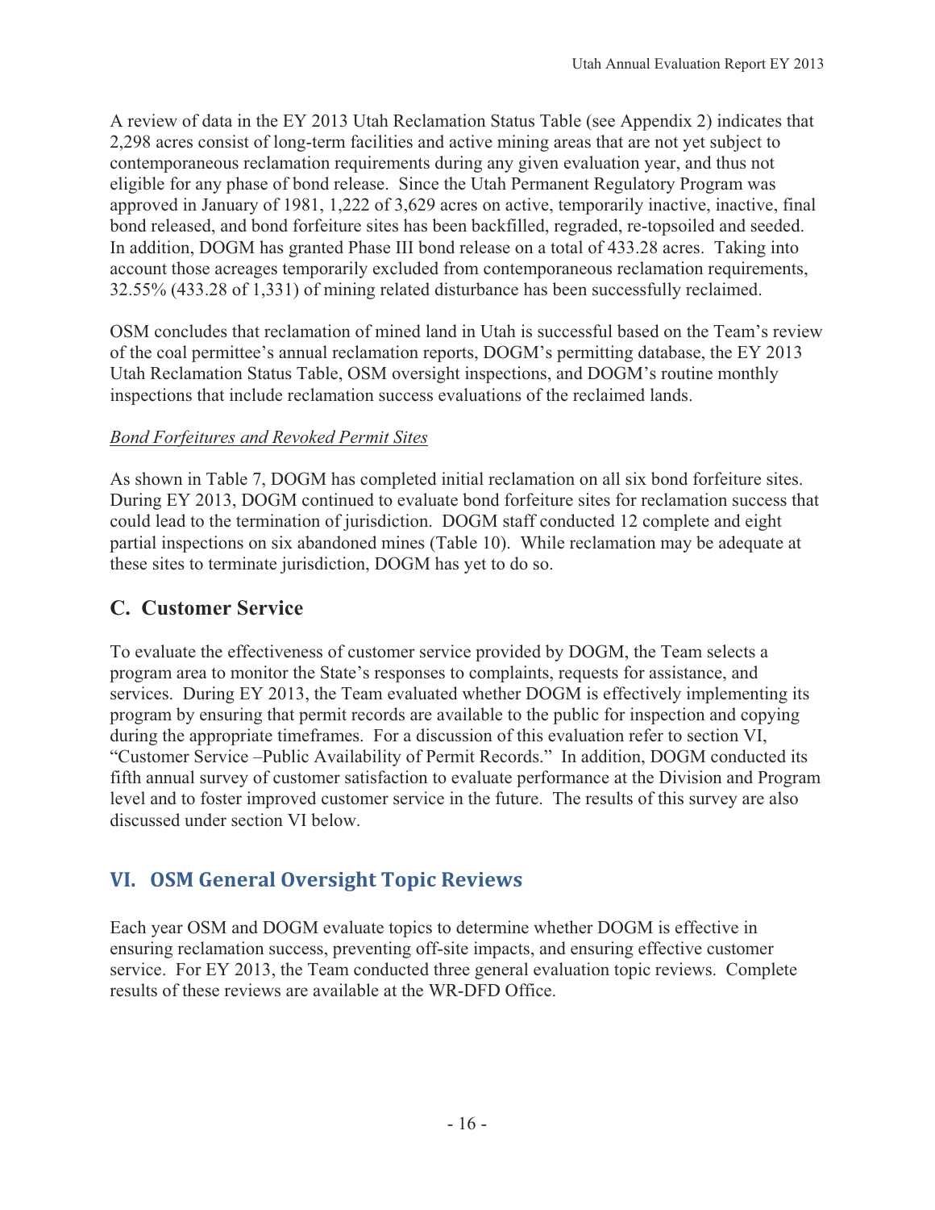A review of data in the EY 2013 Utah Reclamation Status Table (see Appendix 2) indicates that 2,298 acres consist of long-term facilities and active mining areas that are not yet subject to contemporaneous reclamation requirements during any given evaluation year, and thus not eligible for any phase of bond release. Since the Utah Permanent Regulatory Program was approved in January of 1981, 1,222 of 3,629 acres on active, temporarily inactive, inactive, final bond released, and bond forfeiture sites has been backfilled, regraded, re-topsoiled and seeded. In addition, DOGM has granted Phase III bond release on a total of 433.28 acres. Taking into account those acreages temporarily excluded from contemporaneous reclamation requirements, 32.55% (433.28 of 1,331) of mining related disturbance has been successfully reclaimed.

OSM concludes that reclamation of mined land in Utah is successful based on the Team's review of the coal permittee's annual reclamation reports, DOGM's permitting database, the EY 2013 Utah Reclamation Status Table, OSM oversight inspections, and DOGM's routine monthly inspections that include reclamation success evaluations of the reclaimed lands.

*Bond Forfeitures and Revoked Permit Sites*

As shown in Table 7, DOGM has completed initial reclamation on all six bond forfeiture sites. During EY 2013, DOGM continued to evaluate bond forfeiture sites for reclamation success that could lead to the termination of jurisdiction. DOGM staff conducted 12 complete and eight partial inspections on six abandoned mines (Table 10). While reclamation may be adequate at these sites to terminate jurisdiction, DOGM has yet to do so.

### C. Customer Service

To evaluate the effectiveness of customer service provided by DOGM, the Team selects a program area to monitor the State's responses to complaints, requests for assistance, and services. During EY 2013, the Team evaluated whether DOGM is effectively implementing its program by ensuring that permit records are available to the public for inspection and copying during the appropriate timeframes. For a discussion of this evaluation refer to section VI, "Customer Service –Public Availability of Permit Records." In addition, DOGM conducted its fifth annual survey of customer satisfaction to evaluate performance at the Division and Program level and to foster improved customer service in the future. The results of this survey are also discussed under section VI below.

## VI. OSM General Oversight Topic Reviews

Each year OSM and DOGM evaluate topics to determine whether DOGM is effective in ensuring reclamation success, preventing off-site impacts, and ensuring effective customer service. For EY 2013, the Team conducted three general evaluation topic reviews. Complete results of these reviews are available at the WR-DFD Office.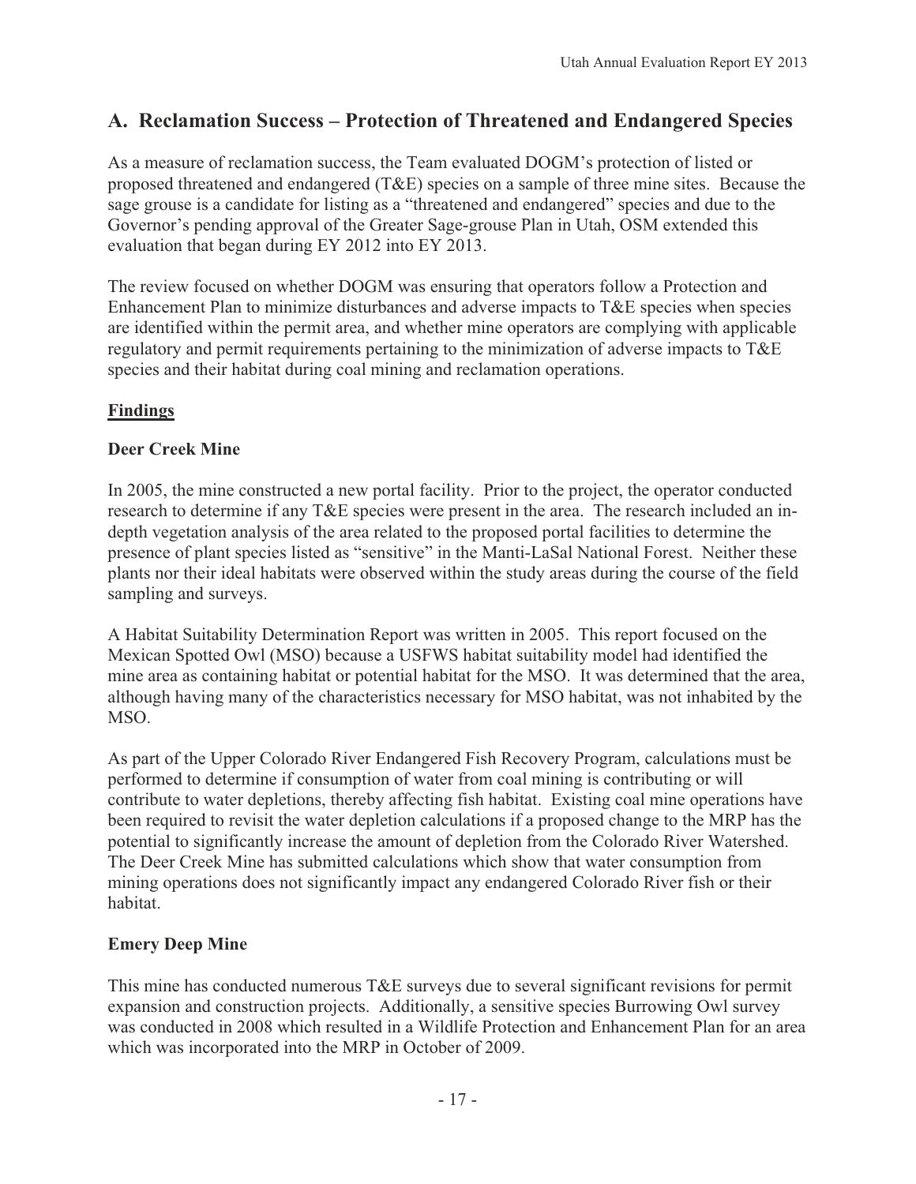## A. Reclamation Success – Protection of Threatened and Endangered Species

As a measure of reclamation success, the Team evaluated DOGM's protection of listed or proposed threatened and endangered (T&E) species on a sample of three mine sites. Because the sage grouse is a candidate for listing as a "threatened and endangered" species and due to the Governor's pending approval of the Greater Sage-grouse Plan in Utah, OSM extended this evaluation that began during EY 2012 into EY 2013.

The review focused on whether DOGM was ensuring that operators follow a Protection and Enhancement Plan to minimize disturbances and adverse impacts to T&E species when species are identified within the permit area, and whether mine operators are complying with applicable regulatory and permit requirements pertaining to the minimization of adverse impacts to T&E species and their habitat during coal mining and reclamation operations.

**Findings**

**Deer Creek Mine**

In 2005, the mine constructed a new portal facility. Prior to the project, the operator conducted research to determine if any T&E species were present in the area. The research included an in-depth vegetation analysis of the area related to the proposed portal facilities to determine the presence of plant species listed as "sensitive" in the Manti-LaSal National Forest. Neither these plants nor their ideal habitats were observed within the study areas during the course of the field sampling and surveys.

A Habitat Suitability Determination Report was written in 2005. This report focused on the Mexican Spotted Owl (MSO) because a USFWS habitat suitability model had identified the mine area as containing habitat or potential habitat for the MSO. It was determined that the area, although having many of the characteristics necessary for MSO habitat, was not inhabited by the MSO.

As part of the Upper Colorado River Endangered Fish Recovery Program, calculations must be performed to determine if consumption of water from coal mining is contributing or will contribute to water depletions, thereby affecting fish habitat. Existing coal mine operations have been required to revisit the water depletion calculations if a proposed change to the MRP has the potential to significantly increase the amount of depletion from the Colorado River Watershed. The Deer Creek Mine has submitted calculations which show that water consumption from mining operations does not significantly impact any endangered Colorado River fish or their habitat.

**Emery Deep Mine**

This mine has conducted numerous T&E surveys due to several significant revisions for permit expansion and construction projects. Additionally, a sensitive species Burrowing Owl survey was conducted in 2008 which resulted in a Wildlife Protection and Enhancement Plan for an area which was incorporated into the MRP in October of 2009.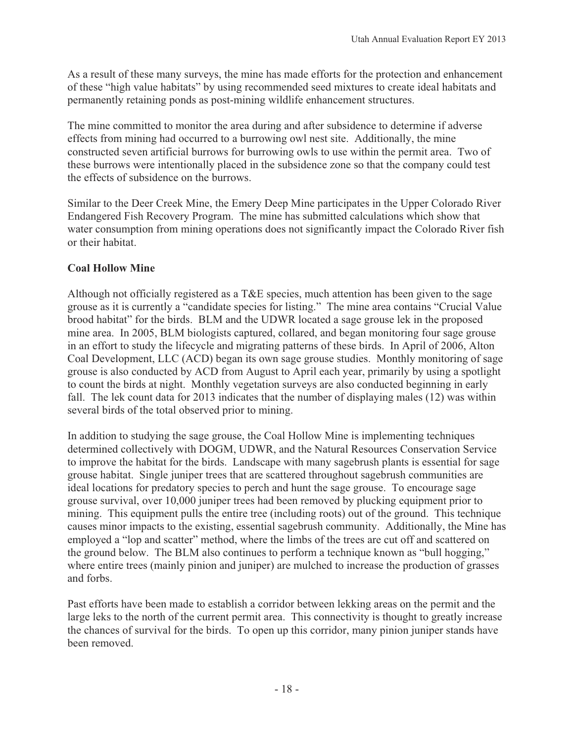As a result of these many surveys, the mine has made efforts for the protection and enhancement of these "high value habitats" by using recommended seed mixtures to create ideal habitats and permanently retaining ponds as post-mining wildlife enhancement structures.

The mine committed to monitor the area during and after subsidence to determine if adverse effects from mining had occurred to a burrowing owl nest site. Additionally, the mine constructed seven artificial burrows for burrowing owls to use within the permit area. Two of these burrows were intentionally placed in the subsidence zone so that the company could test the effects of subsidence on the burrows.

Similar to the Deer Creek Mine, the Emery Deep Mine participates in the Upper Colorado River Endangered Fish Recovery Program. The mine has submitted calculations which show that water consumption from mining operations does not significantly impact the Colorado River fish or their habitat.

**Coal Hollow Mine**

Although not officially registered as a T&E species, much attention has been given to the sage grouse as it is currently a "candidate species for listing." The mine area contains "Crucial Value brood habitat" for the birds. BLM and the UDWR located a sage grouse lek in the proposed mine area. In 2005, BLM biologists captured, collared, and began monitoring four sage grouse in an effort to study the lifecycle and migrating patterns of these birds. In April of 2006, Alton Coal Development, LLC (ACD) began its own sage grouse studies. Monthly monitoring of sage grouse is also conducted by ACD from August to April each year, primarily by using a spotlight to count the birds at night. Monthly vegetation surveys are also conducted beginning in early fall. The lek count data for 2013 indicates that the number of displaying males (12) was within several birds of the total observed prior to mining.

In addition to studying the sage grouse, the Coal Hollow Mine is implementing techniques determined collectively with DOGM, UDWR, and the Natural Resources Conservation Service to improve the habitat for the birds. Landscape with many sagebrush plants is essential for sage grouse habitat. Single juniper trees that are scattered throughout sagebrush communities are ideal locations for predatory species to perch and hunt the sage grouse. To encourage sage grouse survival, over 10,000 juniper trees had been removed by plucking equipment prior to mining. This equipment pulls the entire tree (including roots) out of the ground. This technique causes minor impacts to the existing, essential sagebrush community. Additionally, the Mine has employed a "lop and scatter" method, where the limbs of the trees are cut off and scattered on the ground below. The BLM also continues to perform a technique known as "bull hogging," where entire trees (mainly pinion and juniper) are mulched to increase the production of grasses and forbs.

Past efforts have been made to establish a corridor between lekking areas on the permit and the large leks to the north of the current permit area. This connectivity is thought to greatly increase the chances of survival for the birds. To open up this corridor, many pinion juniper stands have been removed.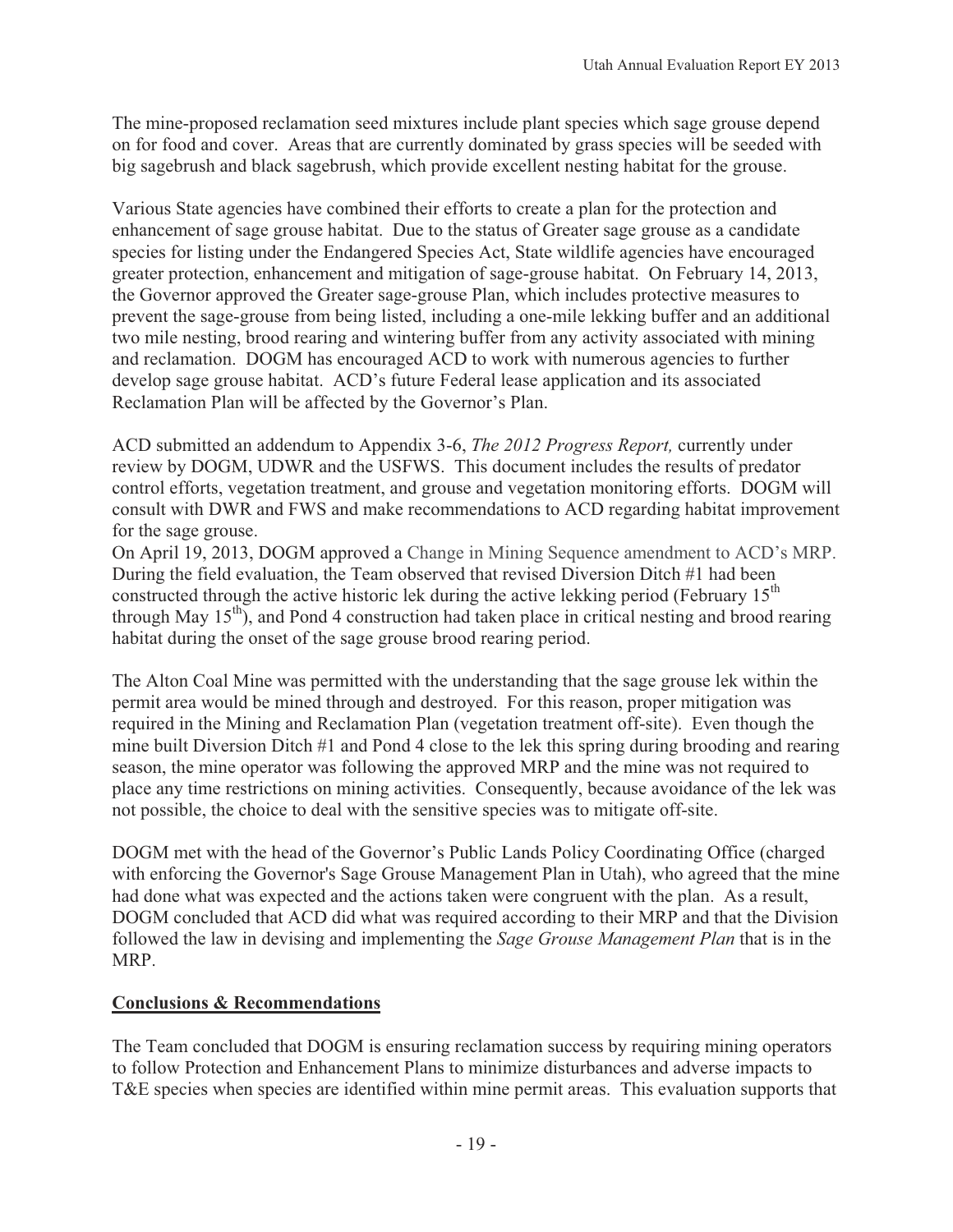The mine-proposed reclamation seed mixtures include plant species which sage grouse depend on for food and cover. Areas that are currently dominated by grass species will be seeded with big sagebrush and black sagebrush, which provide excellent nesting habitat for the grouse.

Various State agencies have combined their efforts to create a plan for the protection and enhancement of sage grouse habitat. Due to the status of Greater sage grouse as a candidate species for listing under the Endangered Species Act, State wildlife agencies have encouraged greater protection, enhancement and mitigation of sage-grouse habitat. On February 14, 2013, the Governor approved the Greater sage-grouse Plan, which includes protective measures to prevent the sage-grouse from being listed, including a one-mile lekking buffer and an additional two mile nesting, brood rearing and wintering buffer from any activity associated with mining and reclamation. DOGM has encouraged ACD to work with numerous agencies to further develop sage grouse habitat. ACD's future Federal lease application and its associated Reclamation Plan will be affected by the Governor's Plan.

ACD submitted an addendum to Appendix 3-6, *The 2012 Progress Report,* currently under review by DOGM, UDWR and the USFWS. This document includes the results of predator control efforts, vegetation treatment, and grouse and vegetation monitoring efforts. DOGM will consult with DWR and FWS and make recommendations to ACD regarding habitat improvement for the sage grouse.

On April 19, 2013, DOGM approved a Change in Mining Sequence amendment to ACD's MRP. During the field evaluation, the Team observed that revised Diversion Ditch #1 had been constructed through the active historic lek during the active lekking period (February 15th through May 15th), and Pond 4 construction had taken place in critical nesting and brood rearing habitat during the onset of the sage grouse brood rearing period.

The Alton Coal Mine was permitted with the understanding that the sage grouse lek within the permit area would be mined through and destroyed. For this reason, proper mitigation was required in the Mining and Reclamation Plan (vegetation treatment off-site). Even though the mine built Diversion Ditch #1 and Pond 4 close to the lek this spring during brooding and rearing season, the mine operator was following the approved MRP and the mine was not required to place any time restrictions on mining activities. Consequently, because avoidance of the lek was not possible, the choice to deal with the sensitive species was to mitigate off-site.

DOGM met with the head of the Governor's Public Lands Policy Coordinating Office (charged with enforcing the Governor's Sage Grouse Management Plan in Utah), who agreed that the mine had done what was expected and the actions taken were congruent with the plan. As a result, DOGM concluded that ACD did what was required according to their MRP and that the Division followed the law in devising and implementing the *Sage Grouse Management Plan* that is in the MRP.

## Conclusions & Recommendations

The Team concluded that DOGM is ensuring reclamation success by requiring mining operators to follow Protection and Enhancement Plans to minimize disturbances and adverse impacts to T&E species when species are identified within mine permit areas. This evaluation supports that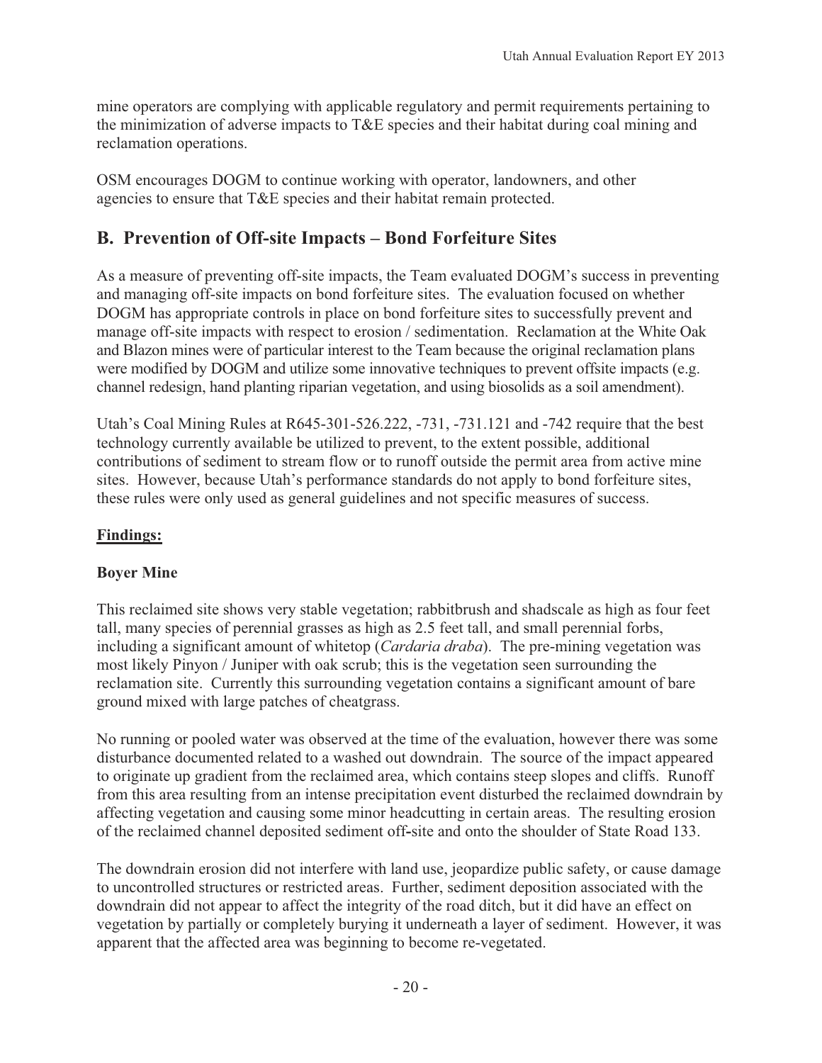mine operators are complying with applicable regulatory and permit requirements pertaining to the minimization of adverse impacts to T&E species and their habitat during coal mining and reclamation operations.

OSM encourages DOGM to continue working with operator, landowners, and other agencies to ensure that T&E species and their habitat remain protected.

## B. Prevention of Off-site Impacts – Bond Forfeiture Sites

As a measure of preventing off-site impacts, the Team evaluated DOGM's success in preventing and managing off-site impacts on bond forfeiture sites. The evaluation focused on whether DOGM has appropriate controls in place on bond forfeiture sites to successfully prevent and manage off-site impacts with respect to erosion / sedimentation. Reclamation at the White Oak and Blazon mines were of particular interest to the Team because the original reclamation plans were modified by DOGM and utilize some innovative techniques to prevent offsite impacts (e.g. channel redesign, hand planting riparian vegetation, and using biosolids as a soil amendment).

Utah's Coal Mining Rules at R645-301-526.222, -731, -731.121 and -742 require that the best technology currently available be utilized to prevent, to the extent possible, additional contributions of sediment to stream flow or to runoff outside the permit area from active mine sites. However, because Utah's performance standards do not apply to bond forfeiture sites, these rules were only used as general guidelines and not specific measures of success.

**Findings:**

**Boyer Mine**

This reclaimed site shows very stable vegetation; rabbitbrush and shadscale as high as four feet tall, many species of perennial grasses as high as 2.5 feet tall, and small perennial forbs, including a significant amount of whitetop (*Cardaria draba*). The pre-mining vegetation was most likely Pinyon / Juniper with oak scrub; this is the vegetation seen surrounding the reclamation site. Currently this surrounding vegetation contains a significant amount of bare ground mixed with large patches of cheatgrass.

No running or pooled water was observed at the time of the evaluation, however there was some disturbance documented related to a washed out downdrain. The source of the impact appeared to originate up gradient from the reclaimed area, which contains steep slopes and cliffs. Runoff from this area resulting from an intense precipitation event disturbed the reclaimed downdrain by affecting vegetation and causing some minor headcutting in certain areas. The resulting erosion of the reclaimed channel deposited sediment off-site and onto the shoulder of State Road 133.

The downdrain erosion did not interfere with land use, jeopardize public safety, or cause damage to uncontrolled structures or restricted areas. Further, sediment deposition associated with the downdrain did not appear to affect the integrity of the road ditch, but it did have an effect on vegetation by partially or completely burying it underneath a layer of sediment. However, it was apparent that the affected area was beginning to become re-vegetated.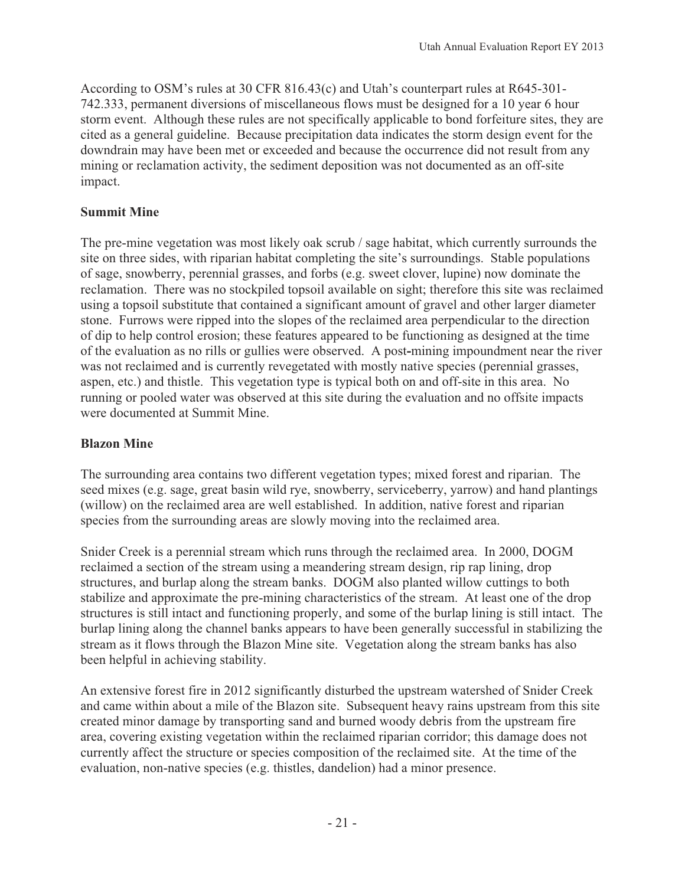According to OSM's rules at 30 CFR 816.43(c) and Utah's counterpart rules at R645-301-742.333, permanent diversions of miscellaneous flows must be designed for a 10 year 6 hour storm event. Although these rules are not specifically applicable to bond forfeiture sites, they are cited as a general guideline. Because precipitation data indicates the storm design event for the downdrain may have been met or exceeded and because the occurrence did not result from any mining or reclamation activity, the sediment deposition was not documented as an off-site impact.

**Summit Mine**

The pre-mine vegetation was most likely oak scrub / sage habitat, which currently surrounds the site on three sides, with riparian habitat completing the site's surroundings. Stable populations of sage, snowberry, perennial grasses, and forbs (e.g. sweet clover, lupine) now dominate the reclamation. There was no stockpiled topsoil available on sight; therefore this site was reclaimed using a topsoil substitute that contained a significant amount of gravel and other larger diameter stone. Furrows were ripped into the slopes of the reclaimed area perpendicular to the direction of dip to help control erosion; these features appeared to be functioning as designed at the time of the evaluation as no rills or gullies were observed. A post-mining impoundment near the river was not reclaimed and is currently revegetated with mostly native species (perennial grasses, aspen, etc.) and thistle. This vegetation type is typical both on and off-site in this area. No running or pooled water was observed at this site during the evaluation and no offsite impacts were documented at Summit Mine.

**Blazon Mine**

The surrounding area contains two different vegetation types; mixed forest and riparian. The seed mixes (e.g. sage, great basin wild rye, snowberry, serviceberry, yarrow) and hand plantings (willow) on the reclaimed area are well established. In addition, native forest and riparian species from the surrounding areas are slowly moving into the reclaimed area.

Snider Creek is a perennial stream which runs through the reclaimed area. In 2000, DOGM reclaimed a section of the stream using a meandering stream design, rip rap lining, drop structures, and burlap along the stream banks. DOGM also planted willow cuttings to both stabilize and approximate the pre-mining characteristics of the stream. At least one of the drop structures is still intact and functioning properly, and some of the burlap lining is still intact. The burlap lining along the channel banks appears to have been generally successful in stabilizing the stream as it flows through the Blazon Mine site. Vegetation along the stream banks has also been helpful in achieving stability.

An extensive forest fire in 2012 significantly disturbed the upstream watershed of Snider Creek and came within about a mile of the Blazon site. Subsequent heavy rains upstream from this site created minor damage by transporting sand and burned woody debris from the upstream fire area, covering existing vegetation within the reclaimed riparian corridor; this damage does not currently affect the structure or species composition of the reclaimed site. At the time of the evaluation, non-native species (e.g. thistles, dandelion) had a minor presence.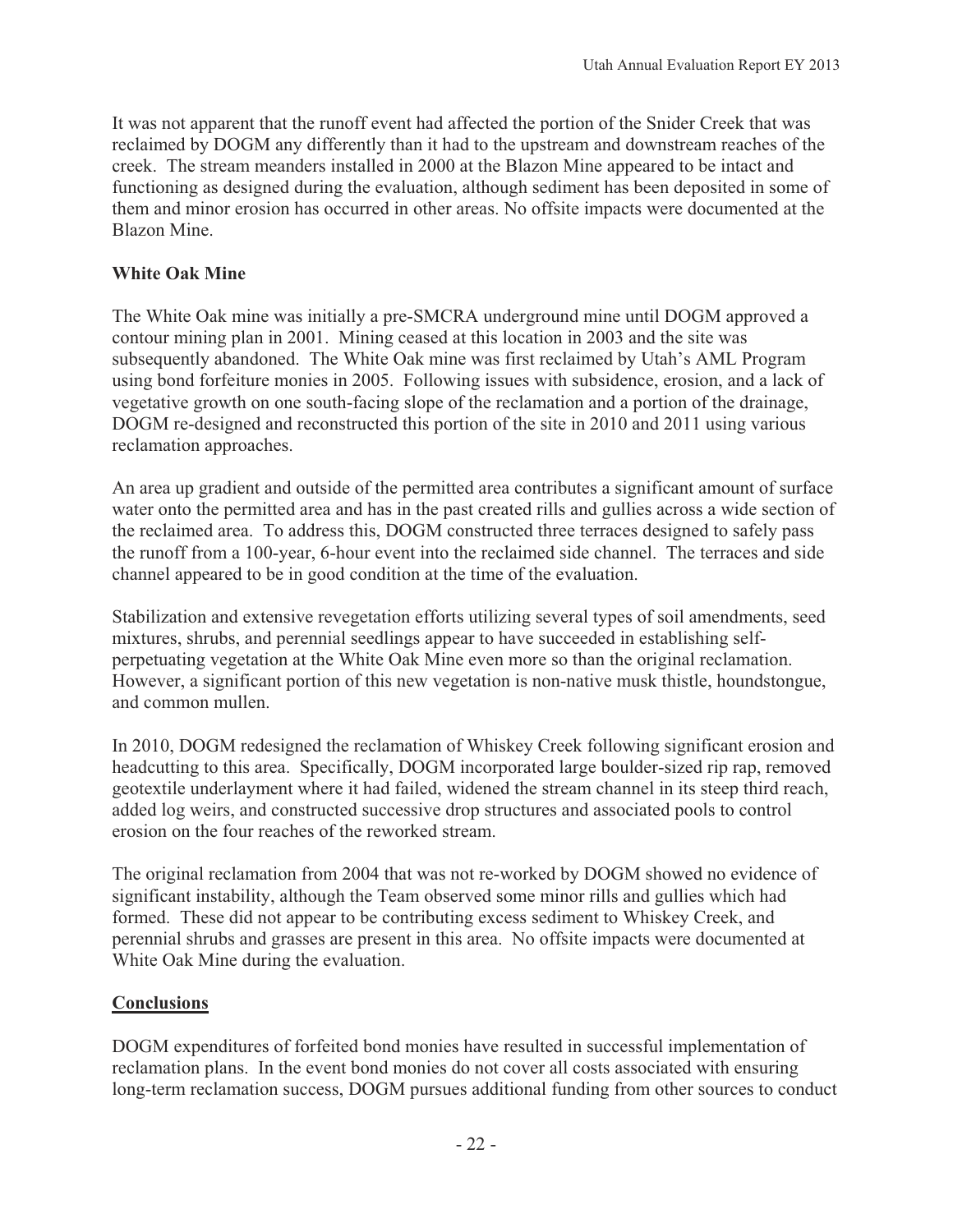It was not apparent that the runoff event had affected the portion of the Snider Creek that was reclaimed by DOGM any differently than it had to the upstream and downstream reaches of the creek. The stream meanders installed in 2000 at the Blazon Mine appeared to be intact and functioning as designed during the evaluation, although sediment has been deposited in some of them and minor erosion has occurred in other areas. No offsite impacts were documented at the Blazon Mine.

**White Oak Mine**

The White Oak mine was initially a pre-SMCRA underground mine until DOGM approved a contour mining plan in 2001. Mining ceased at this location in 2003 and the site was subsequently abandoned. The White Oak mine was first reclaimed by Utah's AML Program using bond forfeiture monies in 2005. Following issues with subsidence, erosion, and a lack of vegetative growth on one south-facing slope of the reclamation and a portion of the drainage, DOGM re-designed and reconstructed this portion of the site in 2010 and 2011 using various reclamation approaches.

An area up gradient and outside of the permitted area contributes a significant amount of surface water onto the permitted area and has in the past created rills and gullies across a wide section of the reclaimed area. To address this, DOGM constructed three terraces designed to safely pass the runoff from a 100-year, 6-hour event into the reclaimed side channel. The terraces and side channel appeared to be in good condition at the time of the evaluation.

Stabilization and extensive revegetation efforts utilizing several types of soil amendments, seed mixtures, shrubs, and perennial seedlings appear to have succeeded in establishing self-perpetuating vegetation at the White Oak Mine even more so than the original reclamation. However, a significant portion of this new vegetation is non-native musk thistle, houndstongue, and common mullen.

In 2010, DOGM redesigned the reclamation of Whiskey Creek following significant erosion and headcutting to this area. Specifically, DOGM incorporated large boulder-sized rip rap, removed geotextile underlayment where it had failed, widened the stream channel in its steep third reach, added log weirs, and constructed successive drop structures and associated pools to control erosion on the four reaches of the reworked stream.

The original reclamation from 2004 that was not re-worked by DOGM showed no evidence of significant instability, although the Team observed some minor rills and gullies which had formed. These did not appear to be contributing excess sediment to Whiskey Creek, and perennial shrubs and grasses are present in this area. No offsite impacts were documented at White Oak Mine during the evaluation.

**Conclusions**

DOGM expenditures of forfeited bond monies have resulted in successful implementation of reclamation plans. In the event bond monies do not cover all costs associated with ensuring long-term reclamation success, DOGM pursues additional funding from other sources to conduct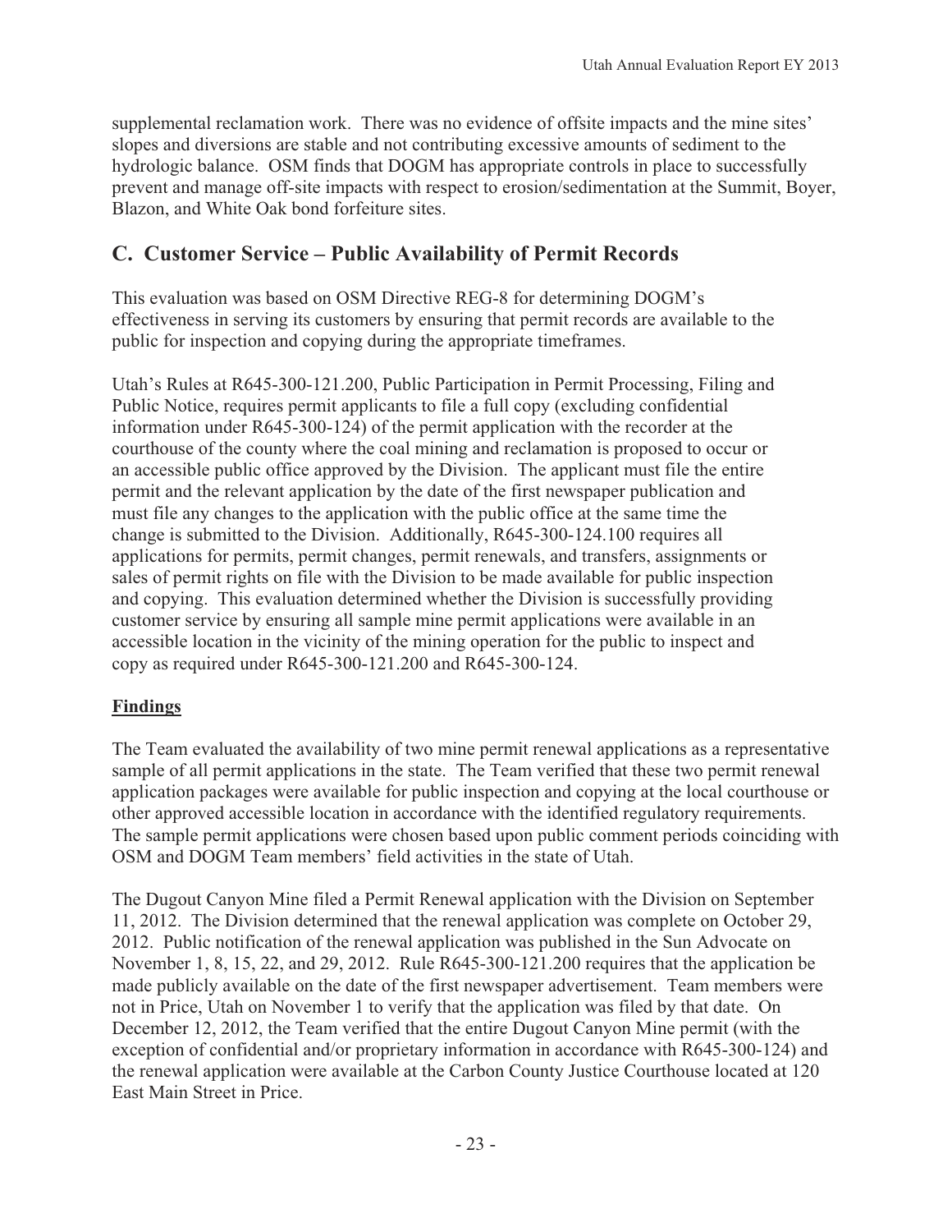supplemental reclamation work. There was no evidence of offsite impacts and the mine sites' slopes and diversions are stable and not contributing excessive amounts of sediment to the hydrologic balance. OSM finds that DOGM has appropriate controls in place to successfully prevent and manage off-site impacts with respect to erosion/sedimentation at the Summit, Boyer, Blazon, and White Oak bond forfeiture sites.

## C. Customer Service – Public Availability of Permit Records

This evaluation was based on OSM Directive REG-8 for determining DOGM's effectiveness in serving its customers by ensuring that permit records are available to the public for inspection and copying during the appropriate timeframes.

Utah's Rules at R645-300-121.200, Public Participation in Permit Processing, Filing and Public Notice, requires permit applicants to file a full copy (excluding confidential information under R645-300-124) of the permit application with the recorder at the courthouse of the county where the coal mining and reclamation is proposed to occur or an accessible public office approved by the Division. The applicant must file the entire permit and the relevant application by the date of the first newspaper publication and must file any changes to the application with the public office at the same time the change is submitted to the Division. Additionally, R645-300-124.100 requires all applications for permits, permit changes, permit renewals, and transfers, assignments or sales of permit rights on file with the Division to be made available for public inspection and copying. This evaluation determined whether the Division is successfully providing customer service by ensuring all sample mine permit applications were available in an accessible location in the vicinity of the mining operation for the public to inspect and copy as required under R645-300-121.200 and R645-300-124.

**Findings**

The Team evaluated the availability of two mine permit renewal applications as a representative sample of all permit applications in the state. The Team verified that these two permit renewal application packages were available for public inspection and copying at the local courthouse or other approved accessible location in accordance with the identified regulatory requirements. The sample permit applications were chosen based upon public comment periods coinciding with OSM and DOGM Team members' field activities in the state of Utah.

The Dugout Canyon Mine filed a Permit Renewal application with the Division on September 11, 2012. The Division determined that the renewal application was complete on October 29, 2012. Public notification of the renewal application was published in the Sun Advocate on November 1, 8, 15, 22, and 29, 2012. Rule R645-300-121.200 requires that the application be made publicly available on the date of the first newspaper advertisement. Team members were not in Price, Utah on November 1 to verify that the application was filed by that date. On December 12, 2012, the Team verified that the entire Dugout Canyon Mine permit (with the exception of confidential and/or proprietary information in accordance with R645-300-124) and the renewal application were available at the Carbon County Justice Courthouse located at 120 East Main Street in Price.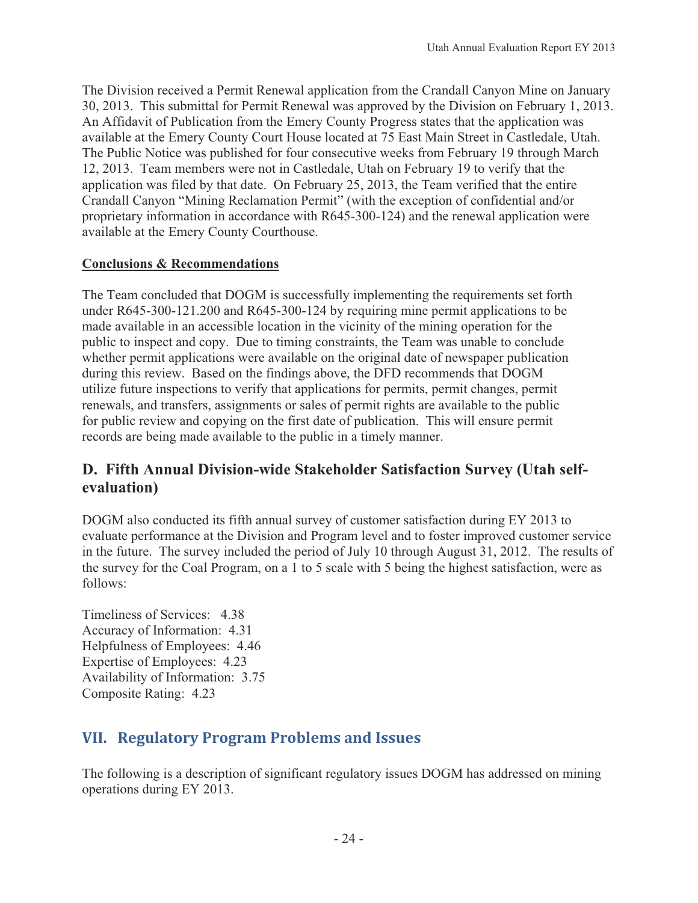The Division received a Permit Renewal application from the Crandall Canyon Mine on January 30, 2013. This submittal for Permit Renewal was approved by the Division on February 1, 2013. An Affidavit of Publication from the Emery County Progress states that the application was available at the Emery County Court House located at 75 East Main Street in Castledale, Utah. The Public Notice was published for four consecutive weeks from February 19 through March 12, 2013. Team members were not in Castledale, Utah on February 19 to verify that the application was filed by that date. On February 25, 2013, the Team verified that the entire Crandall Canyon "Mining Reclamation Permit" (with the exception of confidential and/or proprietary information in accordance with R645-300-124) and the renewal application were available at the Emery County Courthouse.

**Conclusions & Recommendations**

The Team concluded that DOGM is successfully implementing the requirements set forth under R645-300-121.200 and R645-300-124 by requiring mine permit applications to be made available in an accessible location in the vicinity of the mining operation for the public to inspect and copy. Due to timing constraints, the Team was unable to conclude whether permit applications were available on the original date of newspaper publication during this review. Based on the findings above, the DFD recommends that DOGM utilize future inspections to verify that applications for permits, permit changes, permit renewals, and transfers, assignments or sales of permit rights are available to the public for public review and copying on the first date of publication. This will ensure permit records are being made available to the public in a timely manner.

### D. Fifth Annual Division-wide Stakeholder Satisfaction Survey (Utah self-evaluation)

DOGM also conducted its fifth annual survey of customer satisfaction during EY 2013 to evaluate performance at the Division and Program level and to foster improved customer service in the future. The survey included the period of July 10 through August 31, 2012. The results of the survey for the Coal Program, on a 1 to 5 scale with 5 being the highest satisfaction, were as follows:

Timeliness of Services: 4.38
Accuracy of Information: 4.31
Helpfulness of Employees: 4.46
Expertise of Employees: 4.23
Availability of Information: 3.75
Composite Rating: 4.23

## VII. Regulatory Program Problems and Issues

The following is a description of significant regulatory issues DOGM has addressed on mining operations during EY 2013.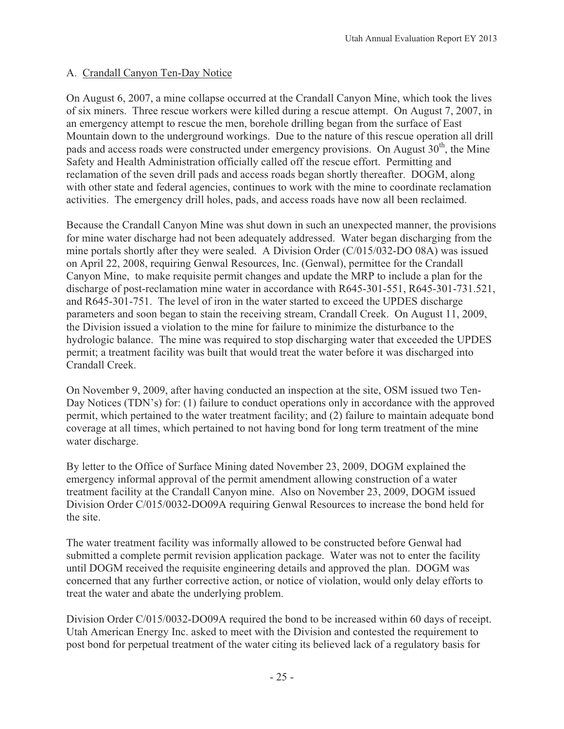A. Crandall Canyon Ten-Day Notice

On August 6, 2007, a mine collapse occurred at the Crandall Canyon Mine, which took the lives of six miners. Three rescue workers were killed during a rescue attempt. On August 7, 2007, in an emergency attempt to rescue the men, borehole drilling began from the surface of East Mountain down to the underground workings. Due to the nature of this rescue operation all drill pads and access roads were constructed under emergency provisions. On August 30th, the Mine Safety and Health Administration officially called off the rescue effort. Permitting and reclamation of the seven drill pads and access roads began shortly thereafter. DOGM, along with other state and federal agencies, continues to work with the mine to coordinate reclamation activities. The emergency drill holes, pads, and access roads have now all been reclaimed.

Because the Crandall Canyon Mine was shut down in such an unexpected manner, the provisions for mine water discharge had not been adequately addressed. Water began discharging from the mine portals shortly after they were sealed. A Division Order (C/015/032-DO 08A) was issued on April 22, 2008, requiring Genwal Resources, Inc. (Genwal), permittee for the Crandall Canyon Mine, to make requisite permit changes and update the MRP to include a plan for the discharge of post-reclamation mine water in accordance with R645-301-551, R645-301-731.521, and R645-301-751. The level of iron in the water started to exceed the UPDES discharge parameters and soon began to stain the receiving stream, Crandall Creek. On August 11, 2009, the Division issued a violation to the mine for failure to minimize the disturbance to the hydrologic balance. The mine was required to stop discharging water that exceeded the UPDES permit; a treatment facility was built that would treat the water before it was discharged into Crandall Creek.

On November 9, 2009, after having conducted an inspection at the site, OSM issued two Ten-Day Notices (TDN's) for: (1) failure to conduct operations only in accordance with the approved permit, which pertained to the water treatment facility; and (2) failure to maintain adequate bond coverage at all times, which pertained to not having bond for long term treatment of the mine water discharge.

By letter to the Office of Surface Mining dated November 23, 2009, DOGM explained the emergency informal approval of the permit amendment allowing construction of a water treatment facility at the Crandall Canyon mine. Also on November 23, 2009, DOGM issued Division Order C/015/0032-DO09A requiring Genwal Resources to increase the bond held for the site.

The water treatment facility was informally allowed to be constructed before Genwal had submitted a complete permit revision application package. Water was not to enter the facility until DOGM received the requisite engineering details and approved the plan. DOGM was concerned that any further corrective action, or notice of violation, would only delay efforts to treat the water and abate the underlying problem.

Division Order C/015/0032-DO09A required the bond to be increased within 60 days of receipt. Utah American Energy Inc. asked to meet with the Division and contested the requirement to post bond for perpetual treatment of the water citing its believed lack of a regulatory basis for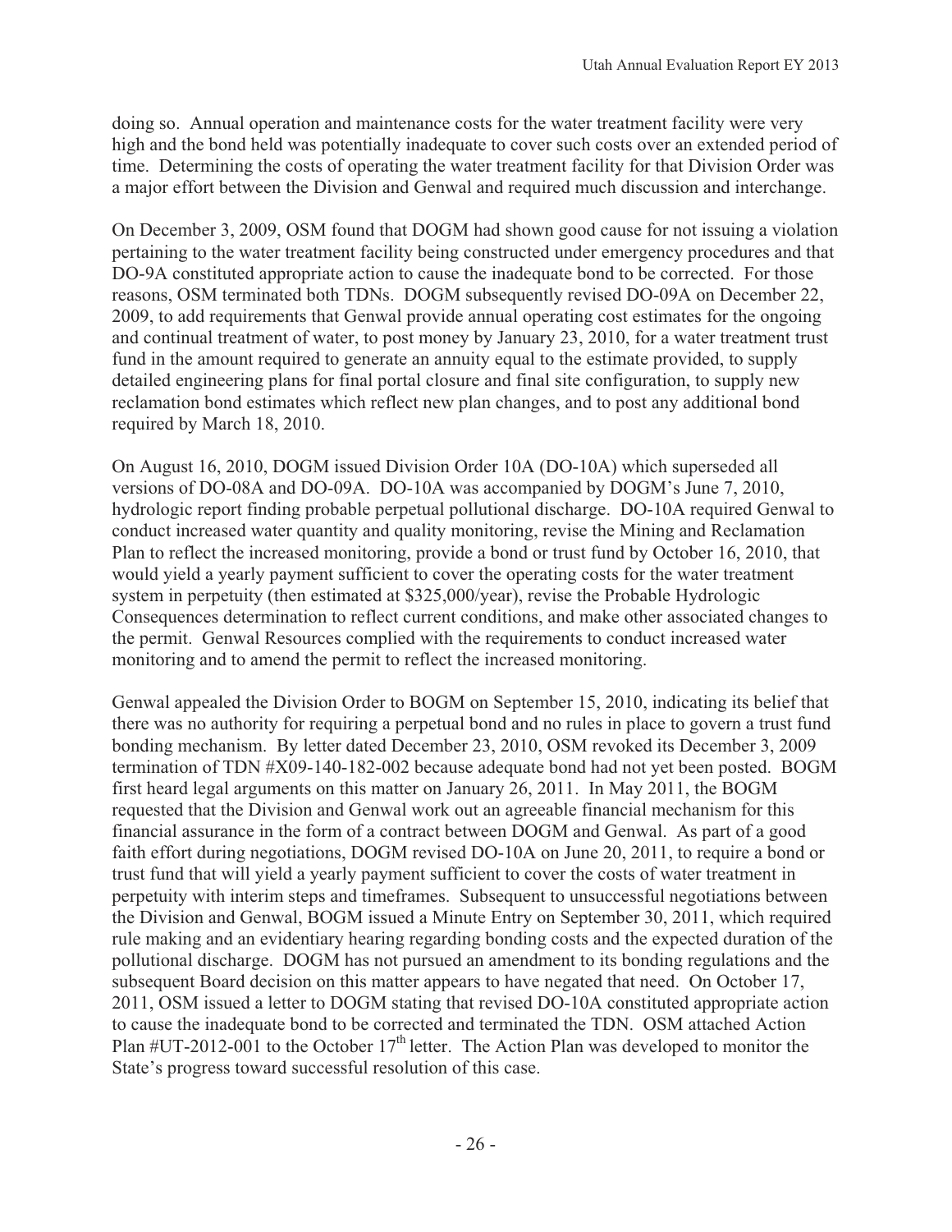doing so. Annual operation and maintenance costs for the water treatment facility were very high and the bond held was potentially inadequate to cover such costs over an extended period of time. Determining the costs of operating the water treatment facility for that Division Order was a major effort between the Division and Genwal and required much discussion and interchange.

On December 3, 2009, OSM found that DOGM had shown good cause for not issuing a violation pertaining to the water treatment facility being constructed under emergency procedures and that DO-9A constituted appropriate action to cause the inadequate bond to be corrected. For those reasons, OSM terminated both TDNs. DOGM subsequently revised DO-09A on December 22, 2009, to add requirements that Genwal provide annual operating cost estimates for the ongoing and continual treatment of water, to post money by January 23, 2010, for a water treatment trust fund in the amount required to generate an annuity equal to the estimate provided, to supply detailed engineering plans for final portal closure and final site configuration, to supply new reclamation bond estimates which reflect new plan changes, and to post any additional bond required by March 18, 2010.

On August 16, 2010, DOGM issued Division Order 10A (DO-10A) which superseded all versions of DO-08A and DO-09A. DO-10A was accompanied by DOGM's June 7, 2010, hydrologic report finding probable perpetual pollutional discharge. DO-10A required Genwal to conduct increased water quantity and quality monitoring, revise the Mining and Reclamation Plan to reflect the increased monitoring, provide a bond or trust fund by October 16, 2010, that would yield a yearly payment sufficient to cover the operating costs for the water treatment system in perpetuity (then estimated at $325,000/year), revise the Probable Hydrologic Consequences determination to reflect current conditions, and make other associated changes to the permit. Genwal Resources complied with the requirements to conduct increased water monitoring and to amend the permit to reflect the increased monitoring.

Genwal appealed the Division Order to BOGM on September 15, 2010, indicating its belief that there was no authority for requiring a perpetual bond and no rules in place to govern a trust fund bonding mechanism. By letter dated December 23, 2010, OSM revoked its December 3, 2009 termination of TDN #X09-140-182-002 because adequate bond had not yet been posted. BOGM first heard legal arguments on this matter on January 26, 2011. In May 2011, the BOGM requested that the Division and Genwal work out an agreeable financial mechanism for this financial assurance in the form of a contract between DOGM and Genwal. As part of a good faith effort during negotiations, DOGM revised DO-10A on June 20, 2011, to require a bond or trust fund that will yield a yearly payment sufficient to cover the costs of water treatment in perpetuity with interim steps and timeframes. Subsequent to unsuccessful negotiations between the Division and Genwal, BOGM issued a Minute Entry on September 30, 2011, which required rule making and an evidentiary hearing regarding bonding costs and the expected duration of the pollutional discharge. DOGM has not pursued an amendment to its bonding regulations and the subsequent Board decision on this matter appears to have negated that need. On October 17, 2011, OSM issued a letter to DOGM stating that revised DO-10A constituted appropriate action to cause the inadequate bond to be corrected and terminated the TDN. OSM attached Action Plan #UT-2012-001 to the October 17th letter. The Action Plan was developed to monitor the State's progress toward successful resolution of this case.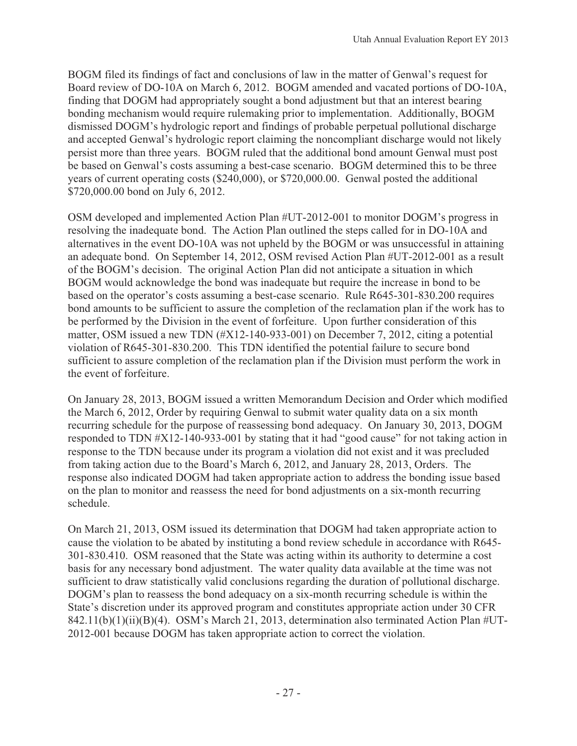BOGM filed its findings of fact and conclusions of law in the matter of Genwal's request for Board review of DO-10A on March 6, 2012. BOGM amended and vacated portions of DO-10A, finding that DOGM had appropriately sought a bond adjustment but that an interest bearing bonding mechanism would require rulemaking prior to implementation. Additionally, BOGM dismissed DOGM's hydrologic report and findings of probable perpetual pollutional discharge and accepted Genwal's hydrologic report claiming the noncompliant discharge would not likely persist more than three years. BOGM ruled that the additional bond amount Genwal must post be based on Genwal's costs assuming a best-case scenario. BOGM determined this to be three years of current operating costs ($240,000), or $720,000.00. Genwal posted the additional $720,000.00 bond on July 6, 2012.

OSM developed and implemented Action Plan #UT-2012-001 to monitor DOGM's progress in resolving the inadequate bond. The Action Plan outlined the steps called for in DO-10A and alternatives in the event DO-10A was not upheld by the BOGM or was unsuccessful in attaining an adequate bond. On September 14, 2012, OSM revised Action Plan #UT-2012-001 as a result of the BOGM's decision. The original Action Plan did not anticipate a situation in which BOGM would acknowledge the bond was inadequate but require the increase in bond to be based on the operator's costs assuming a best-case scenario. Rule R645-301-830.200 requires bond amounts to be sufficient to assure the completion of the reclamation plan if the work has to be performed by the Division in the event of forfeiture. Upon further consideration of this matter, OSM issued a new TDN (#X12-140-933-001) on December 7, 2012, citing a potential violation of R645-301-830.200. This TDN identified the potential failure to secure bond sufficient to assure completion of the reclamation plan if the Division must perform the work in the event of forfeiture.

On January 28, 2013, BOGM issued a written Memorandum Decision and Order which modified the March 6, 2012, Order by requiring Genwal to submit water quality data on a six month recurring schedule for the purpose of reassessing bond adequacy. On January 30, 2013, DOGM responded to TDN #X12-140-933-001 by stating that it had "good cause" for not taking action in response to the TDN because under its program a violation did not exist and it was precluded from taking action due to the Board's March 6, 2012, and January 28, 2013, Orders. The response also indicated DOGM had taken appropriate action to address the bonding issue based on the plan to monitor and reassess the need for bond adjustments on a six-month recurring schedule.

On March 21, 2013, OSM issued its determination that DOGM had taken appropriate action to cause the violation to be abated by instituting a bond review schedule in accordance with R645-301-830.410. OSM reasoned that the State was acting within its authority to determine a cost basis for any necessary bond adjustment. The water quality data available at the time was not sufficient to draw statistically valid conclusions regarding the duration of pollutional discharge. DOGM's plan to reassess the bond adequacy on a six-month recurring schedule is within the State's discretion under its approved program and constitutes appropriate action under 30 CFR 842.11(b)(1)(ii)(B)(4). OSM's March 21, 2013, determination also terminated Action Plan #UT-2012-001 because DOGM has taken appropriate action to correct the violation.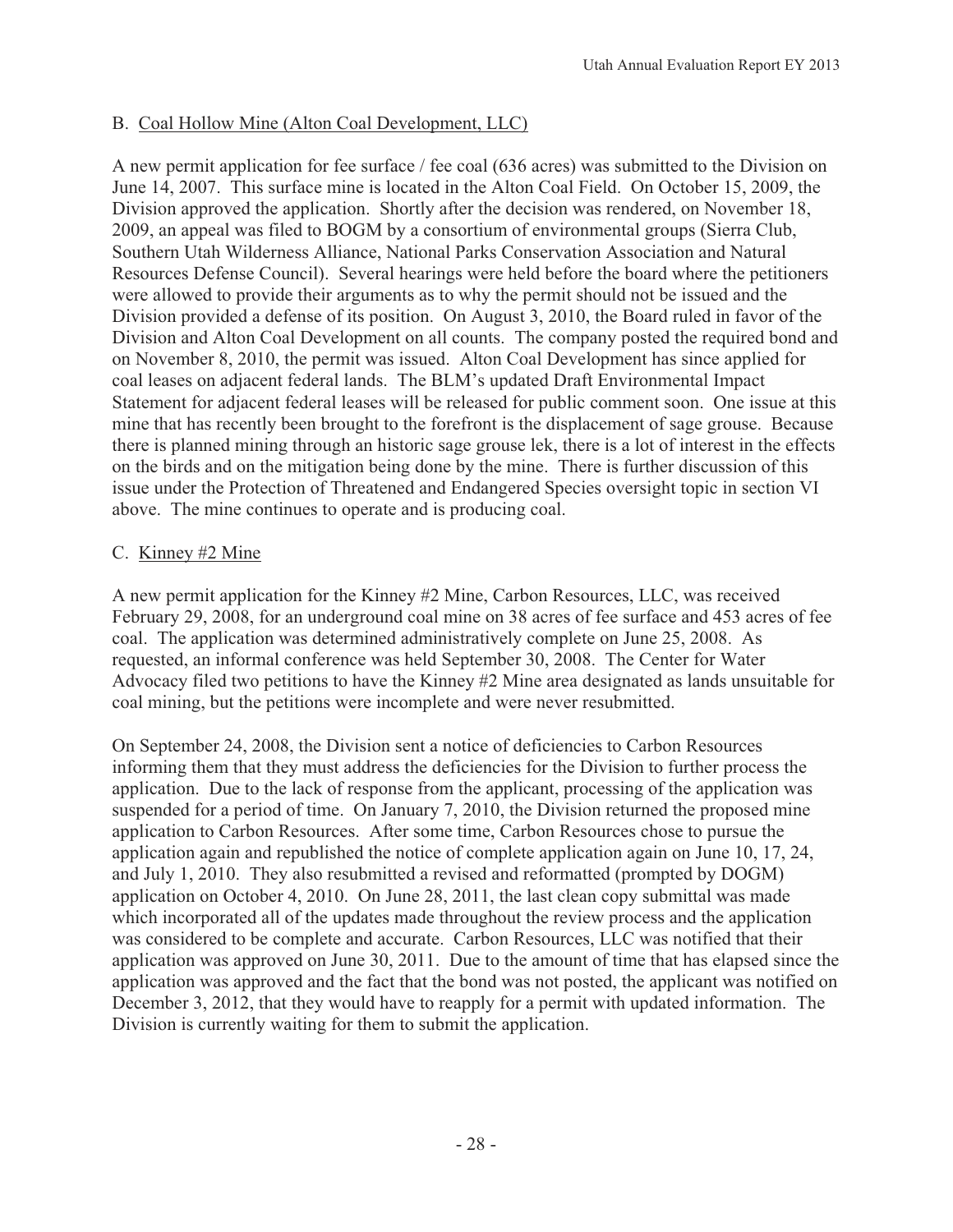### B. Coal Hollow Mine (Alton Coal Development, LLC)

A new permit application for fee surface / fee coal (636 acres) was submitted to the Division on June 14, 2007. This surface mine is located in the Alton Coal Field. On October 15, 2009, the Division approved the application. Shortly after the decision was rendered, on November 18, 2009, an appeal was filed to BOGM by a consortium of environmental groups (Sierra Club, Southern Utah Wilderness Alliance, National Parks Conservation Association and Natural Resources Defense Council). Several hearings were held before the board where the petitioners were allowed to provide their arguments as to why the permit should not be issued and the Division provided a defense of its position. On August 3, 2010, the Board ruled in favor of the Division and Alton Coal Development on all counts. The company posted the required bond and on November 8, 2010, the permit was issued. Alton Coal Development has since applied for coal leases on adjacent federal lands. The BLM's updated Draft Environmental Impact Statement for adjacent federal leases will be released for public comment soon. One issue at this mine that has recently been brought to the forefront is the displacement of sage grouse. Because there is planned mining through an historic sage grouse lek, there is a lot of interest in the effects on the birds and on the mitigation being done by the mine. There is further discussion of this issue under the Protection of Threatened and Endangered Species oversight topic in section VI above. The mine continues to operate and is producing coal.

### C. Kinney #2 Mine

A new permit application for the Kinney #2 Mine, Carbon Resources, LLC, was received February 29, 2008, for an underground coal mine on 38 acres of fee surface and 453 acres of fee coal. The application was determined administratively complete on June 25, 2008. As requested, an informal conference was held September 30, 2008. The Center for Water Advocacy filed two petitions to have the Kinney #2 Mine area designated as lands unsuitable for coal mining, but the petitions were incomplete and were never resubmitted.

On September 24, 2008, the Division sent a notice of deficiencies to Carbon Resources informing them that they must address the deficiencies for the Division to further process the application. Due to the lack of response from the applicant, processing of the application was suspended for a period of time. On January 7, 2010, the Division returned the proposed mine application to Carbon Resources. After some time, Carbon Resources chose to pursue the application again and republished the notice of complete application again on June 10, 17, 24, and July 1, 2010. They also resubmitted a revised and reformatted (prompted by DOGM) application on October 4, 2010. On June 28, 2011, the last clean copy submittal was made which incorporated all of the updates made throughout the review process and the application was considered to be complete and accurate. Carbon Resources, LLC was notified that their application was approved on June 30, 2011. Due to the amount of time that has elapsed since the application was approved and the fact that the bond was not posted, the applicant was notified on December 3, 2012, that they would have to reapply for a permit with updated information. The Division is currently waiting for them to submit the application.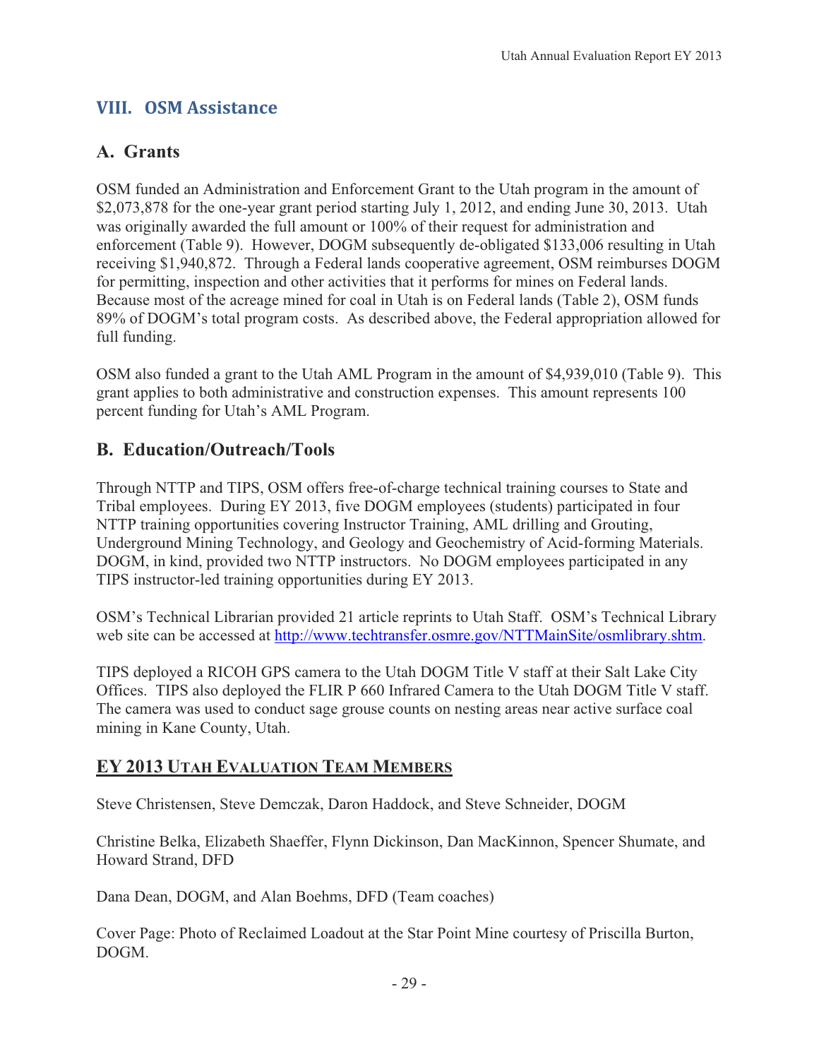## VIII. OSM Assistance

### A. Grants

OSM funded an Administration and Enforcement Grant to the Utah program in the amount of $2,073,878 for the one-year grant period starting July 1, 2012, and ending June 30, 2013. Utah was originally awarded the full amount or 100% of their request for administration and enforcement (Table 9). However, DOGM subsequently de-obligated $133,006 resulting in Utah receiving $1,940,872. Through a Federal lands cooperative agreement, OSM reimburses DOGM for permitting, inspection and other activities that it performs for mines on Federal lands. Because most of the acreage mined for coal in Utah is on Federal lands (Table 2), OSM funds 89% of DOGM's total program costs. As described above, the Federal appropriation allowed for full funding.

OSM also funded a grant to the Utah AML Program in the amount of $4,939,010 (Table 9). This grant applies to both administrative and construction expenses. This amount represents 100 percent funding for Utah's AML Program.

### B. Education/Outreach/Tools

Through NTTP and TIPS, OSM offers free-of-charge technical training courses to State and Tribal employees. During EY 2013, five DOGM employees (students) participated in four NTTP training opportunities covering Instructor Training, AML drilling and Grouting, Underground Mining Technology, and Geology and Geochemistry of Acid-forming Materials. DOGM, in kind, provided two NTTP instructors. No DOGM employees participated in any TIPS instructor-led training opportunities during EY 2013.

OSM's Technical Librarian provided 21 article reprints to Utah Staff. OSM's Technical Library web site can be accessed at http://www.techtransfer.osmre.gov/NTTMainSite/osmlibrary.shtm.

TIPS deployed a RICOH GPS camera to the Utah DOGM Title V staff at their Salt Lake City Offices. TIPS also deployed the FLIR P 660 Infrared Camera to the Utah DOGM Title V staff. The camera was used to conduct sage grouse counts on nesting areas near active surface coal mining in Kane County, Utah.

## EY 2013 Utah Evaluation Team Members

Steve Christensen, Steve Demczak, Daron Haddock, and Steve Schneider, DOGM

Christine Belka, Elizabeth Shaeffer, Flynn Dickinson, Dan MacKinnon, Spencer Shumate, and Howard Strand, DFD

Dana Dean, DOGM, and Alan Boehms, DFD (Team coaches)

Cover Page: Photo of Reclaimed Loadout at the Star Point Mine courtesy of Priscilla Burton, DOGM.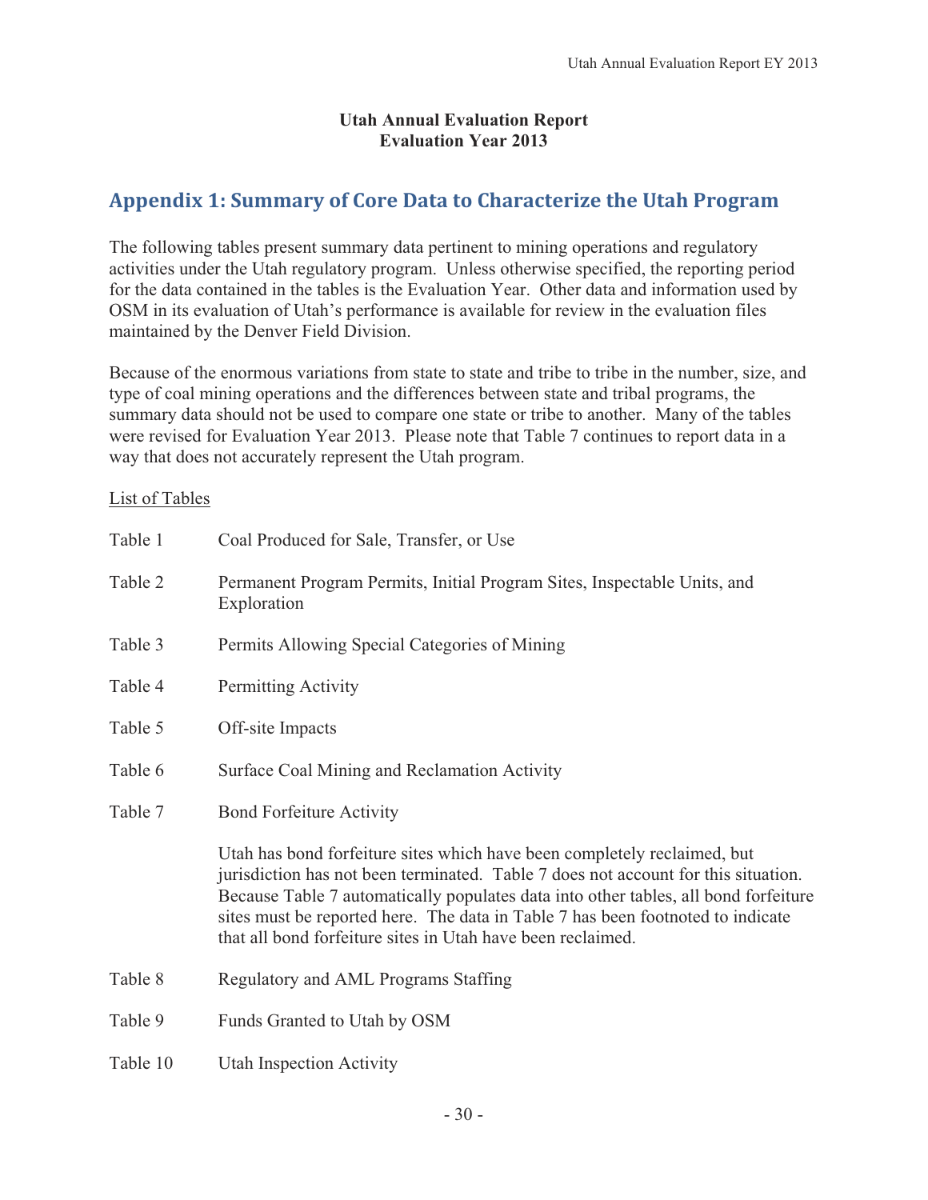**Utah Annual Evaluation Report**
**Evaluation Year 2013**

## Appendix 1: Summary of Core Data to Characterize the Utah Program

The following tables present summary data pertinent to mining operations and regulatory activities under the Utah regulatory program. Unless otherwise specified, the reporting period for the data contained in the tables is the Evaluation Year. Other data and information used by OSM in its evaluation of Utah's performance is available for review in the evaluation files maintained by the Denver Field Division.

Because of the enormous variations from state to state and tribe to tribe in the number, size, and type of coal mining operations and the differences between state and tribal programs, the summary data should not be used to compare one state or tribe to another. Many of the tables were revised for Evaluation Year 2013. Please note that Table 7 continues to report data in a way that does not accurately represent the Utah program.

List of Tables

| | |
|---|---|
| Table 1 | Coal Produced for Sale, Transfer, or Use |
| Table 2 | Permanent Program Permits, Initial Program Sites, Inspectable Units, and Exploration |
| Table 3 | Permits Allowing Special Categories of Mining |
| Table 4 | Permitting Activity |
| Table 5 | Off-site Impacts |
| Table 6 | Surface Coal Mining and Reclamation Activity |
| Table 7 | Bond Forfeiture Activity<br><br>Utah has bond forfeiture sites which have been completely reclaimed, but jurisdiction has not been terminated. Table 7 does not account for this situation. Because Table 7 automatically populates data into other tables, all bond forfeiture sites must be reported here. The data in Table 7 has been footnoted to indicate that all bond forfeiture sites in Utah have been reclaimed. |
| Table 8 | Regulatory and AML Programs Staffing |
| Table 9 | Funds Granted to Utah by OSM |
| Table 10 | Utah Inspection Activity |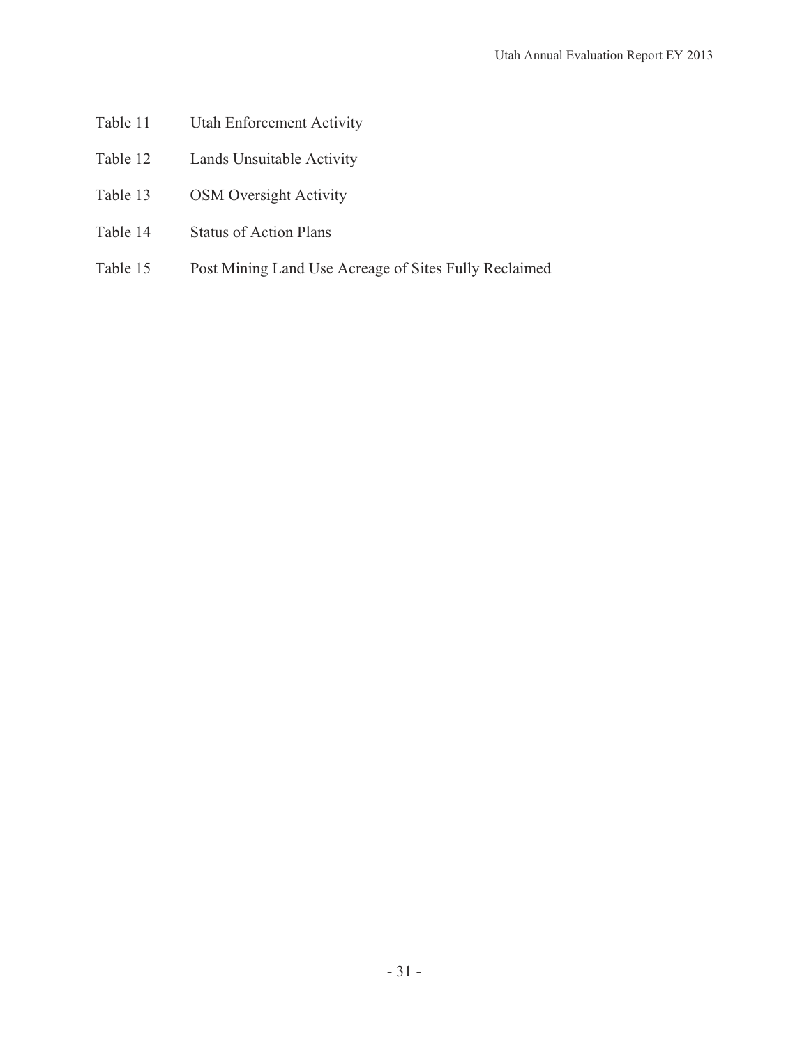Table 11 Utah Enforcement Activity

Table 12 Lands Unsuitable Activity

Table 13 OSM Oversight Activity

Table 14 Status of Action Plans

Table 15 Post Mining Land Use Acreage of Sites Fully Reclaimed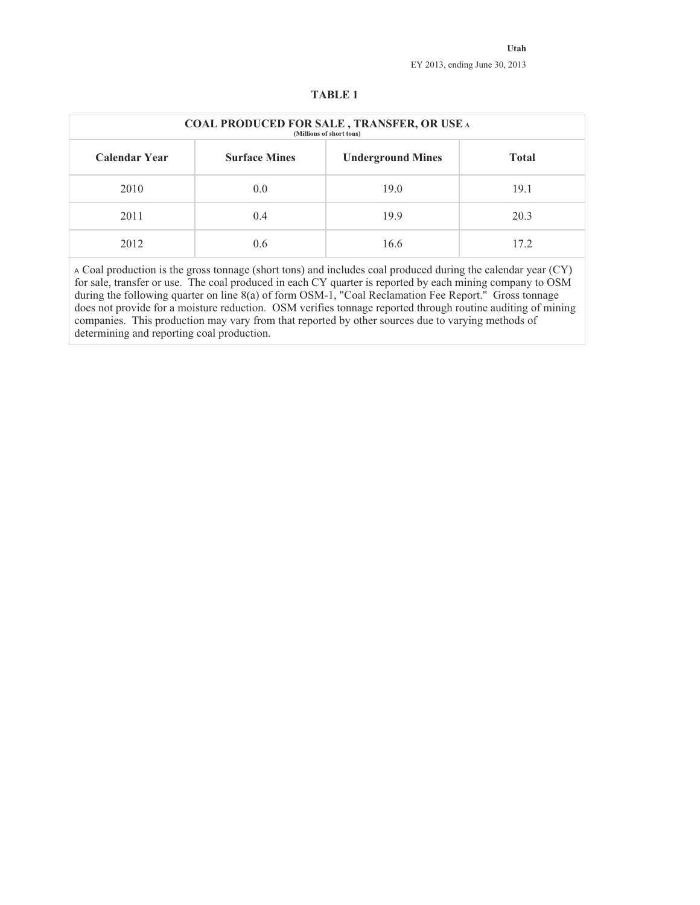Utah

EY 2013, ending June 30, 2013

## TABLE 1

| COAL PRODUCED FOR SALE , TRANSFER, OR USE [A] (Millions of short tons) | | | |
|---|---|---|---|
| **Calendar Year** | **Surface Mines** | **Underground Mines** | **Total** |
| 2010 | 0.0 | 19.0 | 19.1 |
| 2011 | 0.4 | 19.9 | 20.3 |
| 2012 | 0.6 | 16.6 | 17.2 |

[A] Coal production is the gross tonnage (short tons) and includes coal produced during the calendar year (CY) for sale, transfer or use. The coal produced in each CY quarter is reported by each mining company to OSM during the following quarter on line 8(a) of form OSM-1, "Coal Reclamation Fee Report." Gross tonnage does not provide for a moisture reduction. OSM verifies tonnage reported through routine auditing of mining companies. This production may vary from that reported by other sources due to varying methods of determining and reporting coal production.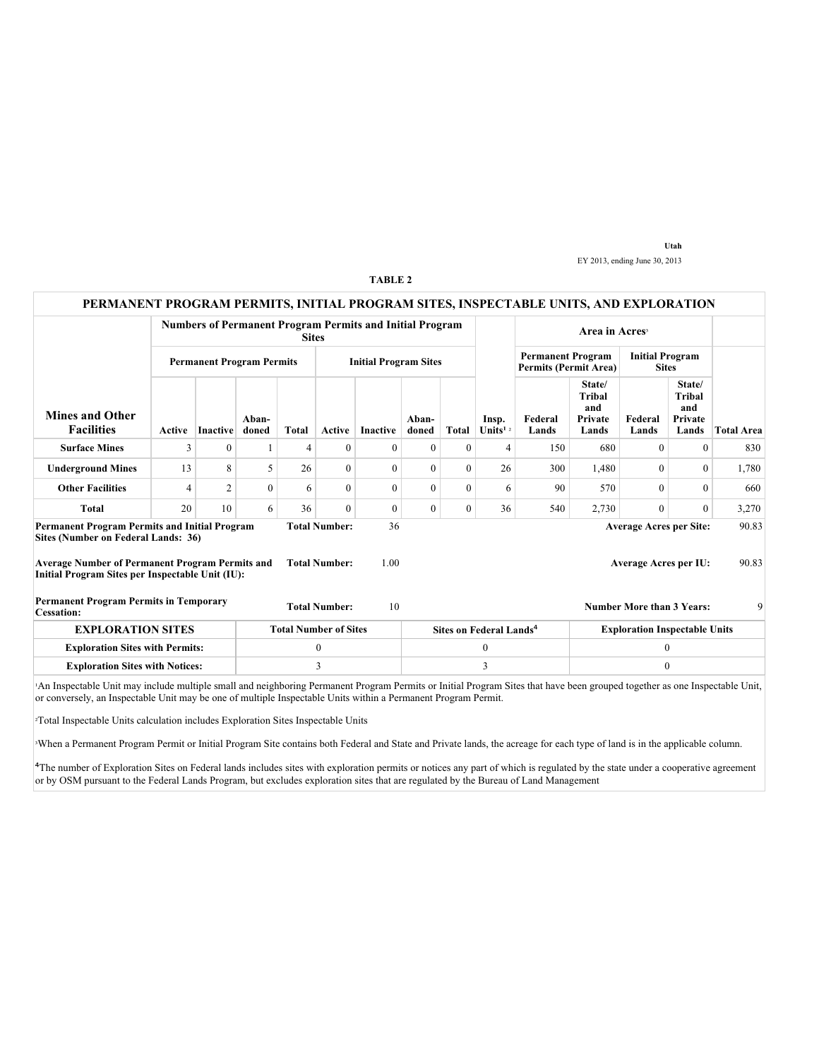Utah

EY 2013, ending June 30, 2013

**TABLE 2**

| PERMANENT PROGRAM PERMITS, INITIAL PROGRAM SITES, INSPECTABLE UNITS, AND EXPLORATION | | | | | | | | | | | | | | |
|---|---|---|---|---|---|---|---|---|---|---|---|---|---|---|
| | Numbers of Permanent Program Permits and Initial Program Sites | | | | | | | | | Area in Acres[3] | | | | |
| | Permanent Program Permits | | | | Initial Program Sites | | | | | Permanent Program Permits (Permit Area) | | Initial Program Sites | | |
| Mines and Other Facilities | Active | Inactive | Aban-doned | Total | Active | Inactive | Aban-doned | Total | Insp. Units[1 2] | Federal Lands | State/ Tribal and Private Lands | Federal Lands | State/ Tribal and Private Lands | Total Area |
| Surface Mines | 3 | 0 | 1 | 4 | 0 | 0 | 0 | 0 | 4 | 150 | 680 | 0 | 0 | 830 |
| Underground Mines | 13 | 8 | 5 | 26 | 0 | 0 | 0 | 0 | 26 | 300 | 1,480 | 0 | 0 | 1,780 |
| Other Facilities | 4 | 2 | 0 | 6 | 0 | 0 | 0 | 0 | 6 | 90 | 570 | 0 | 0 | 660 |
| Total | 20 | 10 | 6 | 36 | 0 | 0 | 0 | 0 | 36 | 540 | 2,730 | 0 | 0 | 3,270 |

| | | | | |
|---|---|---|---|---|
| **Permanent Program Permits and Initial Program Sites (Number on Federal Lands: 36)** | **Total Number:** | 36 | **Average Acres per Site:** | 90.83 |
| **Average Number of Permanent Program Permits and Initial Program Sites per Inspectable Unit (IU):** | **Total Number:** | 1.00 | **Average Acres per IU:** | 90.83 |
| **Permanent Program Permits in Temporary Cessation:** | **Total Number:** | 10 | **Number More than 3 Years:** | 9 |

| EXPLORATION SITES | Total Number of Sites | Sites on Federal Lands[4] | Exploration Inspectable Units |
|---|---|---|---|
| Exploration Sites with Permits: | 0 | 0 | 0 |
| Exploration Sites with Notices: | 3 | 3 | 0 |

[1]An Inspectable Unit may include multiple small and neighboring Permanent Program Permits or Initial Program Sites that have been grouped together as one Inspectable Unit, or conversely, an Inspectable Unit may be one of multiple Inspectable Units within a Permanent Program Permit.

[2]Total Inspectable Units calculation includes Exploration Sites Inspectable Units

[3]When a Permanent Program Permit or Initial Program Site contains both Federal and State and Private lands, the acreage for each type of land is in the applicable column.

[4]The number of Exploration Sites on Federal lands includes sites with exploration permits or notices any part of which is regulated by the state under a cooperative agreement or by OSM pursuant to the Federal Lands Program, but excludes exploration sites that are regulated by the Bureau of Land Management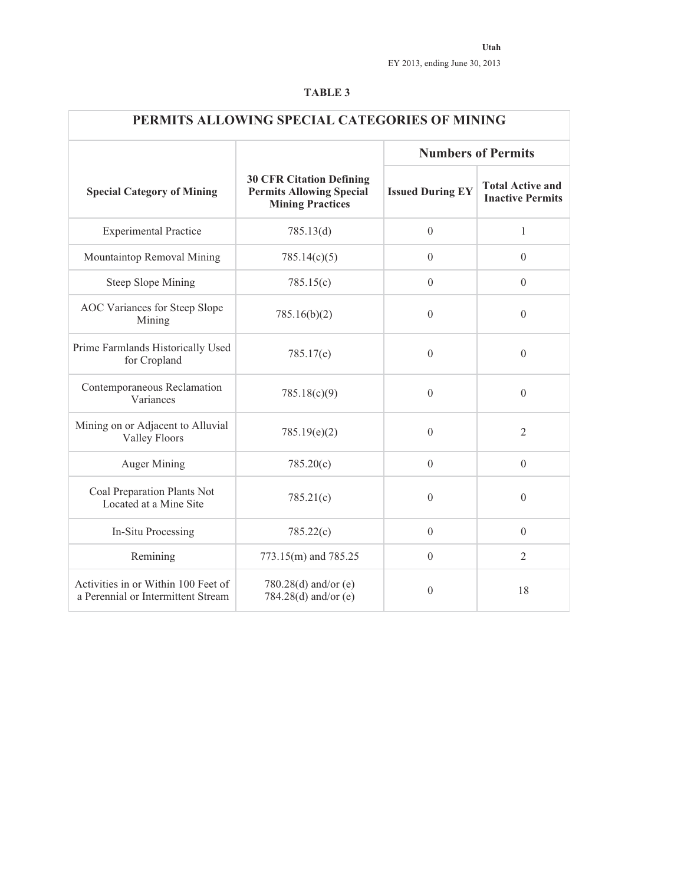**Utah**

EY 2013, ending June 30, 2013

**TABLE 3**

| PERMITS ALLOWING SPECIAL CATEGORIES OF MINING | | | |
|---|---|---|---|
| | | **Numbers of Permits** | |
| **Special Category of Mining** | **30 CFR Citation Defining Permits Allowing Special Mining Practices** | **Issued During EY** | **Total Active and Inactive Permits** |
| Experimental Practice | 785.13(d) | 0 | 1 |
| Mountaintop Removal Mining | 785.14(c)(5) | 0 | 0 |
| Steep Slope Mining | 785.15(c) | 0 | 0 |
| AOC Variances for Steep Slope Mining | 785.16(b)(2) | 0 | 0 |
| Prime Farmlands Historically Used for Cropland | 785.17(e) | 0 | 0 |
| Contemporaneous Reclamation Variances | 785.18(c)(9) | 0 | 0 |
| Mining on or Adjacent to Alluvial Valley Floors | 785.19(e)(2) | 0 | 2 |
| Auger Mining | 785.20(c) | 0 | 0 |
| Coal Preparation Plants Not Located at a Mine Site | 785.21(c) | 0 | 0 |
| In-Situ Processing | 785.22(c) | 0 | 0 |
| Remining | 773.15(m) and 785.25 | 0 | 2 |
| Activities in or Within 100 Feet of a Perennial or Intermittent Stream | 780.28(d) and/or (e) 784.28(d) and/or (e) | 0 | 18 |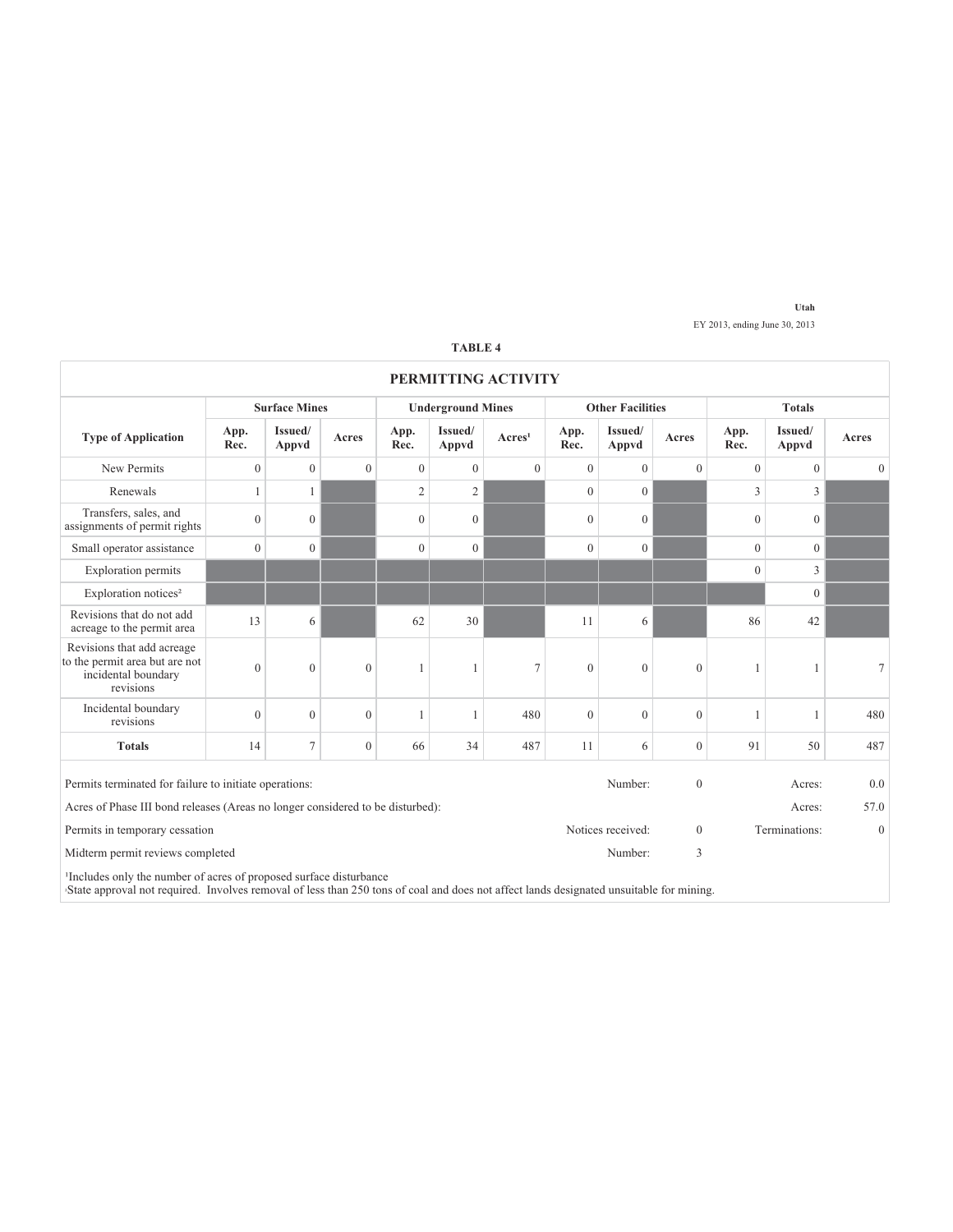Utah

EY 2013, ending June 30, 2013

**TABLE 4**

## PERMITTING ACTIVITY

| Type of Application | Surface Mines | | | Underground Mines | | | Other Facilities | | | Totals | | |
|---|---|---|---|---|---|---|---|---|---|---|---|---|
| | App. Rec. | Issued/ Appvd | Acres | App. Rec. | Issued/ Appvd | Acres[1] | App. Rec. | Issued/ Appvd | Acres | App. Rec. | Issued/ Appvd | Acres |
| New Permits | 0 | 0 | 0 | 0 | 0 | 0 | 0 | 0 | 0 | 0 | 0 | 0 |
| Renewals | 1 | 1 | | 2 | 2 | | 0 | 0 | | 3 | 3 | |
| Transfers, sales, and assignments of permit rights | 0 | 0 | | 0 | 0 | | 0 | 0 | | 0 | 0 | |
| Small operator assistance | 0 | 0 | | 0 | 0 | | 0 | 0 | | 0 | 0 | |
| Exploration permits | | | | | | | | | | 0 | 3 | |
| Exploration notices[2] | | | | | | | | | | | 0 | |
| Revisions that do not add acreage to the permit area | 13 | 6 | | 62 | 30 | | 11 | 6 | | 86 | 42 | |
| Revisions that add acreage to the permit area but are not incidental boundary revisions | 0 | 0 | 0 | 1 | 1 | 7 | 0 | 0 | 0 | 1 | 1 | 7 |
| Incidental boundary revisions | 0 | 0 | 0 | 1 | 1 | 480 | 0 | 0 | 0 | 1 | 1 | 480 |
| **Totals** | 14 | 7 | 0 | 66 | 34 | 487 | 11 | 6 | 0 | 91 | 50 | 487 |

| | | | | |
|---|---|---|---|---|
| Permits terminated for failure to initiate operations: | Number: | 0 | Acres: | 0.0 |
| Acres of Phase III bond releases (Areas no longer considered to be disturbed): | | | Acres: | 57.0 |
| Permits in temporary cessation | Notices received: | 0 | Terminations: | 0 |
| Midterm permit reviews completed | Number: | 3 | | |

[1]Includes only the number of acres of proposed surface disturbance

[2]State approval not required. Involves removal of less than 250 tons of coal and does not affect lands designated unsuitable for mining.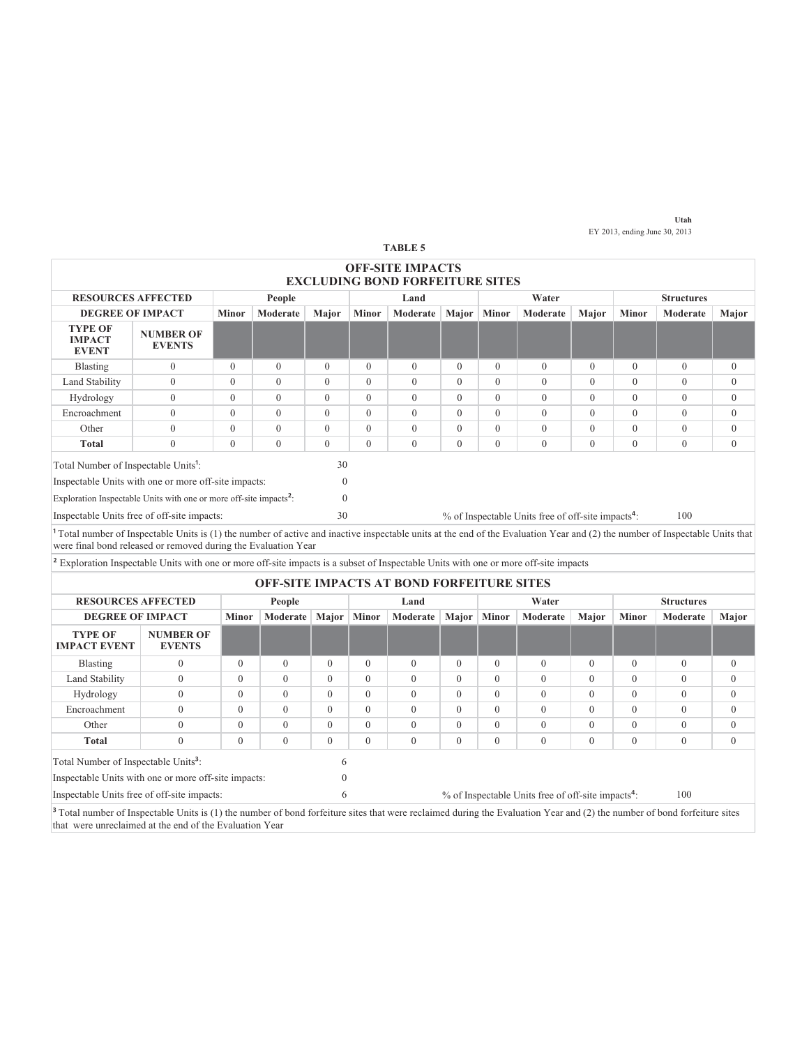Utah
EY 2013, ending June 30, 2013

**TABLE 5**

## OFF-SITE IMPACTS EXCLUDING BOND FORFEITURE SITES

| RESOURCES AFFECTED | | People | | | Land | | | Water | | | Structures | | |
|---|---|---|---|---|---|---|---|---|---|---|---|---|---|
| DEGREE OF IMPACT | | Minor | Moderate | Major | Minor | Moderate | Major | Minor | Moderate | Major | Minor | Moderate | Major |
| TYPE OF IMPACT EVENT | NUMBER OF EVENTS | | | | | | | | | | | | |
| Blasting | 0 | 0 | 0 | 0 | 0 | 0 | 0 | 0 | 0 | 0 | 0 | 0 | 0 |
| Land Stability | 0 | 0 | 0 | 0 | 0 | 0 | 0 | 0 | 0 | 0 | 0 | 0 | 0 |
| Hydrology | 0 | 0 | 0 | 0 | 0 | 0 | 0 | 0 | 0 | 0 | 0 | 0 | 0 |
| Encroachment | 0 | 0 | 0 | 0 | 0 | 0 | 0 | 0 | 0 | 0 | 0 | 0 | 0 |
| Other | 0 | 0 | 0 | 0 | 0 | 0 | 0 | 0 | 0 | 0 | 0 | 0 | 0 |
| **Total** | 0 | 0 | 0 | 0 | 0 | 0 | 0 | 0 | 0 | 0 | 0 | 0 | 0 |

Total Number of Inspectable Units[1]: 30

Inspectable Units with one or more off-site impacts: 0

Exploration Inspectable Units with one or more off-site impacts[2]: 0

Inspectable Units free of off-site impacts: 30

% of Inspectable Units free of off-site impacts[4]: 100

[1] Total number of Inspectable Units is (1) the number of active and inactive inspectable units at the end of the Evaluation Year and (2) the number of Inspectable Units that were final bond released or removed during the Evaluation Year

[2] Exploration Inspectable Units with one or more off-site impacts is a subset of Inspectable Units with one or more off-site impacts

## OFF-SITE IMPACTS AT BOND FORFEITURE SITES

| RESOURCES AFFECTED | | People | | | Land | | | Water | | | Structures | | |
|---|---|---|---|---|---|---|---|---|---|---|---|---|---|
| DEGREE OF IMPACT | | Minor | Moderate | Major | Minor | Moderate | Major | Minor | Moderate | Major | Minor | Moderate | Major |
| TYPE OF IMPACT EVENT | NUMBER OF EVENTS | | | | | | | | | | | | |
| Blasting | 0 | 0 | 0 | 0 | 0 | 0 | 0 | 0 | 0 | 0 | 0 | 0 | 0 |
| Land Stability | 0 | 0 | 0 | 0 | 0 | 0 | 0 | 0 | 0 | 0 | 0 | 0 | 0 |
| Hydrology | 0 | 0 | 0 | 0 | 0 | 0 | 0 | 0 | 0 | 0 | 0 | 0 | 0 |
| Encroachment | 0 | 0 | 0 | 0 | 0 | 0 | 0 | 0 | 0 | 0 | 0 | 0 | 0 |
| Other | 0 | 0 | 0 | 0 | 0 | 0 | 0 | 0 | 0 | 0 | 0 | 0 | 0 |
| **Total** | 0 | 0 | 0 | 0 | 0 | 0 | 0 | 0 | 0 | 0 | 0 | 0 | 0 |

Total Number of Inspectable Units[3]: 6

Inspectable Units with one or more off-site impacts: 0

Inspectable Units free of off-site impacts: 6

% of Inspectable Units free of off-site impacts[4]: 100

[3] Total number of Inspectable Units is (1) the number of bond forfeiture sites that were reclaimed during the Evaluation Year and (2) the number of bond forfeiture sites that were unreclaimed at the end of the Evaluation Year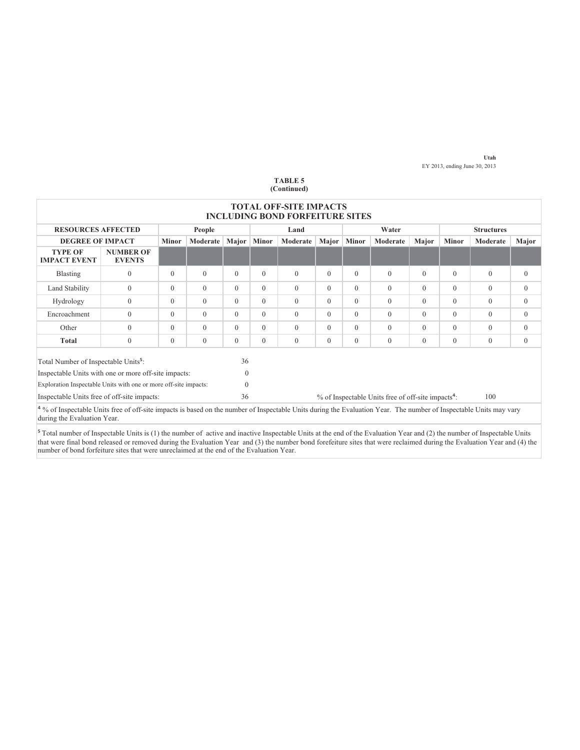Utah
EY 2013, ending June 30, 2013

**TABLE 5**
**(Continued)**

**TOTAL OFF-SITE IMPACTS**
**INCLUDING BOND FORFEITURE SITES**

| RESOURCES AFFECTED | | People | | | Land | | | Water | | | Structures | | |
|---|---|---|---|---|---|---|---|---|---|---|---|---|---|
| DEGREE OF IMPACT | | Minor | Moderate | Major | Minor | Moderate | Major | Minor | Moderate | Major | Minor | Moderate | Major |
| TYPE OF IMPACT EVENT | NUMBER OF EVENTS | | | | | | | | | | | | |
| Blasting | 0 | 0 | 0 | 0 | 0 | 0 | 0 | 0 | 0 | 0 | 0 | 0 | 0 |
| Land Stability | 0 | 0 | 0 | 0 | 0 | 0 | 0 | 0 | 0 | 0 | 0 | 0 | 0 |
| Hydrology | 0 | 0 | 0 | 0 | 0 | 0 | 0 | 0 | 0 | 0 | 0 | 0 | 0 |
| Encroachment | 0 | 0 | 0 | 0 | 0 | 0 | 0 | 0 | 0 | 0 | 0 | 0 | 0 |
| Other | 0 | 0 | 0 | 0 | 0 | 0 | 0 | 0 | 0 | 0 | 0 | 0 | 0 |
| **Total** | 0 | 0 | 0 | 0 | 0 | 0 | 0 | 0 | 0 | 0 | 0 | 0 | 0 |

Total Number of Inspectable Units[5]: 36

Inspectable Units with one or more off-site impacts: 0

Exploration Inspectable Units with one or more off-site impacts: 0

Inspectable Units free of off-site impacts: 36

% of Inspectable Units free of off-site impacts[4]: 100

[4] % of Inspectable Units free of off-site impacts is based on the number of Inspectable Units during the Evaluation Year. The number of Inspectable Units may vary during the Evaluation Year.

[5] Total number of Inspectable Units is (1) the number of active and inactive Inspectable Units at the end of the Evaluation Year and (2) the number of Inspectable Units that were final bond released or removed during the Evaluation Year and (3) the number bond forefeiture sites that were reclaimed during the Evaluation Year and (4) the number of bond forfeiture sites that were unreclaimed at the end of the Evaluation Year.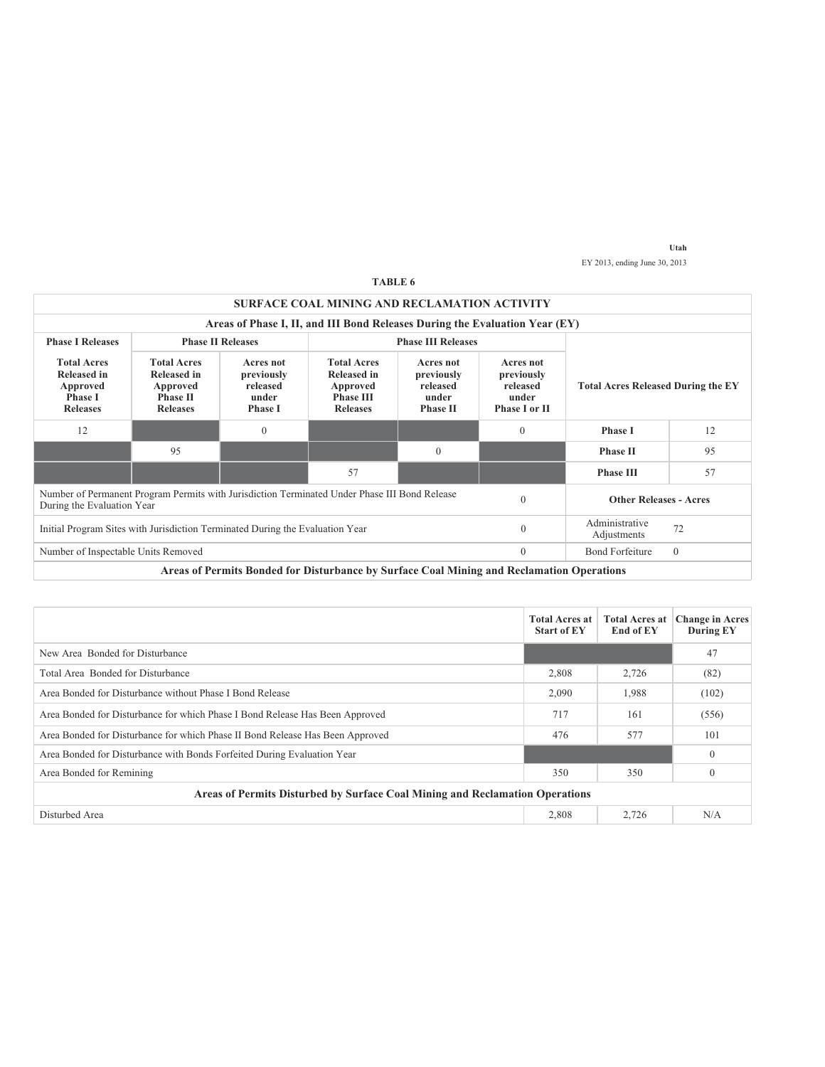**Utah**

EY 2013, ending June 30, 2013

**TABLE 6**

**SURFACE COAL MINING AND RECLAMATION ACTIVITY**

**Areas of Phase I, II, and III Bond Releases During the Evaluation Year (EY)**

| Phase I Releases | Phase II Releases | | Phase III Releases | | | | |
|---|---|---|---|---|---|---|---|
| Total Acres Released in Approved Phase I Releases | Total Acres Released in Approved Phase II Releases | Acres not previously released under Phase I | Total Acres Released in Approved Phase III Releases | Acres not previously released under Phase II | Acres not previously released under Phase I or II | Total Acres Released During the EY | |
| 12 | | 0 | | | 0 | Phase I | 12 |
| | 95 | | | 0 | | Phase II | 95 |
| | | | 57 | | | Phase III | 57 |
| Number of Permanent Program Permits with Jurisdiction Terminated Under Phase III Bond Release During the Evaluation Year | | | | | 0 | Other Releases - Acres | |
| Initial Program Sites with Jurisdiction Terminated During the Evaluation Year | | | | | 0 | Administrative Adjustments | 72 |
| Number of Inspectable Units Removed | | | | | 0 | Bond Forfeiture | 0 |

**Areas of Permits Bonded for Disturbance by Surface Coal Mining and Reclamation Operations**

| | Total Acres at Start of EY | Total Acres at End of EY | Change in Acres During EY |
|---|---|---|---|
| New Area Bonded for Disturbance | | | 47 |
| Total Area Bonded for Disturbance | 2,808 | 2,726 | (82) |
| Area Bonded for Disturbance without Phase I Bond Release | 2,090 | 1,988 | (102) |
| Area Bonded for Disturbance for which Phase I Bond Release Has Been Approved | 717 | 161 | (556) |
| Area Bonded for Disturbance for which Phase II Bond Release Has Been Approved | 476 | 577 | 101 |
| Area Bonded for Disturbance with Bonds Forfeited During Evaluation Year | | | 0 |
| Area Bonded for Remining | 350 | 350 | 0 |
| **Areas of Permits Disturbed by Surface Coal Mining and Reclamation Operations** | | | |
| Disturbed Area | 2,808 | 2,726 | N/A |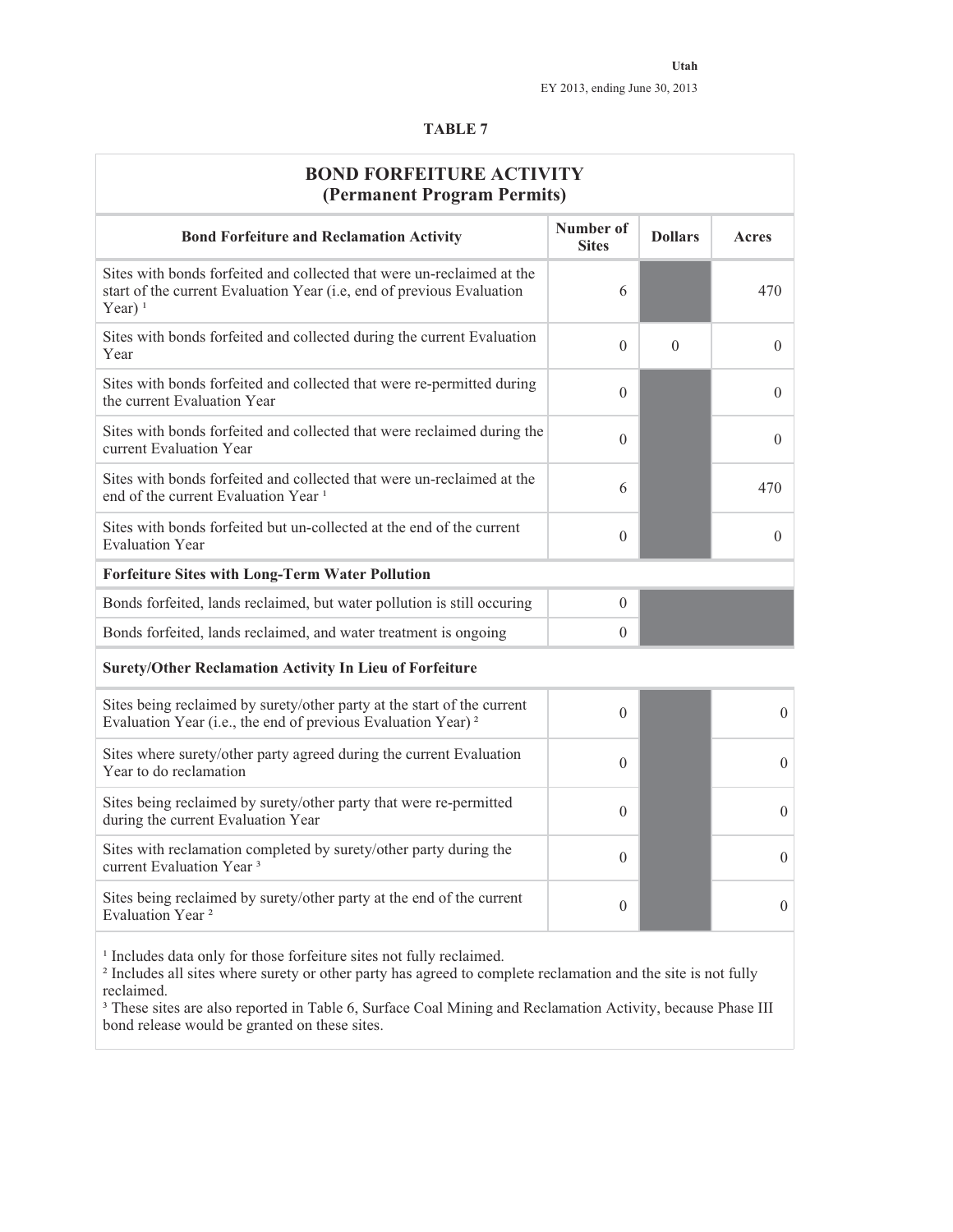Utah

EY 2013, ending June 30, 2013

## TABLE 7

| BOND FORFEITURE ACTIVITY (Permanent Program Permits) | | | |
|---|---|---|---|
| **Bond Forfeiture and Reclamation Activity** | **Number of Sites** | **Dollars** | **Acres** |
| Sites with bonds forfeited and collected that were un-reclaimed at the start of the current Evaluation Year (i.e, end of previous Evaluation Year) [1] | 6 | | 470 |
| Sites with bonds forfeited and collected during the current Evaluation Year | 0 | 0 | 0 |
| Sites with bonds forfeited and collected that were re-permitted during the current Evaluation Year | 0 | | 0 |
| Sites with bonds forfeited and collected that were reclaimed during the current Evaluation Year | 0 | | 0 |
| Sites with bonds forfeited and collected that were un-reclaimed at the end of the current Evaluation Year [1] | 6 | | 470 |
| Sites with bonds forfeited but un-collected at the end of the current Evaluation Year | 0 | | 0 |
| **Forfeiture Sites with Long-Term Water Pollution** | | | |
| Bonds forfeited, lands reclaimed, but water pollution is still occuring | 0 | | |
| Bonds forfeited, lands reclaimed, and water treatment is ongoing | 0 | | |
| **Surety/Other Reclamation Activity In Lieu of Forfeiture** | | | |
| Sites being reclaimed by surety/other party at the start of the current Evaluation Year (i.e., the end of previous Evaluation Year) [2] | 0 | | 0 |
| Sites where surety/other party agreed during the current Evaluation Year to do reclamation | 0 | | 0 |
| Sites being reclaimed by surety/other party that were re-permitted during the current Evaluation Year | 0 | | 0 |
| Sites with reclamation completed by surety/other party during the current Evaluation Year [3] | 0 | | 0 |
| Sites being reclaimed by surety/other party at the end of the current Evaluation Year [2] | 0 | | 0 |

[1] Includes data only for those forfeiture sites not fully reclaimed.
[2] Includes all sites where surety or other party has agreed to complete reclamation and the site is not fully reclaimed.
[3] These sites are also reported in Table 6, Surface Coal Mining and Reclamation Activity, because Phase III bond release would be granted on these sites.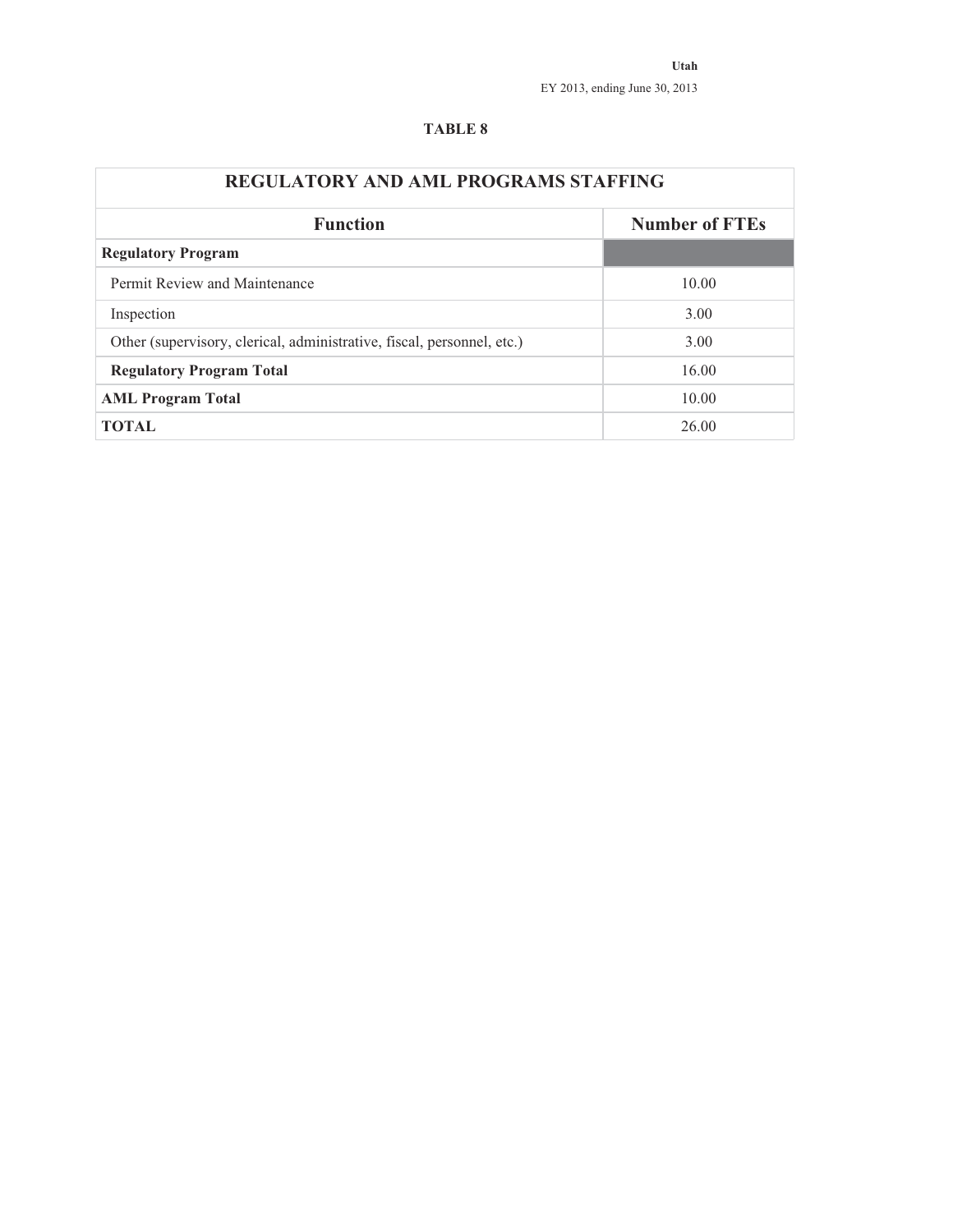Utah

EY 2013, ending June 30, 2013

**TABLE 8**

| REGULATORY AND AML PROGRAMS STAFFING | |
|---|---|
| **Function** | **Number of FTEs** |
| **Regulatory Program** | |
| Permit Review and Maintenance | 10.00 |
| Inspection | 3.00 |
| Other (supervisory, clerical, administrative, fiscal, personnel, etc.) | 3.00 |
| **Regulatory Program Total** | 16.00 |
| **AML Program Total** | 10.00 |
| **TOTAL** | 26.00 |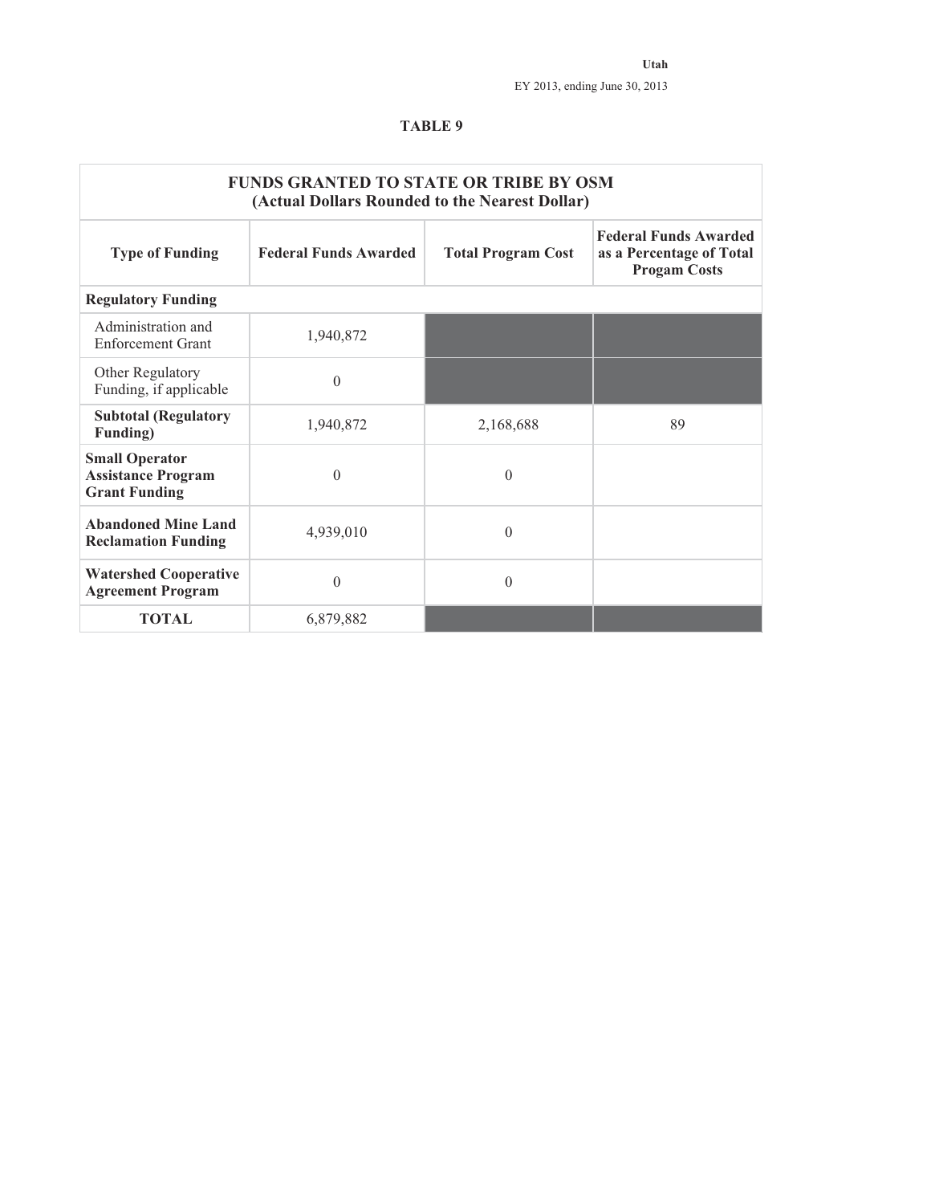Utah

EY 2013, ending June 30, 2013

## TABLE 9

| FUNDS GRANTED TO STATE OR TRIBE BY OSM (Actual Dollars Rounded to the Nearest Dollar) | | | |
|---|---|---|---|
| **Type of Funding** | **Federal Funds Awarded** | **Total Program Cost** | **Federal Funds Awarded as a Percentage of Total Progam Costs** |
| **Regulatory Funding** | | | |
| Administration and Enforcement Grant | 1,940,872 | | |
| Other Regulatory Funding, if applicable | 0 | | |
| **Subtotal (Regulatory Funding)** | 1,940,872 | 2,168,688 | 89 |
| **Small Operator Assistance Program Grant Funding** | 0 | 0 | |
| **Abandoned Mine Land Reclamation Funding** | 4,939,010 | 0 | |
| **Watershed Cooperative Agreement Program** | 0 | 0 | |
| **TOTAL** | 6,879,882 | | |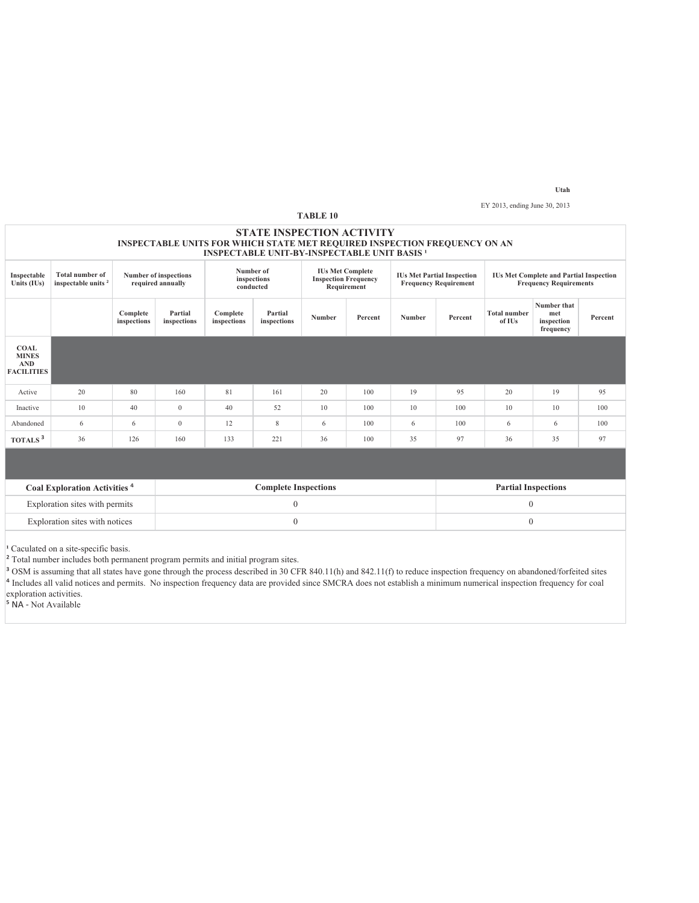Utah

EY 2013, ending June 30, 2013

TABLE 10

## STATE INSPECTION ACTIVITY

### INSPECTABLE UNITS FOR WHICH STATE MET REQUIRED INSPECTION FREQUENCY ON AN INSPECTABLE UNIT-BY-INSPECTABLE UNIT BASIS [1]

| Inspectable Units (IUs) | Total number of inspectable units [2] | Number of inspections required annually | | Number of inspections conducted | | IUs Met Complete Inspection Frequency Requirement | | IUs Met Partial Inspection Frequency Requirement | | IUs Met Complete and Partial Inspection Frequency Requirements | | |
|---|---|---|---|---|---|---|---|---|---|---|---|---|
| | | Complete inspections | Partial inspections | Complete inspections | Partial inspections | Number | Percent | Number | Percent | Total number of IUs | Number that met inspection frequency | Percent |
| **COAL MINES AND FACILITIES** | | | | | | | | | | | | |
| Active | 20 | 80 | 160 | 81 | 161 | 20 | 100 | 19 | 95 | 20 | 19 | 95 |
| Inactive | 10 | 40 | 0 | 40 | 52 | 10 | 100 | 10 | 100 | 10 | 10 | 100 |
| Abandoned | 6 | 6 | 0 | 12 | 8 | 6 | 100 | 6 | 100 | 6 | 6 | 100 |
| **TOTALS [3]** | 36 | 126 | 160 | 133 | 221 | 36 | 100 | 35 | 97 | 36 | 35 | 97 |

| Coal Exploration Activities [4] | Complete Inspections | Partial Inspections |
|---|---|---|
| Exploration sites with permits | 0 | 0 |
| Exploration sites with notices | 0 | 0 |

[1] Caculated on a site-specific basis.

[2] Total number includes both permanent program permits and initial program sites.

[3] OSM is assuming that all states have gone through the process described in 30 CFR 840.11(h) and 842.11(f) to reduce inspection frequency on abandoned/forfeited sites

[4] Includes all valid notices and permits. No inspection frequency data are provided since SMCRA does not establish a minimum numerical inspection frequency for coal exploration activities.

[5] NA - Not Available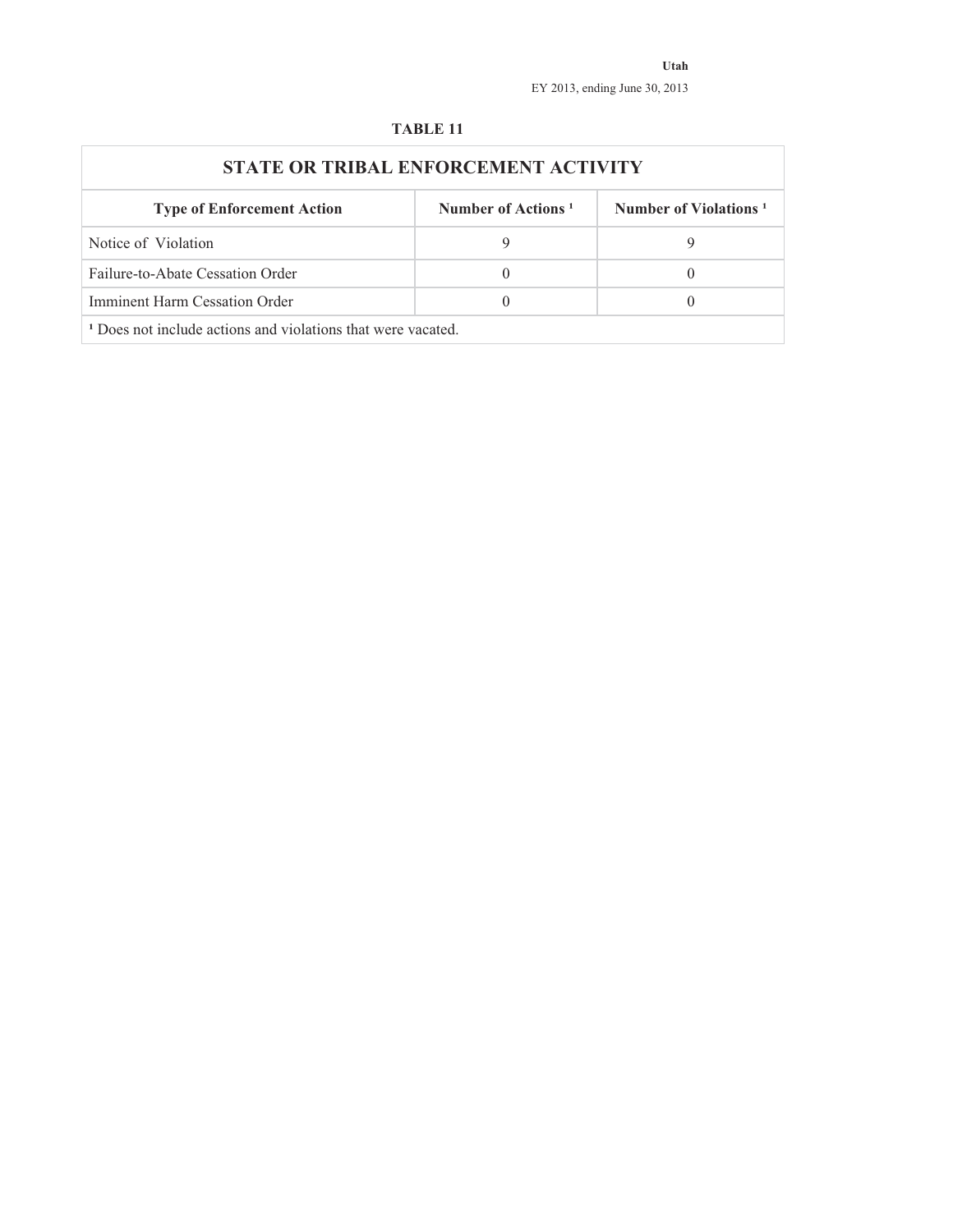**TABLE 11**

| STATE OR TRIBAL ENFORCEMENT ACTIVITY | | |
|---|---|---|
| **Type of Enforcement Action** | **Number of Actions [1]** | **Number of Violations [1]** |
| Notice of Violation | 9 | 9 |
| Failure-to-Abate Cessation Order | 0 | 0 |
| Imminent Harm Cessation Order | 0 | 0 |

[1] Does not include actions and violations that were vacated.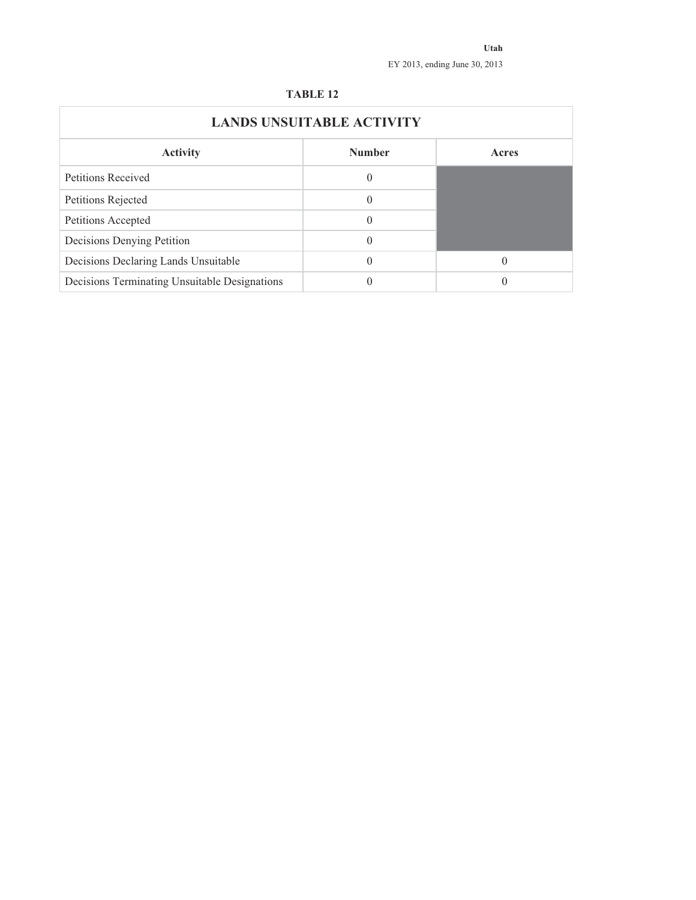Utah

EY 2013, ending June 30, 2013

**TABLE 12**

| LANDS UNSUITABLE ACTIVITY | | |
|---|---|---|
| **Activity** | **Number** | **Acres** |
| Petitions Received | 0 | |
| Petitions Rejected | 0 | |
| Petitions Accepted | 0 | |
| Decisions Denying Petition | 0 | |
| Decisions Declaring Lands Unsuitable | 0 | 0 |
| Decisions Terminating Unsuitable Designations | 0 | 0 |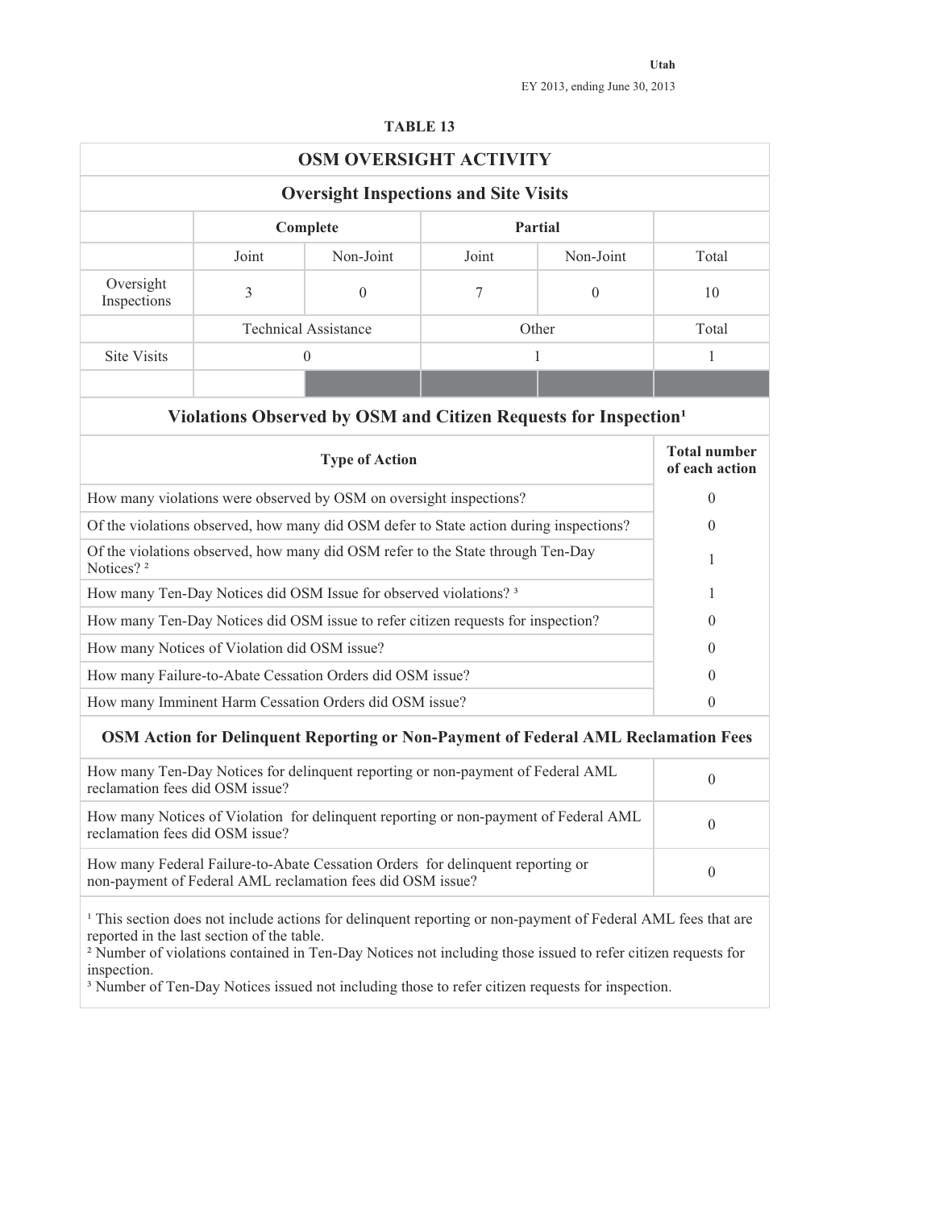Utah

EY 2013, ending June 30, 2013

**TABLE 13**

## OSM OVERSIGHT ACTIVITY

### Oversight Inspections and Site Visits

| | Complete | | Partial | | |
|---|---|---|---|---|---|
| | Joint | Non-Joint | Joint | Non-Joint | Total |
| Oversight Inspections | 3 | 0 | 7 | 0 | 10 |
| | Technical Assistance | | Other | | Total |
| Site Visits | 0 | | 1 | | 1 |

### Violations Observed by OSM and Citizen Requests for Inspection[1]

| Type of Action | Total number of each action |
|---|---|
| How many violations were observed by OSM on oversight inspections? | 0 |
| Of the violations observed, how many did OSM defer to State action during inspections? | 0 |
| Of the violations observed, how many did OSM refer to the State through Ten-Day Notices? [2] | 1 |
| How many Ten-Day Notices did OSM Issue for observed violations? [3] | 1 |
| How many Ten-Day Notices did OSM issue to refer citizen requests for inspection? | 0 |
| How many Notices of Violation did OSM issue? | 0 |
| How many Failure-to-Abate Cessation Orders did OSM issue? | 0 |
| How many Imminent Harm Cessation Orders did OSM issue? | 0 |

### OSM Action for Delinquent Reporting or Non-Payment of Federal AML Reclamation Fees

| | |
|---|---|
| How many Ten-Day Notices for delinquent reporting or non-payment of Federal AML reclamation fees did OSM issue? | 0 |
| How many Notices of Violation for delinquent reporting or non-payment of Federal AML reclamation fees did OSM issue? | 0 |
| How many Federal Failure-to-Abate Cessation Orders for delinquent reporting or non-payment of Federal AML reclamation fees did OSM issue? | 0 |

[1] This section does not include actions for delinquent reporting or non-payment of Federal AML fees that are reported in the last section of the table.
[2] Number of violations contained in Ten-Day Notices not including those issued to refer citizen requests for inspection.
[3] Number of Ten-Day Notices issued not including those to refer citizen requests for inspection.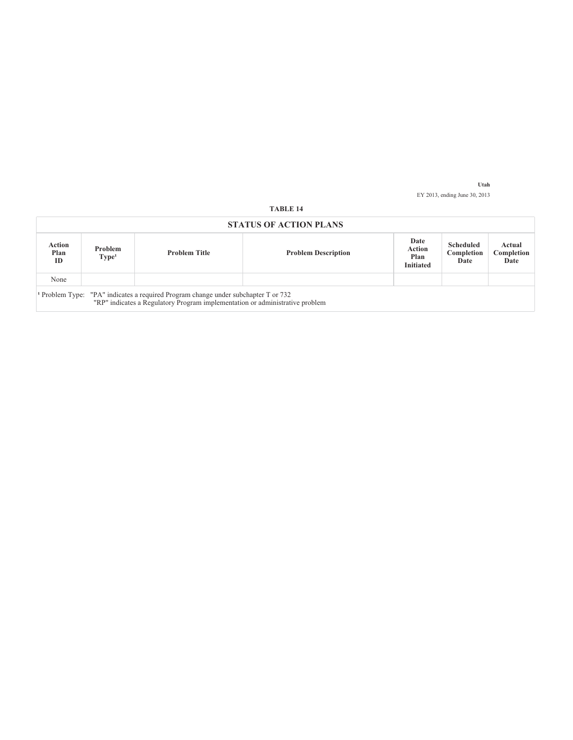Utah

EY 2013, ending June 30, 2013

**TABLE 14**

| STATUS OF ACTION PLANS | | | | | | |
|---|---|---|---|---|---|---|
| **Action Plan ID** | **Problem Type[1]** | **Problem Title** | **Problem Description** | **Date Action Plan Initiated** | **Scheduled Completion Date** | **Actual Completion Date** |
| None | | | | | | |

[1] Problem Type: "PA" indicates a required Program change under subchapter T or 732
"RP" indicates a Regulatory Program implementation or administrative problem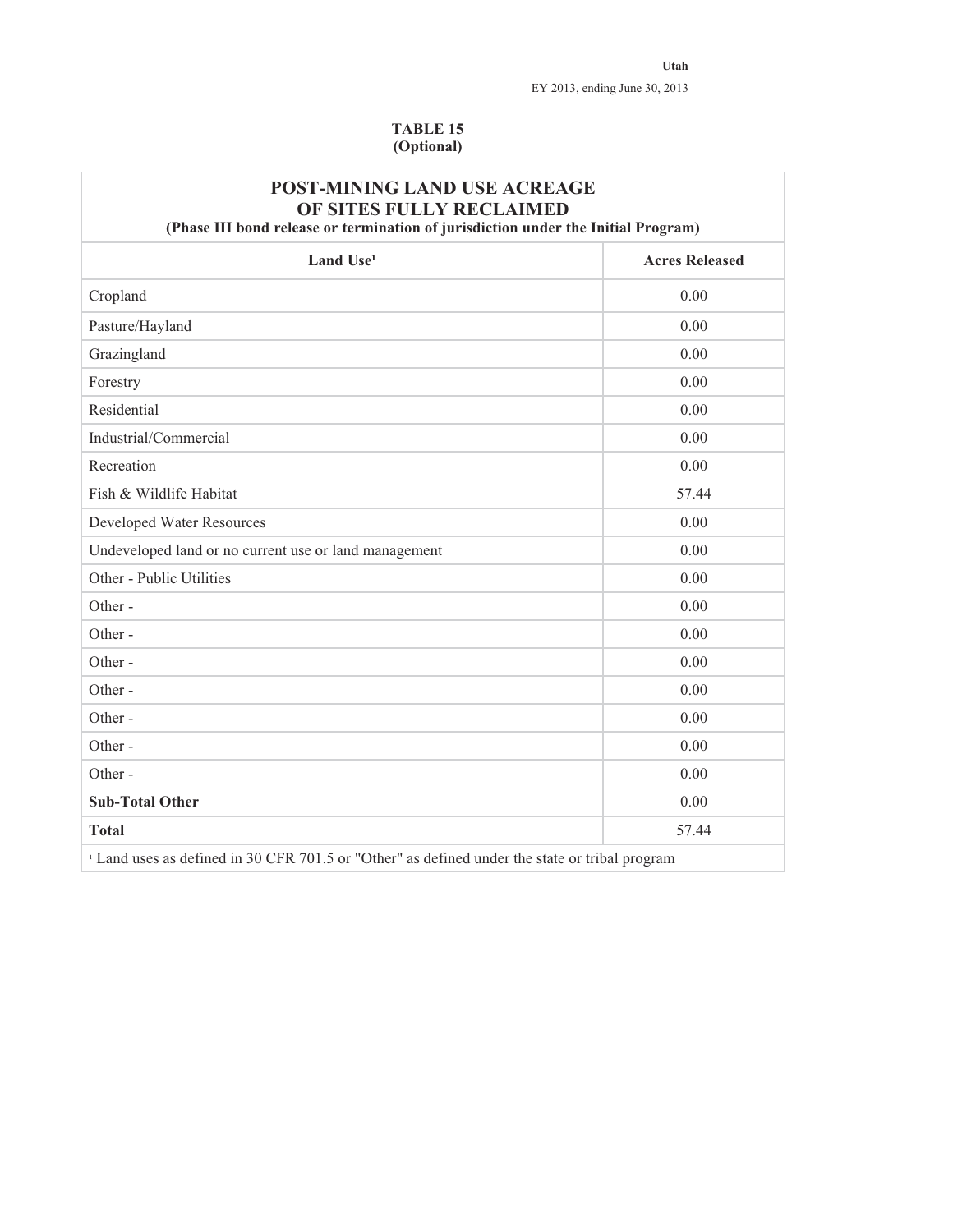Utah

EY 2013, ending June 30, 2013

**TABLE 15**
**(Optional)**

| POST-MINING LAND USE ACREAGE OF SITES FULLY RECLAIMED (Phase III bond release or termination of jurisdiction under the Initial Program) | |
|---|---|
| **Land Use[1]** | **Acres Released** |
| Cropland | 0.00 |
| Pasture/Hayland | 0.00 |
| Grazingland | 0.00 |
| Forestry | 0.00 |
| Residential | 0.00 |
| Industrial/Commercial | 0.00 |
| Recreation | 0.00 |
| Fish & Wildlife Habitat | 57.44 |
| Developed Water Resources | 0.00 |
| Undeveloped land or no current use or land management | 0.00 |
| Other - Public Utilities | 0.00 |
| Other - | 0.00 |
| Other - | 0.00 |
| Other - | 0.00 |
| Other - | 0.00 |
| Other - | 0.00 |
| Other - | 0.00 |
| Other - | 0.00 |
| **Sub-Total Other** | 0.00 |
| **Total** | 57.44 |

[1] Land uses as defined in 30 CFR 701.5 or "Other" as defined under the state or tribal program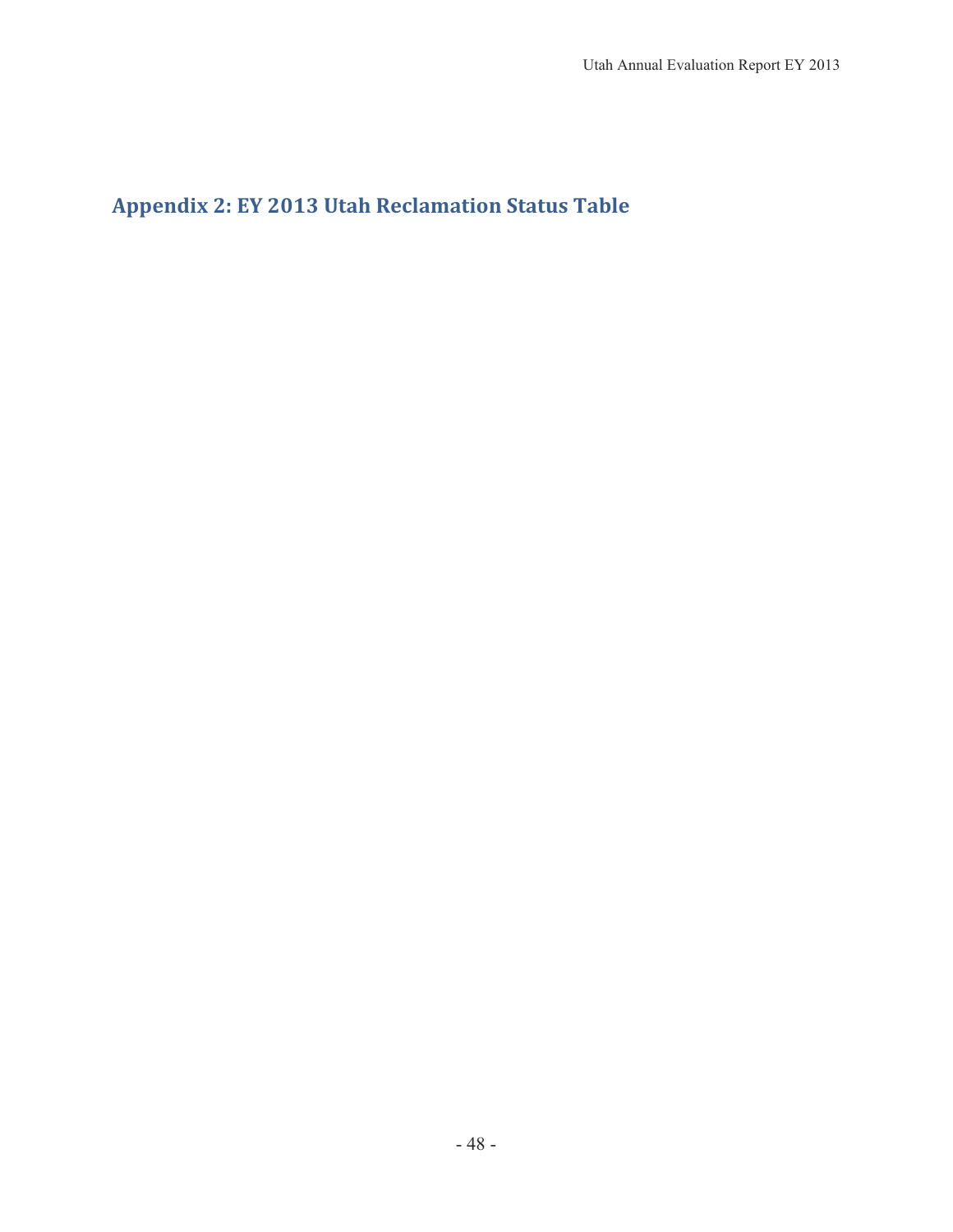## Appendix 2: EY 2013 Utah Reclamation Status Table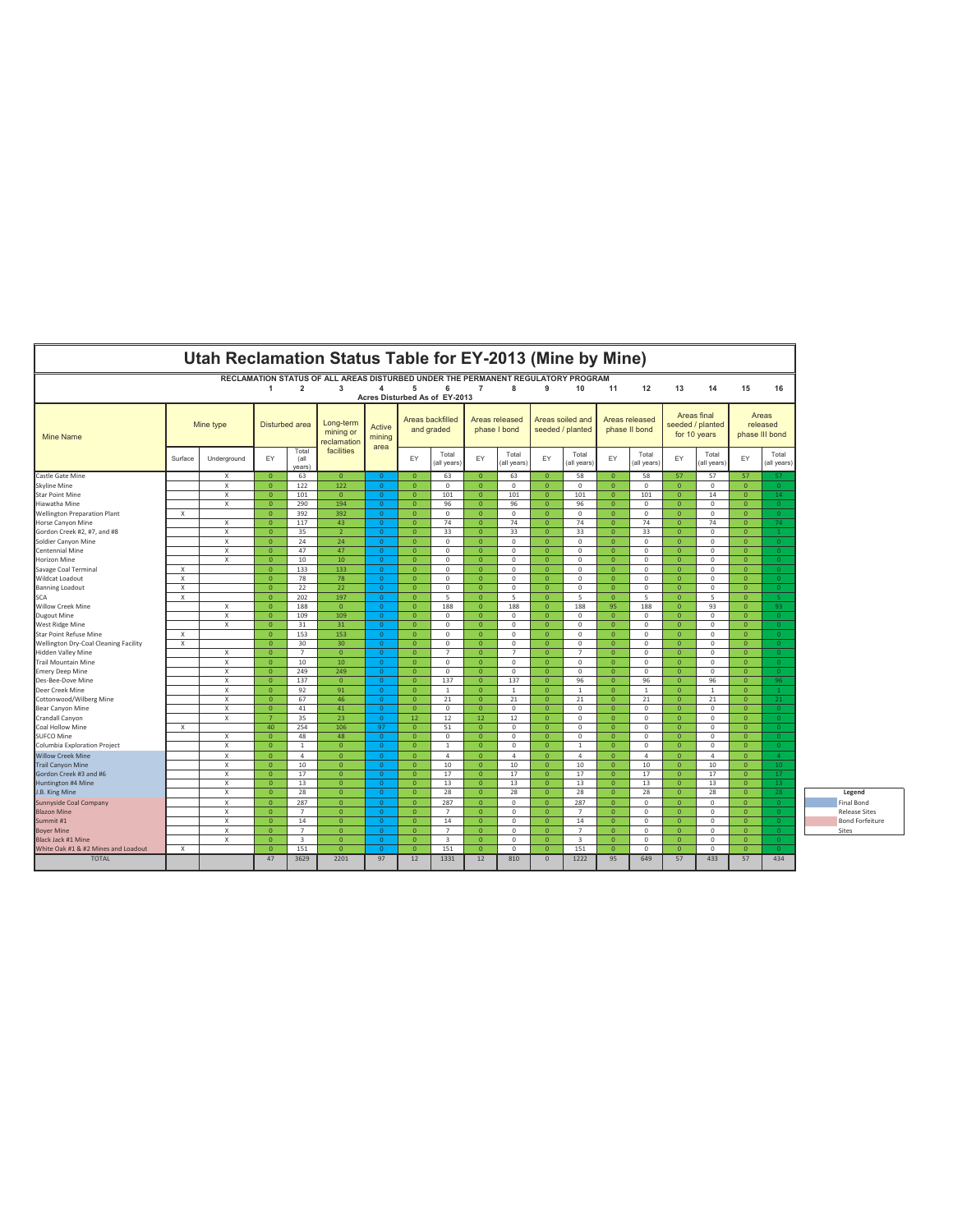# Utah Reclamation Status Table for EY-2013 (Mine by Mine)

RECLAMATION STATUS OF ALL AREAS DISTURBED UNDER THE PERMANENT REGULATORY PROGRAM

Acres Disturbed As of EY-2013

| Mine Name | Mine type | | 1 | 2 | 3 | 4 | 5 | 6 | 7 | 8 | 9 | 10 | 11 | 12 | 13 | 14 | 15 | 16 |
|---|---|---|---|---|---|---|---|---|---|---|---|---|---|---|---|---|---|---|
| | | | Disturbed area | | Long-term mining or reclamation facilities | Active mining area | Areas backfilled and graded | | Areas released phase I bond | | Areas soiled and seeded / planted | | Areas released phase II bond | | Areas final seeded / planted for 10 years | | Areas released phase III bond | |
| | Surface | Underground | EY | Total (all years) | | | EY | Total (all years) | EY | Total (all years) | EY | Total (all years) | EY | Total (all years) | EY | Total (all years) | EY | Total (all years) |
| Castle Gate Mine | | X | 0 | 63 | 0 | 0 | 0 | 63 | 0 | 63 | 0 | 58 | 0 | 58 | 57 | 57 | 57 | 57 |
| Skyline Mine | | X | 0 | 122 | 122 | 0 | 0 | 0 | 0 | 0 | 0 | 0 | 0 | 0 | 0 | 0 | 0 | 0 |
| Star Point Mine | | X | 0 | 101 | 0 | 0 | 0 | 101 | 0 | 101 | 0 | 101 | 0 | 101 | 0 | 14 | 0 | 14 |
| Hiawatha Mine | | X | 0 | 290 | 194 | 0 | 0 | 96 | 0 | 96 | 0 | 96 | 0 | 0 | 0 | 0 | 0 | 0 |
| Wellington Preparation Plant | X | | 0 | 392 | 392 | 0 | 0 | 0 | 0 | 0 | 0 | 0 | 0 | 0 | 0 | 0 | 0 | 0 |
| Horse Canyon Mine | | X | 0 | 117 | 43 | 0 | 0 | 74 | 0 | 74 | 0 | 74 | 0 | 74 | 0 | 74 | 0 | 74 |
| Gordon Creek #2, #7, and #8 | | X | 0 | 35 | 2 | 0 | 0 | 33 | 0 | 33 | 0 | 33 | 0 | 33 | 0 | 0 | 0 | 1 |
| Soldier Canyon Mine | | X | 0 | 24 | 24 | 0 | 0 | 0 | 0 | 0 | 0 | 0 | 0 | 0 | 0 | 0 | 0 | 0 |
| Centennial Mine | | X | 0 | 47 | 47 | 0 | 0 | 0 | 0 | 0 | 0 | 0 | 0 | 0 | 0 | 0 | 0 | 0 |
| Horizon Mine | | X | 0 | 10 | 10 | 0 | 0 | 0 | 0 | 0 | 0 | 0 | 0 | 0 | 0 | 0 | 0 | 0 |
| Savage Coal Terminal | X | | 0 | 133 | 133 | 0 | 0 | 0 | 0 | 0 | 0 | 0 | 0 | 0 | 0 | 0 | 0 | 0 |
| Wildcat Loadout | X | | 0 | 78 | 78 | 0 | 0 | 0 | 0 | 0 | 0 | 0 | 0 | 0 | 0 | 0 | 0 | 0 |
| Banning Loadout | X | | 0 | 22 | 22 | 0 | 0 | 0 | 0 | 0 | 0 | 0 | 0 | 0 | 0 | 0 | 0 | 0 |
| SCA | X | | 0 | 202 | 197 | 0 | 0 | 5 | 0 | 5 | 0 | 5 | 0 | 5 | 0 | 5 | 0 | 5 |
| Willow Creek Mine | | X | 0 | 188 | 0 | 0 | 0 | 188 | 0 | 188 | 0 | 188 | 95 | 188 | 0 | 93 | 0 | 93 |
| Dugout Mine | | X | 0 | 109 | 109 | 0 | 0 | 0 | 0 | 0 | 0 | 0 | 0 | 0 | 0 | 0 | 0 | 0 |
| West Ridge Mine | | X | 0 | 31 | 31 | 0 | 0 | 0 | 0 | 0 | 0 | 0 | 0 | 0 | 0 | 0 | 0 | 0 |
| Star Point Refuse Mine | X | | 0 | 153 | 153 | 0 | 0 | 0 | 0 | 0 | 0 | 0 | 0 | 0 | 0 | 0 | 0 | 0 |
| Wellington Dry-Coal Cleaning Facility | X | | 0 | 30 | 30 | 0 | 0 | 0 | 0 | 0 | 0 | 0 | 0 | 0 | 0 | 0 | 0 | 0 |
| Hidden Valley Mine | | X | 0 | 7 | 0 | 0 | 0 | 7 | 0 | 7 | 0 | 7 | 0 | 0 | 0 | 0 | 0 | 0 |
| Trail Mountain Mine | | X | 0 | 10 | 10 | 0 | 0 | 0 | 0 | 0 | 0 | 0 | 0 | 0 | 0 | 0 | 0 | 0 |
| Emery Deep Mine | | X | 0 | 249 | 249 | 0 | 0 | 0 | 0 | 0 | 0 | 0 | 0 | 0 | 0 | 0 | 0 | 0 |
| Des-Bee-Dove Mine | | X | 0 | 137 | 0 | 0 | 0 | 137 | 0 | 137 | 0 | 96 | 0 | 96 | 0 | 96 | 0 | 96 |
| Deer Creek Mine | | X | 0 | 92 | 91 | 0 | 0 | 1 | 0 | 1 | 0 | 1 | 0 | 1 | 0 | 1 | 0 | 1 |
| Cottonwood/Wilberg Mine | | X | 0 | 67 | 46 | 0 | 0 | 21 | 0 | 21 | 0 | 21 | 0 | 21 | 0 | 21 | 0 | 21 |
| Bear Canyon Mine | | X | 0 | 41 | 41 | 0 | 0 | 0 | 0 | 0 | 0 | 0 | 0 | 0 | 0 | 0 | 0 | 0 |
| Crandall Canyon | | X | 7 | 35 | 23 | 0 | 12 | 12 | 12 | 12 | 0 | 0 | 0 | 0 | 0 | 0 | 0 | 0 |
| Coal Hollow Mine | X | | 40 | 254 | 106 | 97 | 0 | 51 | 0 | 0 | 0 | 0 | 0 | 0 | 0 | 0 | 0 | 0 |
| SUFCO Mine | | X | 0 | 48 | 48 | 0 | 0 | 0 | 0 | 0 | 0 | 0 | 0 | 0 | 0 | 0 | 0 | 0 |
| Columbia Exploration Project | | X | 0 | 1 | 0 | 0 | 0 | 1 | 0 | 0 | 0 | 1 | 0 | 0 | 0 | 0 | 0 | 0 |
| Willow Creek Mine | | X | 0 | 4 | 0 | 0 | 0 | 4 | 0 | 4 | 0 | 4 | 0 | 4 | 0 | 4 | 0 | 4 |
| Trail Canyon Mine | | X | 0 | 10 | 0 | 0 | 0 | 10 | 0 | 10 | 0 | 10 | 0 | 10 | 0 | 10 | 0 | 10 |
| Gordon Creek #3 and #6 | | X | 0 | 17 | 0 | 0 | 0 | 17 | 0 | 17 | 0 | 17 | 0 | 17 | 0 | 17 | 0 | 17 |
| Huntington #4 Mine | | X | 0 | 13 | 0 | 0 | 0 | 13 | 0 | 13 | 0 | 13 | 0 | 13 | 0 | 13 | 0 | 13 |
| J.B. King Mine | | X | 0 | 28 | 0 | 0 | 0 | 28 | 0 | 28 | 0 | 28 | 0 | 28 | 0 | 28 | 0 | 28 |
| Sunnyside Coal Company | | X | 0 | 287 | 0 | 0 | 0 | 287 | 0 | 0 | 0 | 287 | 0 | 0 | 0 | 0 | 0 | 0 |
| Blazon Mine | | X | 0 | 7 | 0 | 0 | 0 | 7 | 0 | 0 | 0 | 7 | 0 | 0 | 0 | 0 | 0 | 0 |
| Summit #1 | | X | 0 | 14 | 0 | 0 | 0 | 14 | 0 | 0 | 0 | 14 | 0 | 0 | 0 | 0 | 0 | 0 |
| Boyer Mine | | X | 0 | 7 | 0 | 0 | 0 | 7 | 0 | 0 | 0 | 7 | 0 | 0 | 0 | 0 | 0 | 0 |
| Black Jack #1 Mine | | X | 0 | 3 | 0 | 0 | 0 | 3 | 0 | 0 | 0 | 3 | 0 | 0 | 0 | 0 | 0 | 0 |
| White Oak #1 & #2 Mines and Loadout | X | | 0 | 151 | 0 | 0 | 0 | 151 | 0 | 0 | 0 | 151 | 0 | 0 | 0 | 0 | 0 | 0 |
| TOTAL | | | 47 | 3629 | 2201 | 97 | 12 | 1331 | 12 | 810 | 0 | 1222 | 95 | 649 | 57 | 433 | 57 | 434 |

**Legend**

- Final Bond Release Sites
- Bond Forfeiture Sites